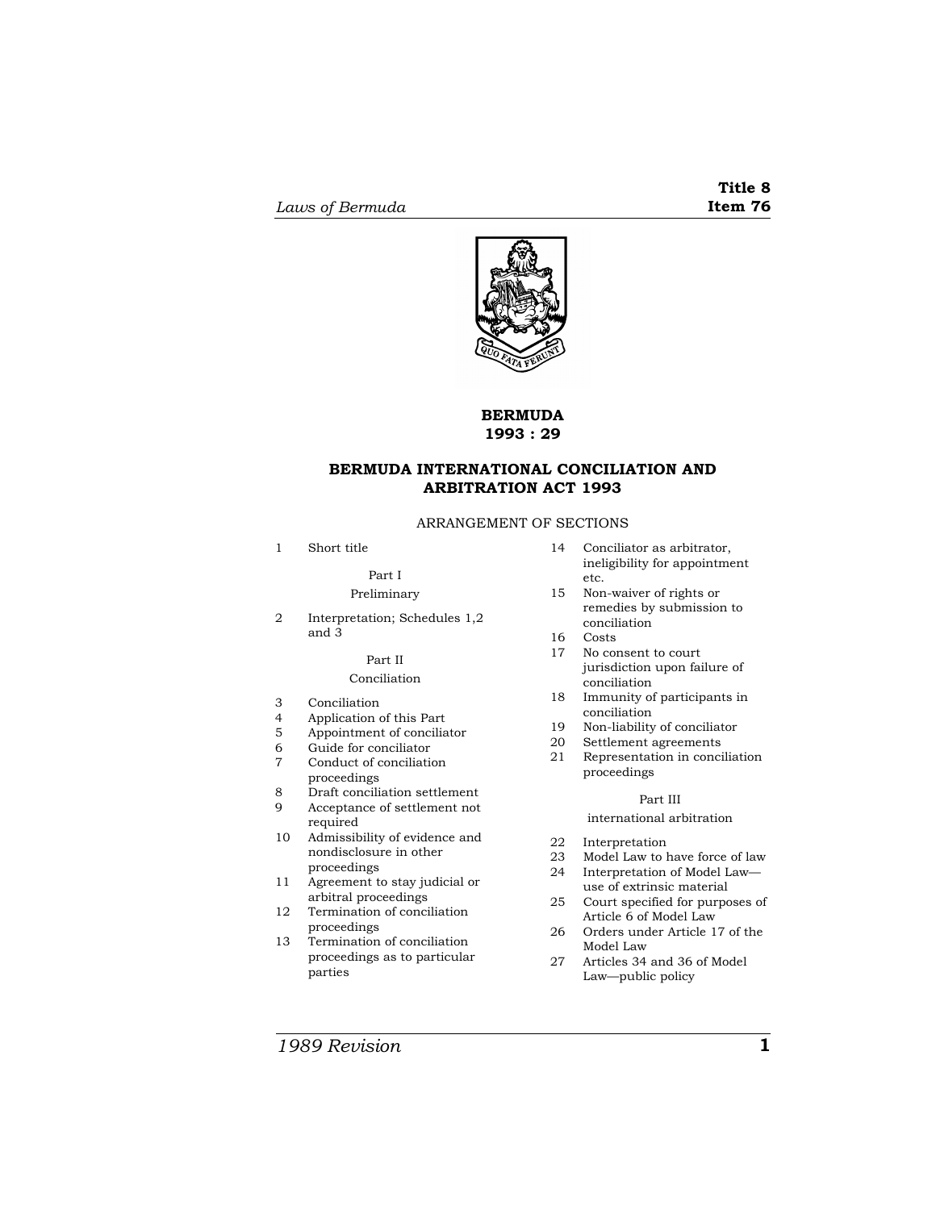# BERMUDA
## 1993 : 29

## BERMUDA INTERNATIONAL CONCILIATION AND ARBITRATION ACT 1993

ARRANGEMENT OF SECTIONS

1 Short title

Part I

Preliminary

2 Interpretation; Schedules 1,2 and 3

Part II

Conciliation

3 Conciliation
4 Application of this Part
5 Appointment of conciliator
6 Guide for conciliator
7 Conduct of conciliation proceedings
8 Draft conciliation settlement
9 Acceptance of settlement not required
10 Admissibility of evidence and nondisclosure in other proceedings
11 Agreement to stay judicial or arbitral proceedings
12 Termination of conciliation proceedings
13 Termination of conciliation proceedings as to particular parties
14 Conciliator as arbitrator, ineligibility for appointment etc.
15 Non-waiver of rights or remedies by submission to conciliation
16 Costs
17 No consent to court jurisdiction upon failure of conciliation
18 Immunity of participants in conciliation
19 Non-liability of conciliator
20 Settlement agreements
21 Representation in conciliation proceedings

Part III

international arbitration

22 Interpretation
23 Model Law to have force of law
24 Interpretation of Model Law—use of extrinsic material
25 Court specified for purposes of Article 6 of Model Law
26 Orders under Article 17 of the Model Law
27 Articles 34 and 36 of Model Law—public policy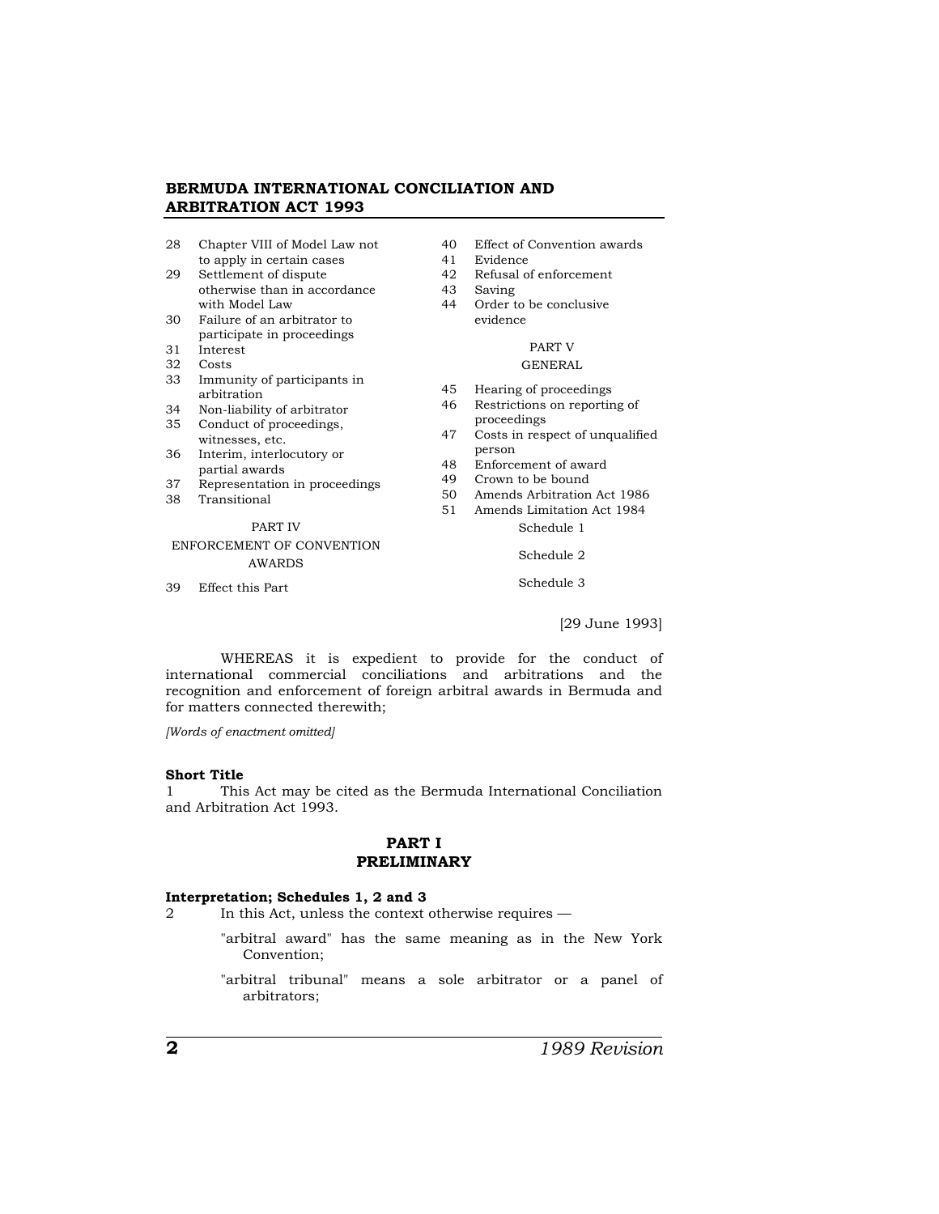28 Chapter VIII of Model Law not to apply in certain cases
29 Settlement of dispute otherwise than in accordance with Model Law
30 Failure of an arbitrator to participate in proceedings
31 Interest
32 Costs
33 Immunity of participants in arbitration
34 Non-liability of arbitrator
35 Conduct of proceedings, witnesses, etc.
36 Interim, interlocutory or partial awards
37 Representation in proceedings
38 Transitional

PART IV
ENFORCEMENT OF CONVENTION AWARDS

39 Effect this Part
40 Effect of Convention awards
41 Evidence
42 Refusal of enforcement
43 Saving
44 Order to be conclusive evidence

PART V
GENERAL

45 Hearing of proceedings
46 Restrictions on reporting of proceedings
47 Costs in respect of unqualified person
48 Enforcement of award
49 Crown to be bound
50 Amends Arbitration Act 1986
51 Amends Limitation Act 1984

Schedule 1

Schedule 2

Schedule 3

[29 June 1993]

WHEREAS it is expedient to provide for the conduct of international commercial conciliations and arbitrations and the recognition and enforcement of foreign arbitral awards in Bermuda and for matters connected therewith;

*[Words of enactment omitted]*

**Short Title**

1 This Act may be cited as the Bermuda International Conciliation and Arbitration Act 1993.

## PART I
## PRELIMINARY

**Interpretation; Schedules 1, 2 and 3**

2 In this Act, unless the context otherwise requires —

"arbitral award" has the same meaning as in the New York Convention;

"arbitral tribunal" means a sole arbitrator or a panel of arbitrators;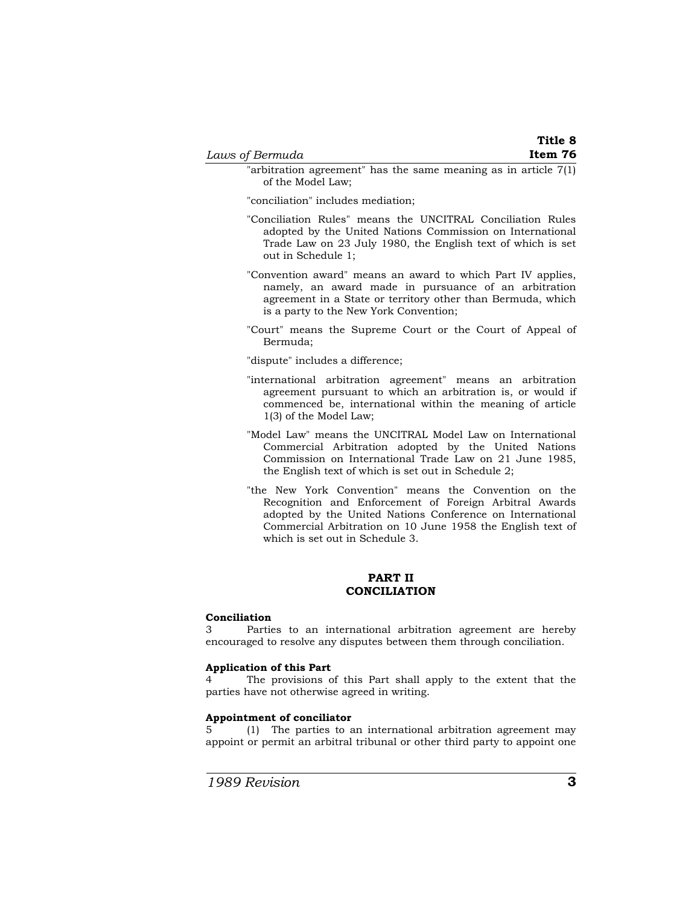"arbitration agreement" has the same meaning as in article 7(1) of the Model Law;

"conciliation" includes mediation;

"Conciliation Rules" means the UNCITRAL Conciliation Rules adopted by the United Nations Commission on International Trade Law on 23 July 1980, the English text of which is set out in Schedule 1;

"Convention award" means an award to which Part IV applies, namely, an award made in pursuance of an arbitration agreement in a State or territory other than Bermuda, which is a party to the New York Convention;

"Court" means the Supreme Court or the Court of Appeal of Bermuda;

"dispute" includes a difference;

"international arbitration agreement" means an arbitration agreement pursuant to which an arbitration is, or would if commenced be, international within the meaning of article 1(3) of the Model Law;

"Model Law" means the UNCITRAL Model Law on International Commercial Arbitration adopted by the United Nations Commission on International Trade Law on 21 June 1985, the English text of which is set out in Schedule 2;

"the New York Convention" means the Convention on the Recognition and Enforcement of Foreign Arbitral Awards adopted by the United Nations Conference on International Commercial Arbitration on 10 June 1958 the English text of which is set out in Schedule 3.

## PART II
## CONCILIATION

**Conciliation**

3 Parties to an international arbitration agreement are hereby encouraged to resolve any disputes between them through conciliation.

**Application of this Part**

4 The provisions of this Part shall apply to the extent that the parties have not otherwise agreed in writing.

**Appointment of conciliator**

5 (1) The parties to an international arbitration agreement may appoint or permit an arbitral tribunal or other third party to appoint one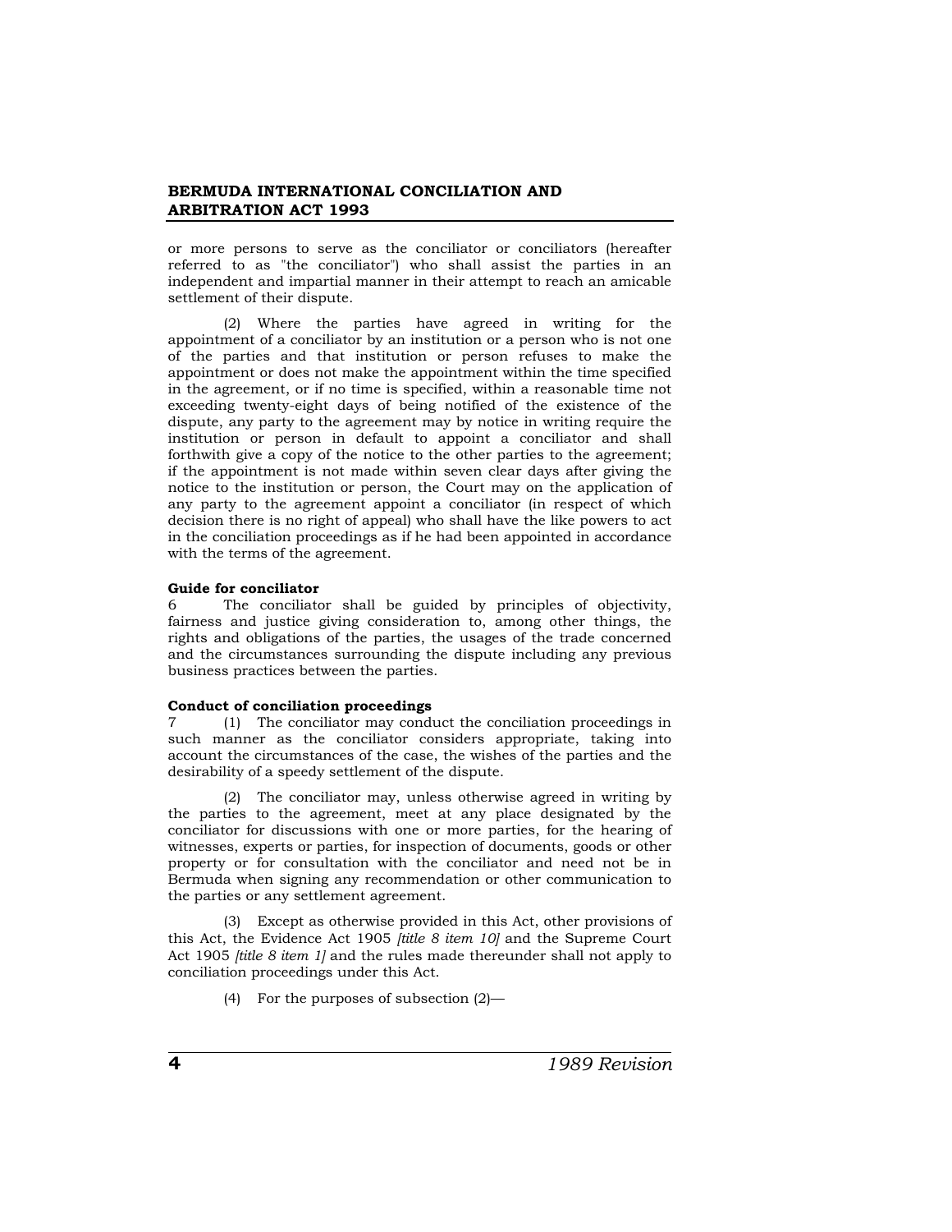or more persons to serve as the conciliator or conciliators (hereafter referred to as "the conciliator") who shall assist the parties in an independent and impartial manner in their attempt to reach an amicable settlement of their dispute.

(2) Where the parties have agreed in writing for the appointment of a conciliator by an institution or a person who is not one of the parties and that institution or person refuses to make the appointment or does not make the appointment within the time specified in the agreement, or if no time is specified, within a reasonable time not exceeding twenty-eight days of being notified of the existence of the dispute, any party to the agreement may by notice in writing require the institution or person in default to appoint a conciliator and shall forthwith give a copy of the notice to the other parties to the agreement; if the appointment is not made within seven clear days after giving the notice to the institution or person, the Court may on the application of any party to the agreement appoint a conciliator (in respect of which decision there is no right of appeal) who shall have the like powers to act in the conciliation proceedings as if he had been appointed in accordance with the terms of the agreement.

**Guide for conciliator**

6 The conciliator shall be guided by principles of objectivity, fairness and justice giving consideration to, among other things, the rights and obligations of the parties, the usages of the trade concerned and the circumstances surrounding the dispute including any previous business practices between the parties.

**Conduct of conciliation proceedings**

7 (1) The conciliator may conduct the conciliation proceedings in such manner as the conciliator considers appropriate, taking into account the circumstances of the case, the wishes of the parties and the desirability of a speedy settlement of the dispute.

(2) The conciliator may, unless otherwise agreed in writing by the parties to the agreement, meet at any place designated by the conciliator for discussions with one or more parties, for the hearing of witnesses, experts or parties, for inspection of documents, goods or other property or for consultation with the conciliator and need not be in Bermuda when signing any recommendation or other communication to the parties or any settlement agreement.

(3) Except as otherwise provided in this Act, other provisions of this Act, the Evidence Act 1905 *[title 8 item 10]* and the Supreme Court Act 1905 *[title 8 item 1]* and the rules made thereunder shall not apply to conciliation proceedings under this Act.

(4) For the purposes of subsection (2)—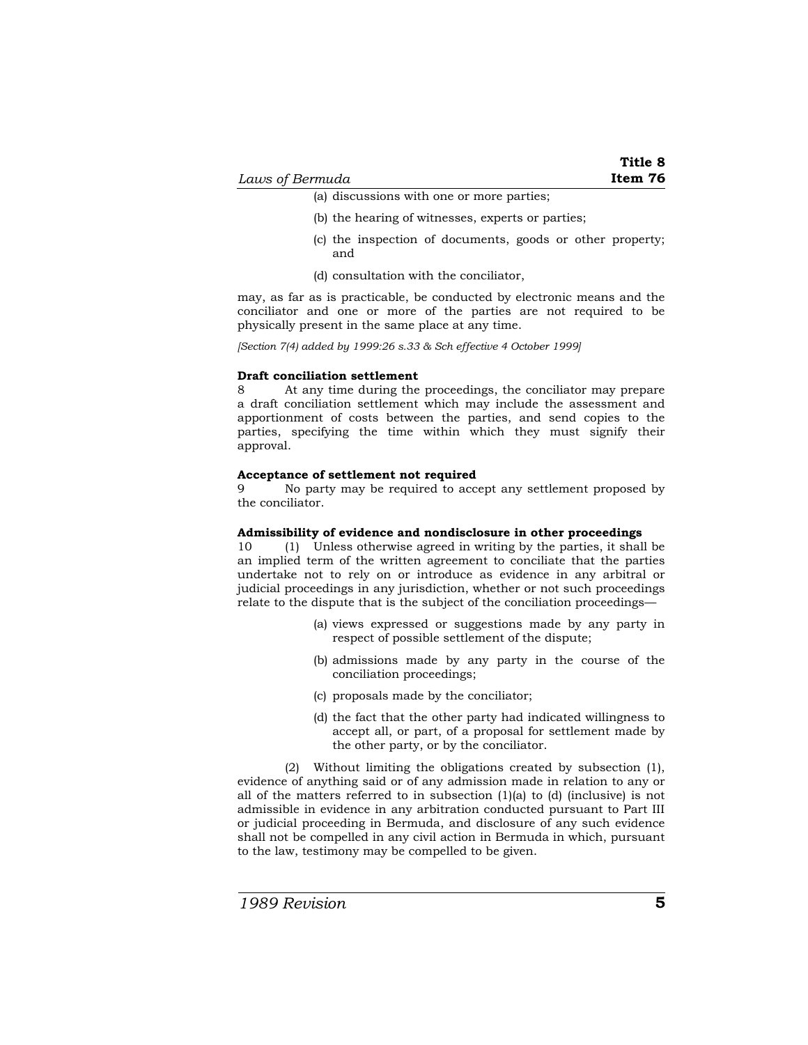(a) discussions with one or more parties;

(b) the hearing of witnesses, experts or parties;

(c) the inspection of documents, goods or other property; and

(d) consultation with the conciliator,

may, as far as is practicable, be conducted by electronic means and the conciliator and one or more of the parties are not required to be physically present in the same place at any time.

*[Section 7(4) added by 1999:26 s.33 & Sch effective 4 October 1999]*

**Draft conciliation settlement**

8 At any time during the proceedings, the conciliator may prepare a draft conciliation settlement which may include the assessment and apportionment of costs between the parties, and send copies to the parties, specifying the time within which they must signify their approval.

**Acceptance of settlement not required**

9 No party may be required to accept any settlement proposed by the conciliator.

**Admissibility of evidence and nondisclosure in other proceedings**

10 (1) Unless otherwise agreed in writing by the parties, it shall be an implied term of the written agreement to conciliate that the parties undertake not to rely on or introduce as evidence in any arbitral or judicial proceedings in any jurisdiction, whether or not such proceedings relate to the dispute that is the subject of the conciliation proceedings—

(a) views expressed or suggestions made by any party in respect of possible settlement of the dispute;

(b) admissions made by any party in the course of the conciliation proceedings;

(c) proposals made by the conciliator;

(d) the fact that the other party had indicated willingness to accept all, or part, of a proposal for settlement made by the other party, or by the conciliator.

(2) Without limiting the obligations created by subsection (1), evidence of anything said or of any admission made in relation to any or all of the matters referred to in subsection (1)(a) to (d) (inclusive) is not admissible in evidence in any arbitration conducted pursuant to Part III or judicial proceeding in Bermuda, and disclosure of any such evidence shall not be compelled in any civil action in Bermuda in which, pursuant to the law, testimony may be compelled to be given.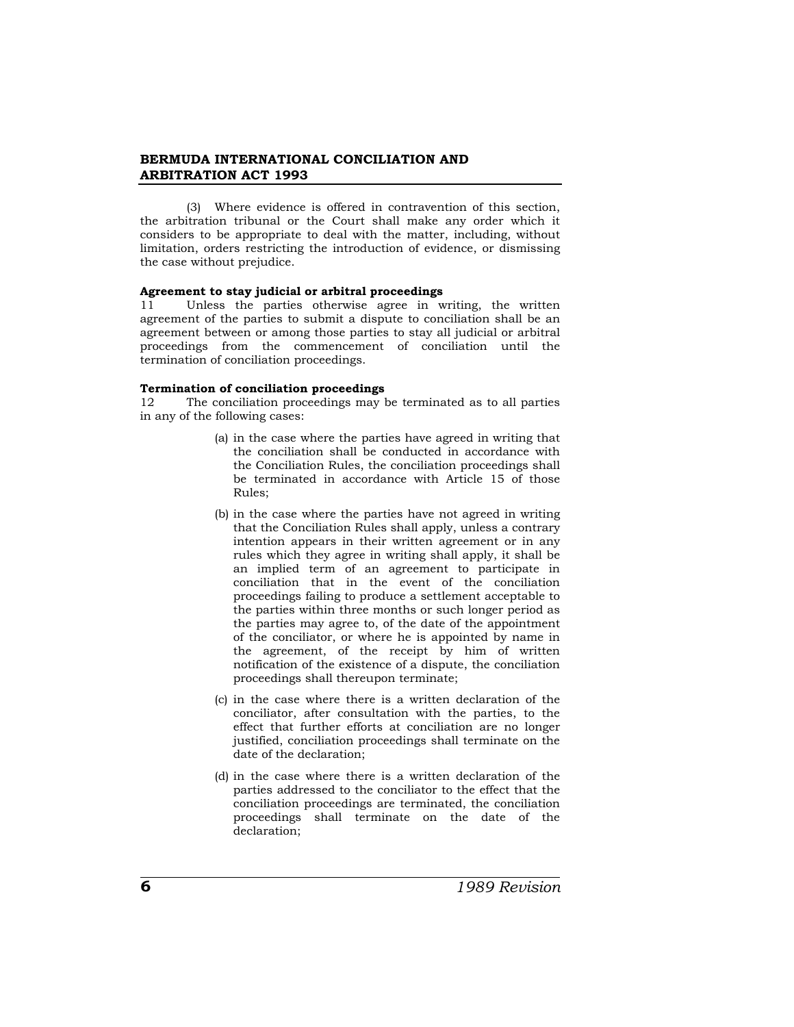(3) Where evidence is offered in contravention of this section, the arbitration tribunal or the Court shall make any order which it considers to be appropriate to deal with the matter, including, without limitation, orders restricting the introduction of evidence, or dismissing the case without prejudice.

**Agreement to stay judicial or arbitral proceedings**

11 Unless the parties otherwise agree in writing, the written agreement of the parties to submit a dispute to conciliation shall be an agreement between or among those parties to stay all judicial or arbitral proceedings from the commencement of conciliation until the termination of conciliation proceedings.

**Termination of conciliation proceedings**

12 The conciliation proceedings may be terminated as to all parties in any of the following cases:

(a) in the case where the parties have agreed in writing that the conciliation shall be conducted in accordance with the Conciliation Rules, the conciliation proceedings shall be terminated in accordance with Article 15 of those Rules;

(b) in the case where the parties have not agreed in writing that the Conciliation Rules shall apply, unless a contrary intention appears in their written agreement or in any rules which they agree in writing shall apply, it shall be an implied term of an agreement to participate in conciliation that in the event of the conciliation proceedings failing to produce a settlement acceptable to the parties within three months or such longer period as the parties may agree to, of the date of the appointment of the conciliator, or where he is appointed by name in the agreement, of the receipt by him of written notification of the existence of a dispute, the conciliation proceedings shall thereupon terminate;

(c) in the case where there is a written declaration of the conciliator, after consultation with the parties, to the effect that further efforts at conciliation are no longer justified, conciliation proceedings shall terminate on the date of the declaration;

(d) in the case where there is a written declaration of the parties addressed to the conciliator to the effect that the conciliation proceedings are terminated, the conciliation proceedings shall terminate on the date of the declaration;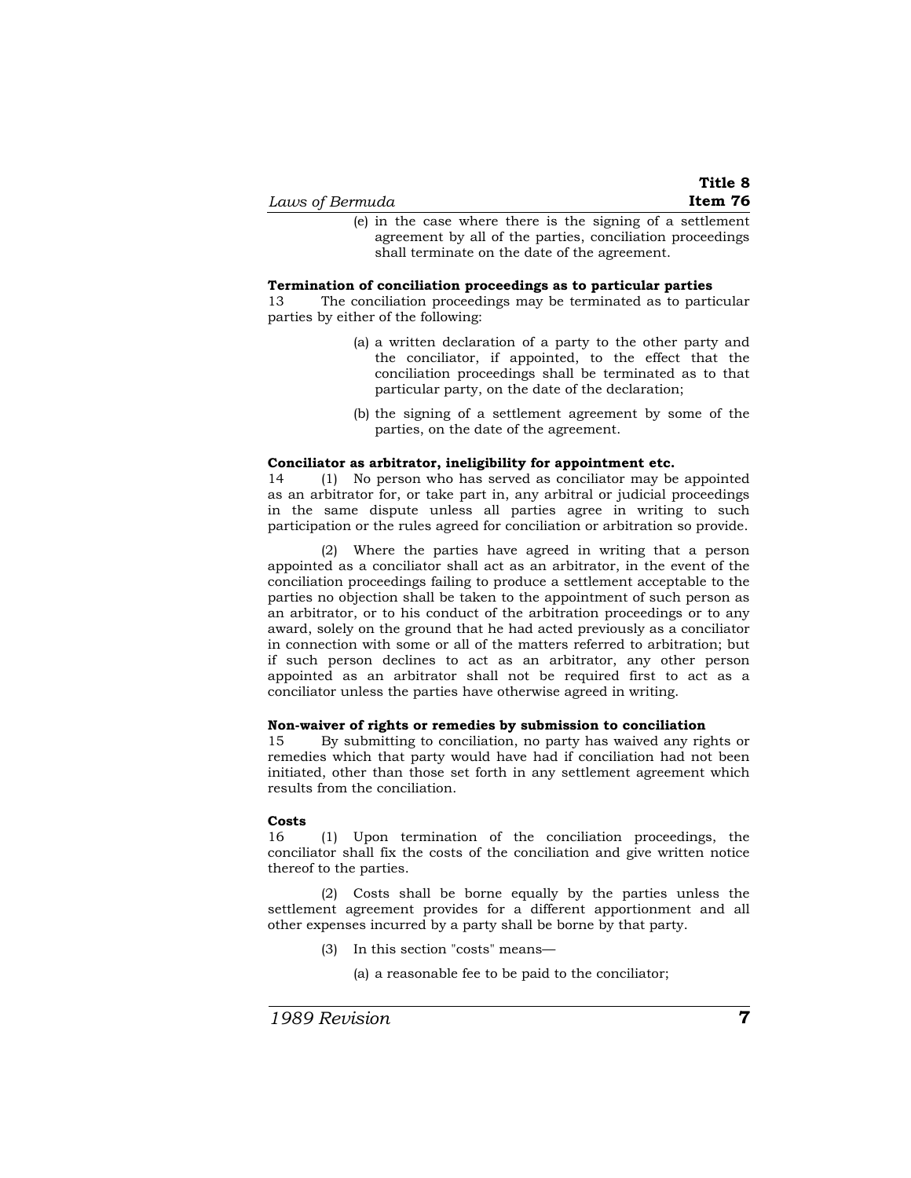(e) in the case where there is the signing of a settlement agreement by all of the parties, conciliation proceedings shall terminate on the date of the agreement.

**Termination of conciliation proceedings as to particular parties**

13 The conciliation proceedings may be terminated as to particular parties by either of the following:

(a) a written declaration of a party to the other party and the conciliator, if appointed, to the effect that the conciliation proceedings shall be terminated as to that particular party, on the date of the declaration;

(b) the signing of a settlement agreement by some of the parties, on the date of the agreement.

**Conciliator as arbitrator, ineligibility for appointment etc.**

14 (1) No person who has served as conciliator may be appointed as an arbitrator for, or take part in, any arbitral or judicial proceedings in the same dispute unless all parties agree in writing to such participation or the rules agreed for conciliation or arbitration so provide.

(2) Where the parties have agreed in writing that a person appointed as a conciliator shall act as an arbitrator, in the event of the conciliation proceedings failing to produce a settlement acceptable to the parties no objection shall be taken to the appointment of such person as an arbitrator, or to his conduct of the arbitration proceedings or to any award, solely on the ground that he had acted previously as a conciliator in connection with some or all of the matters referred to arbitration; but if such person declines to act as an arbitrator, any other person appointed as an arbitrator shall not be required first to act as a conciliator unless the parties have otherwise agreed in writing.

**Non-waiver of rights or remedies by submission to conciliation**

15 By submitting to conciliation, no party has waived any rights or remedies which that party would have had if conciliation had not been initiated, other than those set forth in any settlement agreement which results from the conciliation.

**Costs**

16 (1) Upon termination of the conciliation proceedings, the conciliator shall fix the costs of the conciliation and give written notice thereof to the parties.

(2) Costs shall be borne equally by the parties unless the settlement agreement provides for a different apportionment and all other expenses incurred by a party shall be borne by that party.

(3) In this section "costs" means—

(a) a reasonable fee to be paid to the conciliator;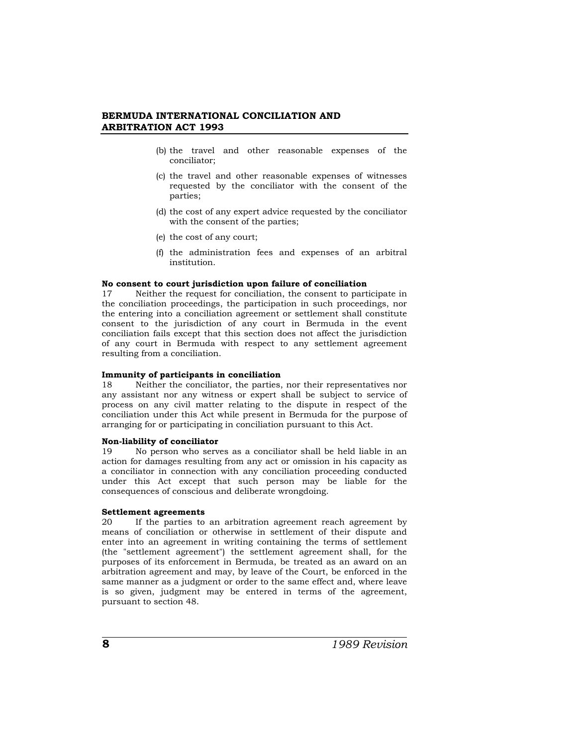(b) the travel and other reasonable expenses of the conciliator;

(c) the travel and other reasonable expenses of witnesses requested by the conciliator with the consent of the parties;

(d) the cost of any expert advice requested by the conciliator with the consent of the parties;

(e) the cost of any court;

(f) the administration fees and expenses of an arbitral institution.

**No consent to court jurisdiction upon failure of conciliation**

17 Neither the request for conciliation, the consent to participate in the conciliation proceedings, the participation in such proceedings, nor the entering into a conciliation agreement or settlement shall constitute consent to the jurisdiction of any court in Bermuda in the event conciliation fails except that this section does not affect the jurisdiction of any court in Bermuda with respect to any settlement agreement resulting from a conciliation.

**Immunity of participants in conciliation**

18 Neither the conciliator, the parties, nor their representatives nor any assistant nor any witness or expert shall be subject to service of process on any civil matter relating to the dispute in respect of the conciliation under this Act while present in Bermuda for the purpose of arranging for or participating in conciliation pursuant to this Act.

**Non-liability of conciliator**

19 No person who serves as a conciliator shall be held liable in an action for damages resulting from any act or omission in his capacity as a conciliator in connection with any conciliation proceeding conducted under this Act except that such person may be liable for the consequences of conscious and deliberate wrongdoing.

**Settlement agreements**

20 If the parties to an arbitration agreement reach agreement by means of conciliation or otherwise in settlement of their dispute and enter into an agreement in writing containing the terms of settlement (the "settlement agreement") the settlement agreement shall, for the purposes of its enforcement in Bermuda, be treated as an award on an arbitration agreement and may, by leave of the Court, be enforced in the same manner as a judgment or order to the same effect and, where leave is so given, judgment may be entered in terms of the agreement, pursuant to section 48.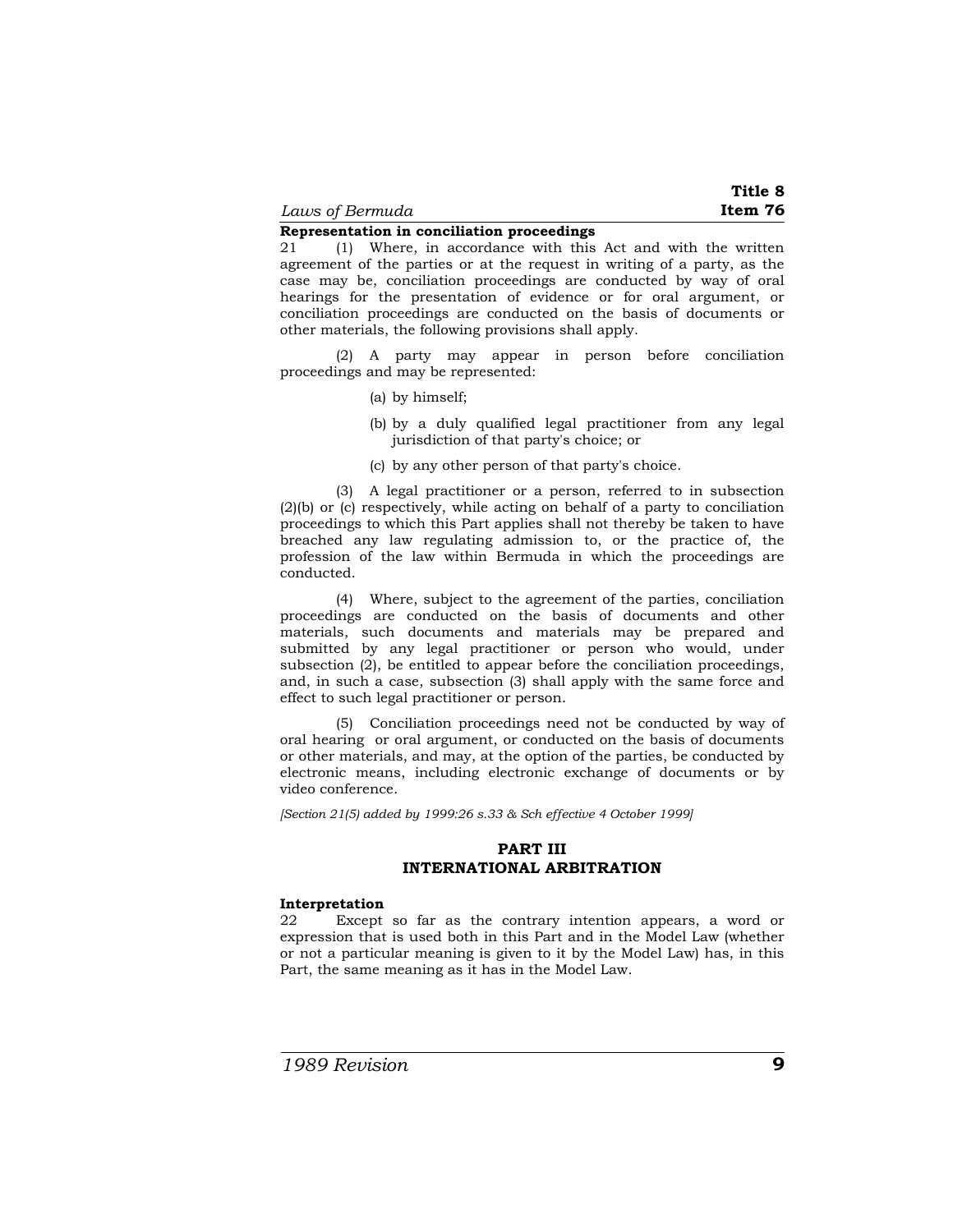**Representation in conciliation proceedings**

21 (1) Where, in accordance with this Act and with the written agreement of the parties or at the request in writing of a party, as the case may be, conciliation proceedings are conducted by way of oral hearings for the presentation of evidence or for oral argument, or conciliation proceedings are conducted on the basis of documents or other materials, the following provisions shall apply.

(2) A party may appear in person before conciliation proceedings and may be represented:

(a) by himself;

(b) by a duly qualified legal practitioner from any legal jurisdiction of that party's choice; or

(c) by any other person of that party's choice.

(3) A legal practitioner or a person, referred to in subsection (2)(b) or (c) respectively, while acting on behalf of a party to conciliation proceedings to which this Part applies shall not thereby be taken to have breached any law regulating admission to, or the practice of, the profession of the law within Bermuda in which the proceedings are conducted.

(4) Where, subject to the agreement of the parties, conciliation proceedings are conducted on the basis of documents and other materials, such documents and materials may be prepared and submitted by any legal practitioner or person who would, under subsection (2), be entitled to appear before the conciliation proceedings, and, in such a case, subsection (3) shall apply with the same force and effect to such legal practitioner or person.

(5) Conciliation proceedings need not be conducted by way of oral hearing or oral argument, or conducted on the basis of documents or other materials, and may, at the option of the parties, be conducted by electronic means, including electronic exchange of documents or by video conference.

*[Section 21(5) added by 1999:26 s.33 & Sch effective 4 October 1999]*

## PART III
## INTERNATIONAL ARBITRATION

**Interpretation**

22 Except so far as the contrary intention appears, a word or expression that is used both in this Part and in the Model Law (whether or not a particular meaning is given to it by the Model Law) has, in this Part, the same meaning as it has in the Model Law.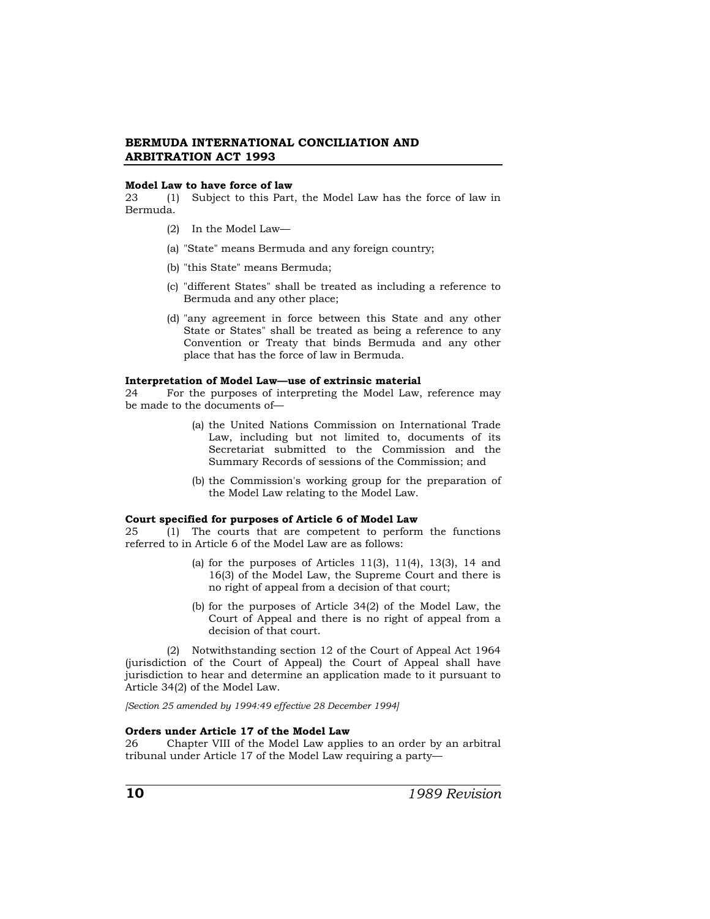**Model Law to have force of law**

23 (1) Subject to this Part, the Model Law has the force of law in Bermuda.

(2) In the Model Law—

(a) "State" means Bermuda and any foreign country;

(b) "this State" means Bermuda;

(c) "different States" shall be treated as including a reference to Bermuda and any other place;

(d) "any agreement in force between this State and any other State or States" shall be treated as being a reference to any Convention or Treaty that binds Bermuda and any other place that has the force of law in Bermuda.

**Interpretation of Model Law—use of extrinsic material**

24 For the purposes of interpreting the Model Law, reference may be made to the documents of—

(a) the United Nations Commission on International Trade Law, including but not limited to, documents of its Secretariat submitted to the Commission and the Summary Records of sessions of the Commission; and

(b) the Commission's working group for the preparation of the Model Law relating to the Model Law.

**Court specified for purposes of Article 6 of Model Law**

25 (1) The courts that are competent to perform the functions referred to in Article 6 of the Model Law are as follows:

(a) for the purposes of Articles 11(3), 11(4), 13(3), 14 and 16(3) of the Model Law, the Supreme Court and there is no right of appeal from a decision of that court;

(b) for the purposes of Article 34(2) of the Model Law, the Court of Appeal and there is no right of appeal from a decision of that court.

(2) Notwithstanding section 12 of the Court of Appeal Act 1964 (jurisdiction of the Court of Appeal) the Court of Appeal shall have jurisdiction to hear and determine an application made to it pursuant to Article 34(2) of the Model Law.

*[Section 25 amended by 1994:49 effective 28 December 1994]*

**Orders under Article 17 of the Model Law**

26 Chapter VIII of the Model Law applies to an order by an arbitral tribunal under Article 17 of the Model Law requiring a party—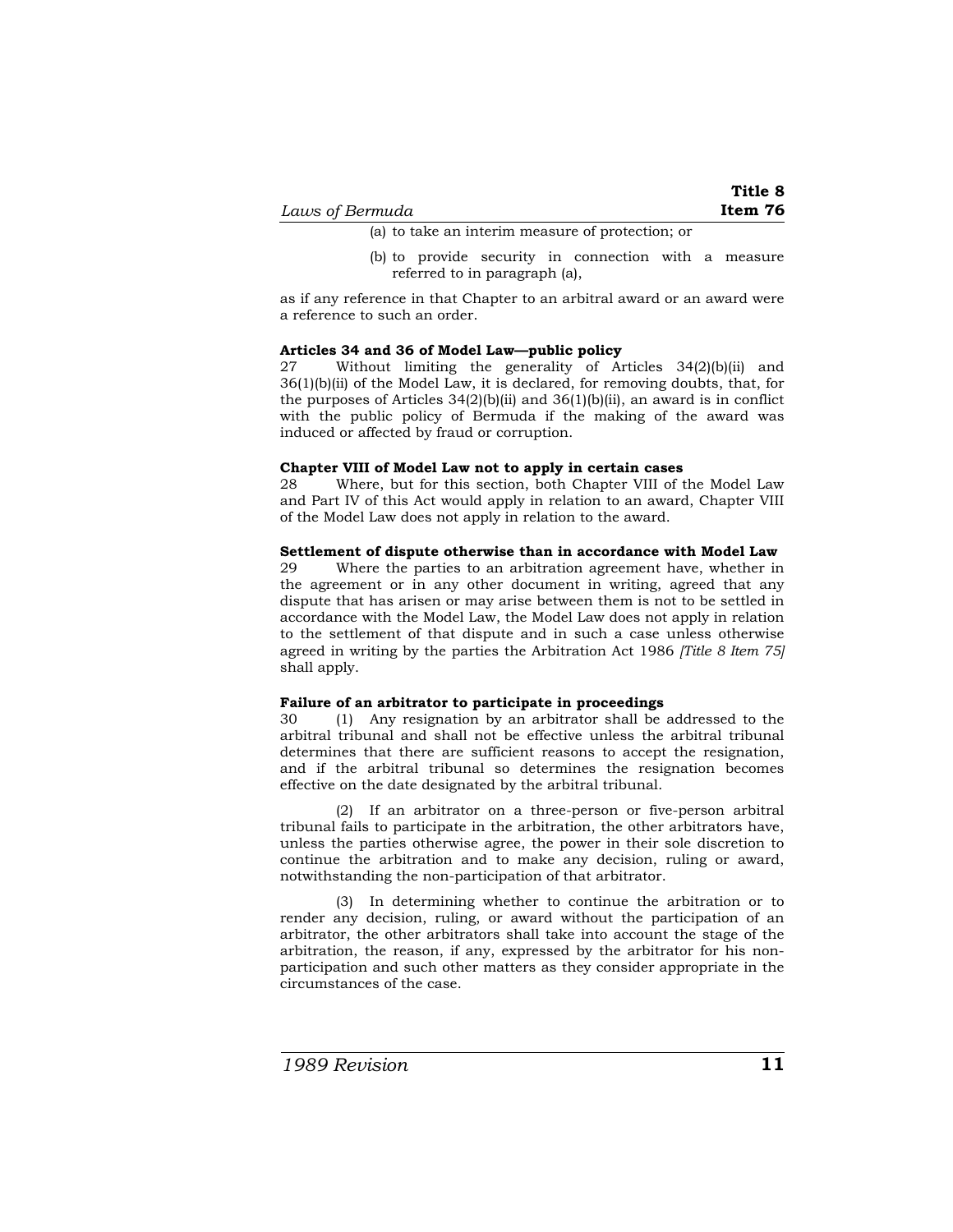(a) to take an interim measure of protection; or

(b) to provide security in connection with a measure referred to in paragraph (a),

as if any reference in that Chapter to an arbitral award or an award were a reference to such an order.

**Articles 34 and 36 of Model Law—public policy**

27 Without limiting the generality of Articles 34(2)(b)(ii) and 36(1)(b)(ii) of the Model Law, it is declared, for removing doubts, that, for the purposes of Articles 34(2)(b)(ii) and 36(1)(b)(ii), an award is in conflict with the public policy of Bermuda if the making of the award was induced or affected by fraud or corruption.

**Chapter VIII of Model Law not to apply in certain cases**

28 Where, but for this section, both Chapter VIII of the Model Law and Part IV of this Act would apply in relation to an award, Chapter VIII of the Model Law does not apply in relation to the award.

**Settlement of dispute otherwise than in accordance with Model Law**

29 Where the parties to an arbitration agreement have, whether in the agreement or in any other document in writing, agreed that any dispute that has arisen or may arise between them is not to be settled in accordance with the Model Law, the Model Law does not apply in relation to the settlement of that dispute and in such a case unless otherwise agreed in writing by the parties the Arbitration Act 1986 *[Title 8 Item 75]* shall apply.

**Failure of an arbitrator to participate in proceedings**

30 (1) Any resignation by an arbitrator shall be addressed to the arbitral tribunal and shall not be effective unless the arbitral tribunal determines that there are sufficient reasons to accept the resignation, and if the arbitral tribunal so determines the resignation becomes effective on the date designated by the arbitral tribunal.

(2) If an arbitrator on a three-person or five-person arbitral tribunal fails to participate in the arbitration, the other arbitrators have, unless the parties otherwise agree, the power in their sole discretion to continue the arbitration and to make any decision, ruling or award, notwithstanding the non-participation of that arbitrator.

(3) In determining whether to continue the arbitration or to render any decision, ruling, or award without the participation of an arbitrator, the other arbitrators shall take into account the stage of the arbitration, the reason, if any, expressed by the arbitrator for his non-participation and such other matters as they consider appropriate in the circumstances of the case.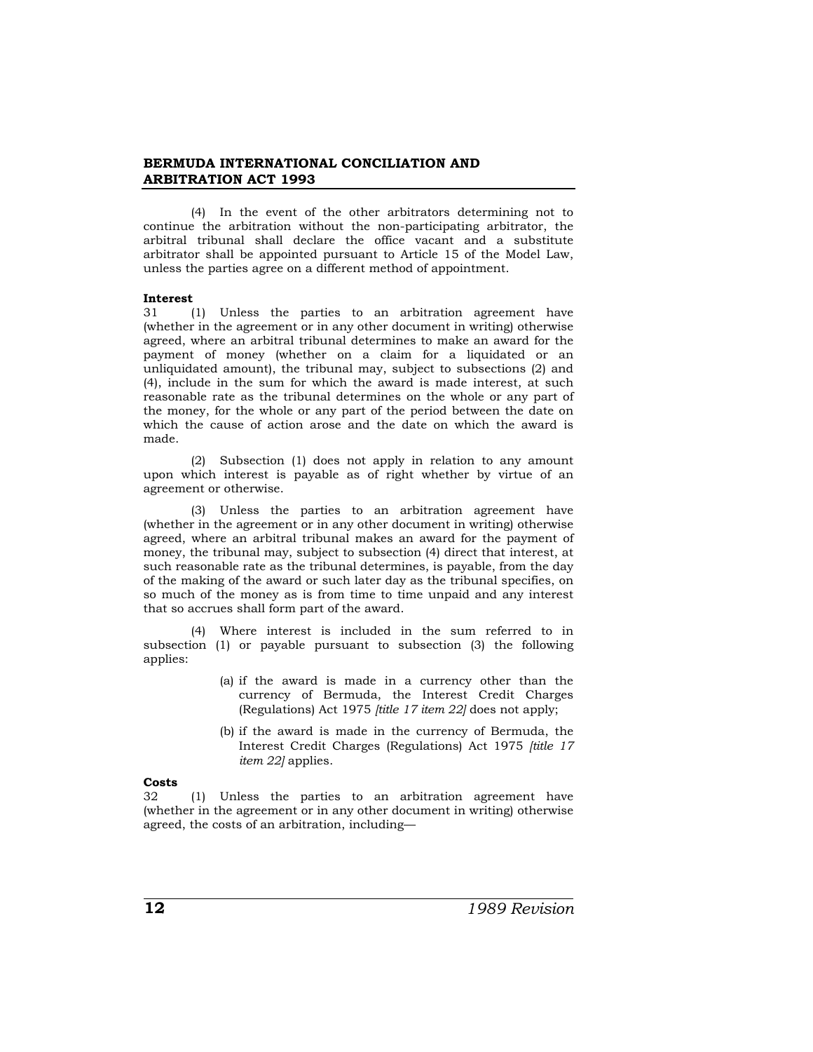(4) In the event of the other arbitrators determining not to continue the arbitration without the non-participating arbitrator, the arbitral tribunal shall declare the office vacant and a substitute arbitrator shall be appointed pursuant to Article 15 of the Model Law, unless the parties agree on a different method of appointment.

**Interest**

31 (1) Unless the parties to an arbitration agreement have (whether in the agreement or in any other document in writing) otherwise agreed, where an arbitral tribunal determines to make an award for the payment of money (whether on a claim for a liquidated or an unliquidated amount), the tribunal may, subject to subsections (2) and (4), include in the sum for which the award is made interest, at such reasonable rate as the tribunal determines on the whole or any part of the money, for the whole or any part of the period between the date on which the cause of action arose and the date on which the award is made.

(2) Subsection (1) does not apply in relation to any amount upon which interest is payable as of right whether by virtue of an agreement or otherwise.

(3) Unless the parties to an arbitration agreement have (whether in the agreement or in any other document in writing) otherwise agreed, where an arbitral tribunal makes an award for the payment of money, the tribunal may, subject to subsection (4) direct that interest, at such reasonable rate as the tribunal determines, is payable, from the day of the making of the award or such later day as the tribunal specifies, on so much of the money as is from time to time unpaid and any interest that so accrues shall form part of the award.

(4) Where interest is included in the sum referred to in subsection (1) or payable pursuant to subsection (3) the following applies:

(a) if the award is made in a currency other than the currency of Bermuda, the Interest Credit Charges (Regulations) Act 1975 *[title 17 item 22]* does not apply;

(b) if the award is made in the currency of Bermuda, the Interest Credit Charges (Regulations) Act 1975 *[title 17 item 22]* applies.

**Costs**

32 (1) Unless the parties to an arbitration agreement have (whether in the agreement or in any other document in writing) otherwise agreed, the costs of an arbitration, including—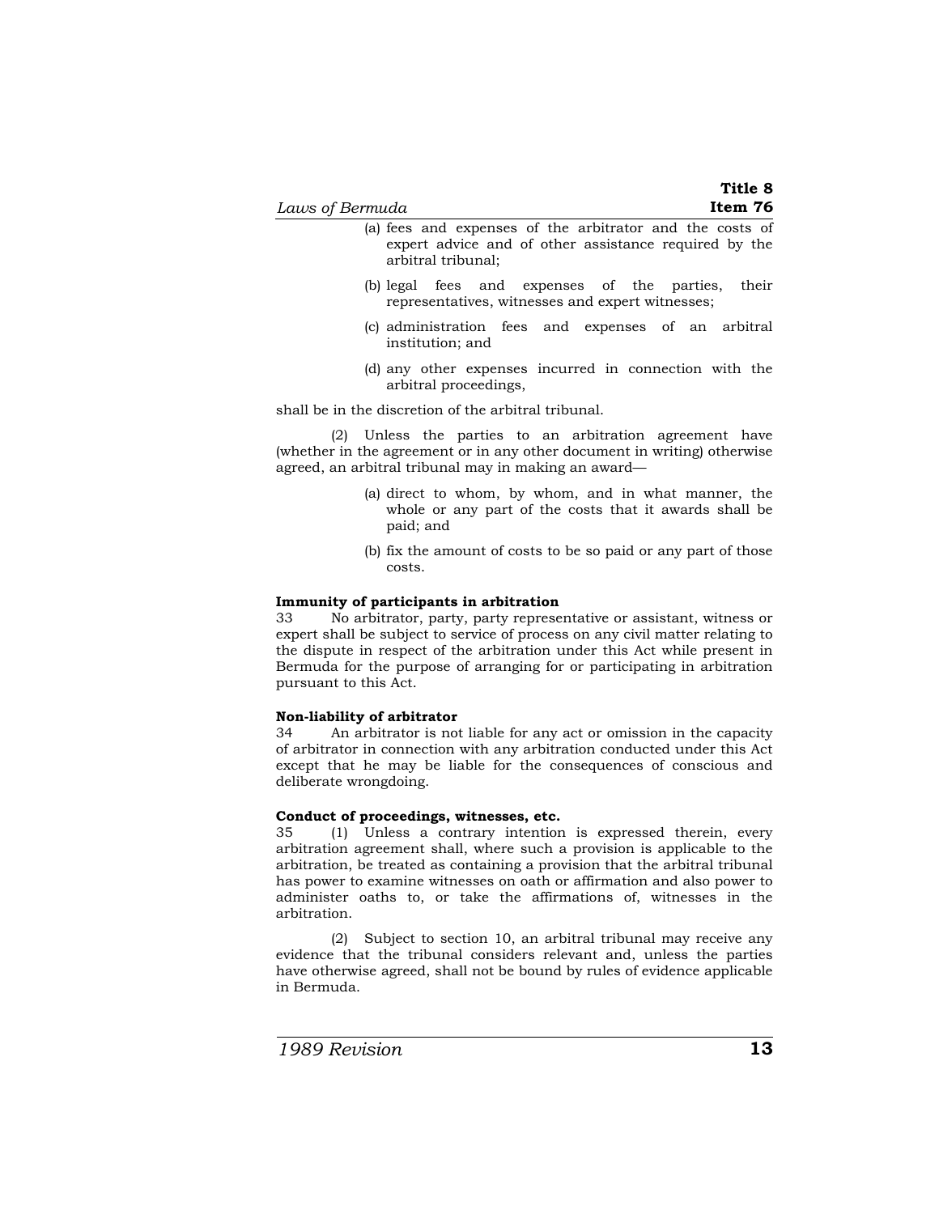(a) fees and expenses of the arbitrator and the costs of expert advice and of other assistance required by the arbitral tribunal;

(b) legal fees and expenses of the parties, their representatives, witnesses and expert witnesses;

(c) administration fees and expenses of an arbitral institution; and

(d) any other expenses incurred in connection with the arbitral proceedings,

shall be in the discretion of the arbitral tribunal.

(2) Unless the parties to an arbitration agreement have (whether in the agreement or in any other document in writing) otherwise agreed, an arbitral tribunal may in making an award—

(a) direct to whom, by whom, and in what manner, the whole or any part of the costs that it awards shall be paid; and

(b) fix the amount of costs to be so paid or any part of those costs.

**Immunity of participants in arbitration**

33 No arbitrator, party, party representative or assistant, witness or expert shall be subject to service of process on any civil matter relating to the dispute in respect of the arbitration under this Act while present in Bermuda for the purpose of arranging for or participating in arbitration pursuant to this Act.

**Non-liability of arbitrator**

34 An arbitrator is not liable for any act or omission in the capacity of arbitrator in connection with any arbitration conducted under this Act except that he may be liable for the consequences of conscious and deliberate wrongdoing.

**Conduct of proceedings, witnesses, etc.**

35 (1) Unless a contrary intention is expressed therein, every arbitration agreement shall, where such a provision is applicable to the arbitration, be treated as containing a provision that the arbitral tribunal has power to examine witnesses on oath or affirmation and also power to administer oaths to, or take the affirmations of, witnesses in the arbitration.

(2) Subject to section 10, an arbitral tribunal may receive any evidence that the tribunal considers relevant and, unless the parties have otherwise agreed, shall not be bound by rules of evidence applicable in Bermuda.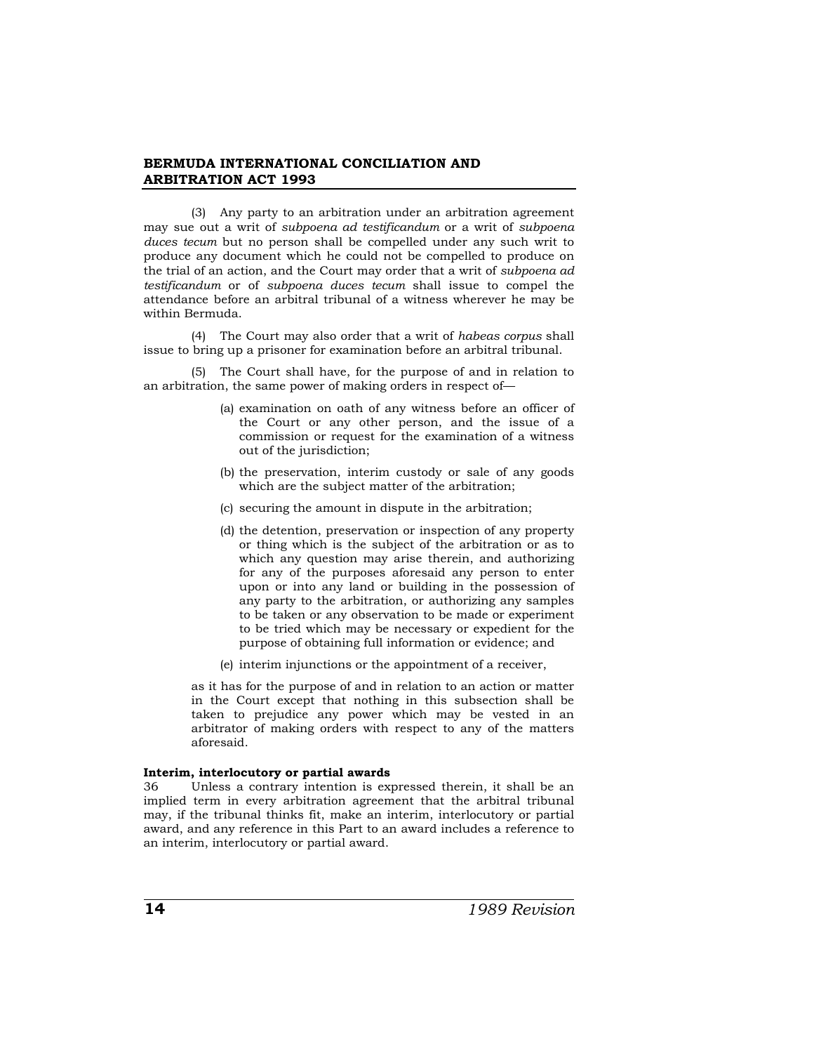(3) Any party to an arbitration under an arbitration agreement may sue out a writ of *subpoena ad testificandum* or a writ of *subpoena duces tecum* but no person shall be compelled under any such writ to produce any document which he could not be compelled to produce on the trial of an action, and the Court may order that a writ of *subpoena ad testificandum* or of *subpoena duces tecum* shall issue to compel the attendance before an arbitral tribunal of a witness wherever he may be within Bermuda.

(4) The Court may also order that a writ of *habeas corpus* shall issue to bring up a prisoner for examination before an arbitral tribunal.

(5) The Court shall have, for the purpose of and in relation to an arbitration, the same power of making orders in respect of—

(a) examination on oath of any witness before an officer of the Court or any other person, and the issue of a commission or request for the examination of a witness out of the jurisdiction;

(b) the preservation, interim custody or sale of any goods which are the subject matter of the arbitration;

(c) securing the amount in dispute in the arbitration;

(d) the detention, preservation or inspection of any property or thing which is the subject of the arbitration or as to which any question may arise therein, and authorizing for any of the purposes aforesaid any person to enter upon or into any land or building in the possession of any party to the arbitration, or authorizing any samples to be taken or any observation to be made or experiment to be tried which may be necessary or expedient for the purpose of obtaining full information or evidence; and

(e) interim injunctions or the appointment of a receiver,

as it has for the purpose of and in relation to an action or matter in the Court except that nothing in this subsection shall be taken to prejudice any power which may be vested in an arbitrator of making orders with respect to any of the matters aforesaid.

**Interim, interlocutory or partial awards**

36 Unless a contrary intention is expressed therein, it shall be an implied term in every arbitration agreement that the arbitral tribunal may, if the tribunal thinks fit, make an interim, interlocutory or partial award, and any reference in this Part to an award includes a reference to an interim, interlocutory or partial award.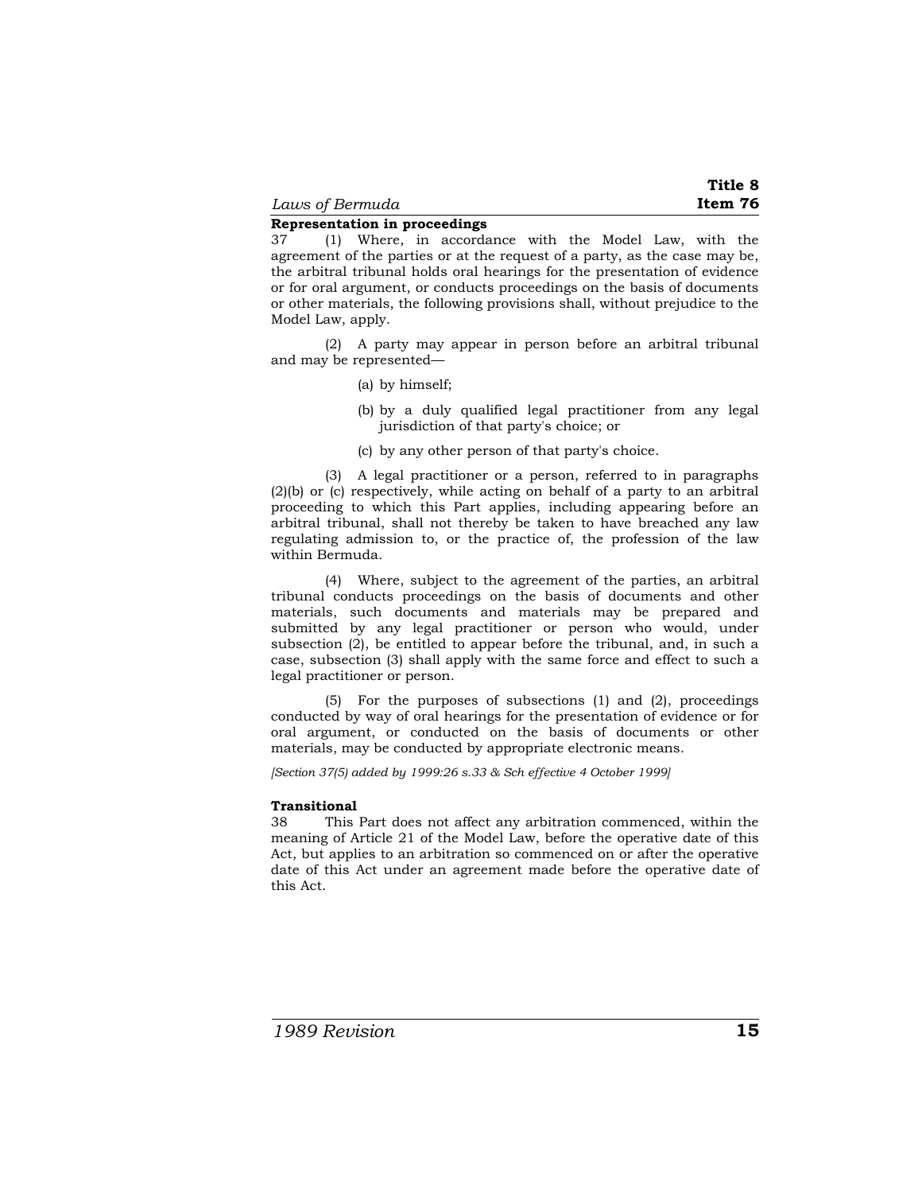**Representation in proceedings**

37 (1) Where, in accordance with the Model Law, with the agreement of the parties or at the request of a party, as the case may be, the arbitral tribunal holds oral hearings for the presentation of evidence or for oral argument, or conducts proceedings on the basis of documents or other materials, the following provisions shall, without prejudice to the Model Law, apply.

(2) A party may appear in person before an arbitral tribunal and may be represented—

(a) by himself;

(b) by a duly qualified legal practitioner from any legal jurisdiction of that party's choice; or

(c) by any other person of that party's choice.

(3) A legal practitioner or a person, referred to in paragraphs (2)(b) or (c) respectively, while acting on behalf of a party to an arbitral proceeding to which this Part applies, including appearing before an arbitral tribunal, shall not thereby be taken to have breached any law regulating admission to, or the practice of, the profession of the law within Bermuda.

(4) Where, subject to the agreement of the parties, an arbitral tribunal conducts proceedings on the basis of documents and other materials, such documents and materials may be prepared and submitted by any legal practitioner or person who would, under subsection (2), be entitled to appear before the tribunal, and, in such a case, subsection (3) shall apply with the same force and effect to such a legal practitioner or person.

(5) For the purposes of subsections (1) and (2), proceedings conducted by way of oral hearings for the presentation of evidence or for oral argument, or conducted on the basis of documents or other materials, may be conducted by appropriate electronic means.

*[Section 37(5) added by 1999:26 s.33 & Sch effective 4 October 1999]*

**Transitional**

38 This Part does not affect any arbitration commenced, within the meaning of Article 21 of the Model Law, before the operative date of this Act, but applies to an arbitration so commenced on or after the operative date of this Act under an agreement made before the operative date of this Act.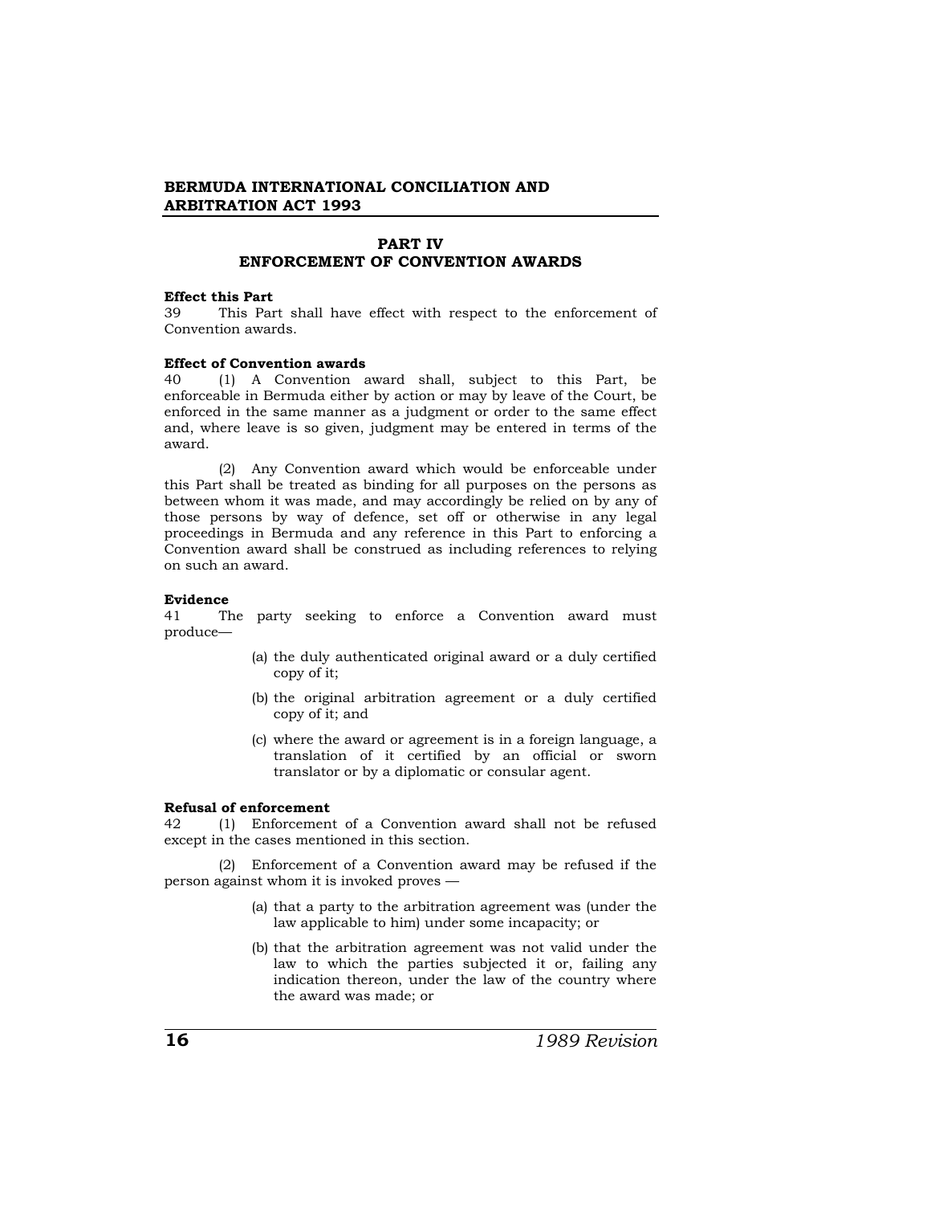## PART IV
## ENFORCEMENT OF CONVENTION AWARDS

**Effect this Part**

39 This Part shall have effect with respect to the enforcement of Convention awards.

**Effect of Convention awards**

40 (1) A Convention award shall, subject to this Part, be enforceable in Bermuda either by action or may by leave of the Court, be enforced in the same manner as a judgment or order to the same effect and, where leave is so given, judgment may be entered in terms of the award.

(2) Any Convention award which would be enforceable under this Part shall be treated as binding for all purposes on the persons as between whom it was made, and may accordingly be relied on by any of those persons by way of defence, set off or otherwise in any legal proceedings in Bermuda and any reference in this Part to enforcing a Convention award shall be construed as including references to relying on such an award.

**Evidence**

41 The party seeking to enforce a Convention award must produce—

(a) the duly authenticated original award or a duly certified copy of it;

(b) the original arbitration agreement or a duly certified copy of it; and

(c) where the award or agreement is in a foreign language, a translation of it certified by an official or sworn translator or by a diplomatic or consular agent.

**Refusal of enforcement**

42 (1) Enforcement of a Convention award shall not be refused except in the cases mentioned in this section.

(2) Enforcement of a Convention award may be refused if the person against whom it is invoked proves —

(a) that a party to the arbitration agreement was (under the law applicable to him) under some incapacity; or

(b) that the arbitration agreement was not valid under the law to which the parties subjected it or, failing any indication thereon, under the law of the country where the award was made; or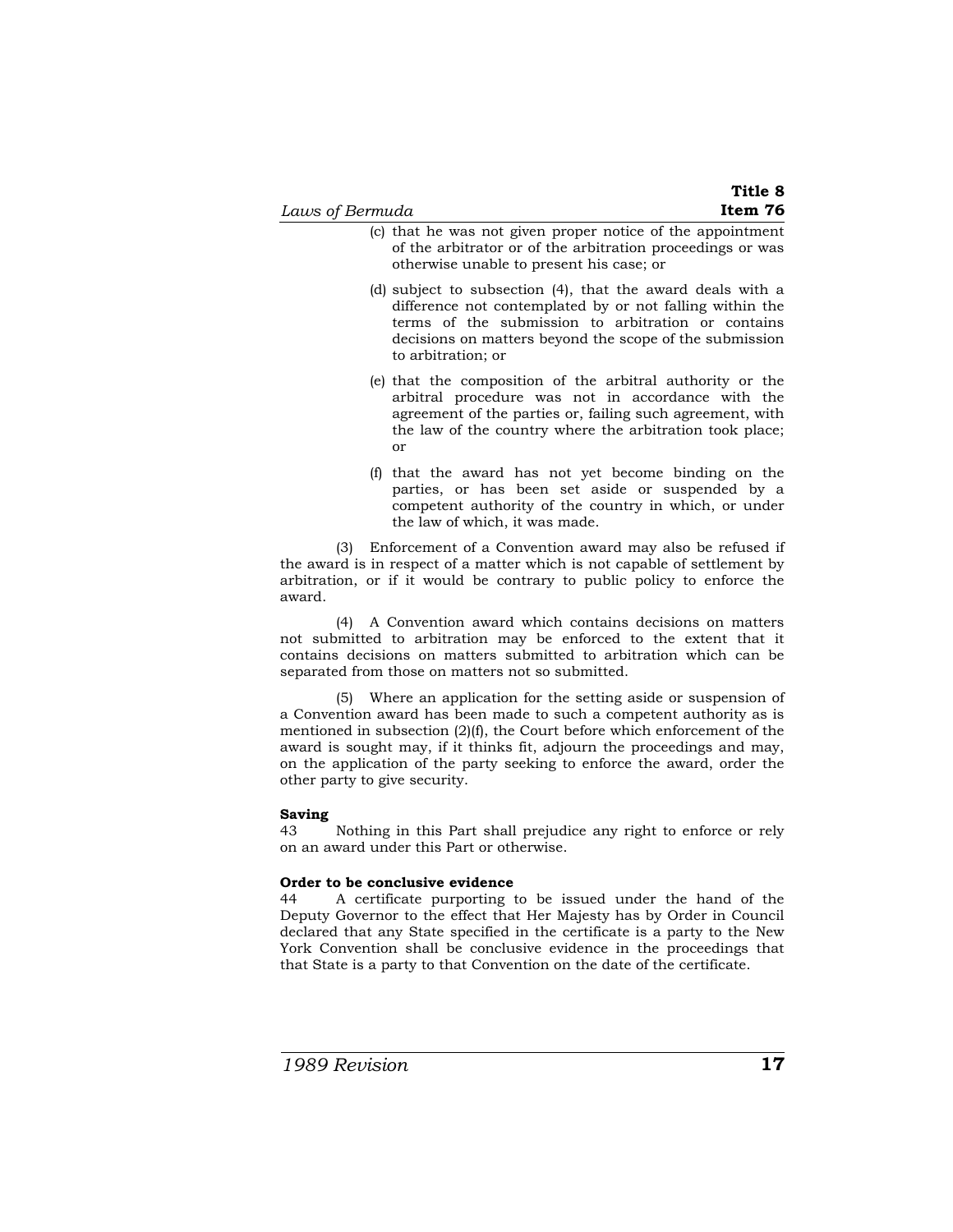(c) that he was not given proper notice of the appointment of the arbitrator or of the arbitration proceedings or was otherwise unable to present his case; or

(d) subject to subsection (4), that the award deals with a difference not contemplated by or not falling within the terms of the submission to arbitration or contains decisions on matters beyond the scope of the submission to arbitration; or

(e) that the composition of the arbitral authority or the arbitral procedure was not in accordance with the agreement of the parties or, failing such agreement, with the law of the country where the arbitration took place; or

(f) that the award has not yet become binding on the parties, or has been set aside or suspended by a competent authority of the country in which, or under the law of which, it was made.

(3) Enforcement of a Convention award may also be refused if the award is in respect of a matter which is not capable of settlement by arbitration, or if it would be contrary to public policy to enforce the award.

(4) A Convention award which contains decisions on matters not submitted to arbitration may be enforced to the extent that it contains decisions on matters submitted to arbitration which can be separated from those on matters not so submitted.

(5) Where an application for the setting aside or suspension of a Convention award has been made to such a competent authority as is mentioned in subsection (2)(f), the Court before which enforcement of the award is sought may, if it thinks fit, adjourn the proceedings and may, on the application of the party seeking to enforce the award, order the other party to give security.

**Saving**

43 Nothing in this Part shall prejudice any right to enforce or rely on an award under this Part or otherwise.

**Order to be conclusive evidence**

44 A certificate purporting to be issued under the hand of the Deputy Governor to the effect that Her Majesty has by Order in Council declared that any State specified in the certificate is a party to the New York Convention shall be conclusive evidence in the proceedings that that State is a party to that Convention on the date of the certificate.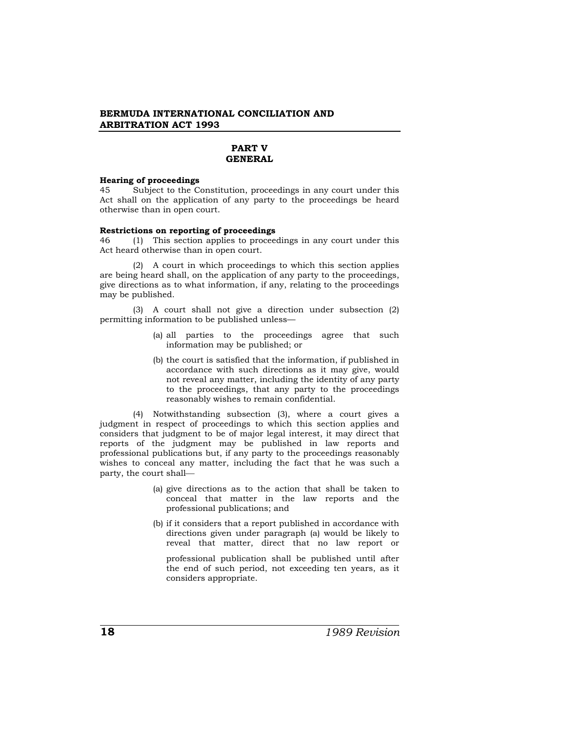## PART V
## GENERAL

**Hearing of proceedings**

45 Subject to the Constitution, proceedings in any court under this Act shall on the application of any party to the proceedings be heard otherwise than in open court.

**Restrictions on reporting of proceedings**

46 (1) This section applies to proceedings in any court under this Act heard otherwise than in open court.

(2) A court in which proceedings to which this section applies are being heard shall, on the application of any party to the proceedings, give directions as to what information, if any, relating to the proceedings may be published.

(3) A court shall not give a direction under subsection (2) permitting information to be published unless—

(a) all parties to the proceedings agree that such information may be published; or

(b) the court is satisfied that the information, if published in accordance with such directions as it may give, would not reveal any matter, including the identity of any party to the proceedings, that any party to the proceedings reasonably wishes to remain confidential.

(4) Notwithstanding subsection (3), where a court gives a judgment in respect of proceedings to which this section applies and considers that judgment to be of major legal interest, it may direct that reports of the judgment may be published in law reports and professional publications but, if any party to the proceedings reasonably wishes to conceal any matter, including the fact that he was such a party, the court shall—

(a) give directions as to the action that shall be taken to conceal that matter in the law reports and the professional publications; and

(b) if it considers that a report published in accordance with directions given under paragraph (a) would be likely to reveal that matter, direct that no law report or professional publication shall be published until after the end of such period, not exceeding ten years, as it considers appropriate.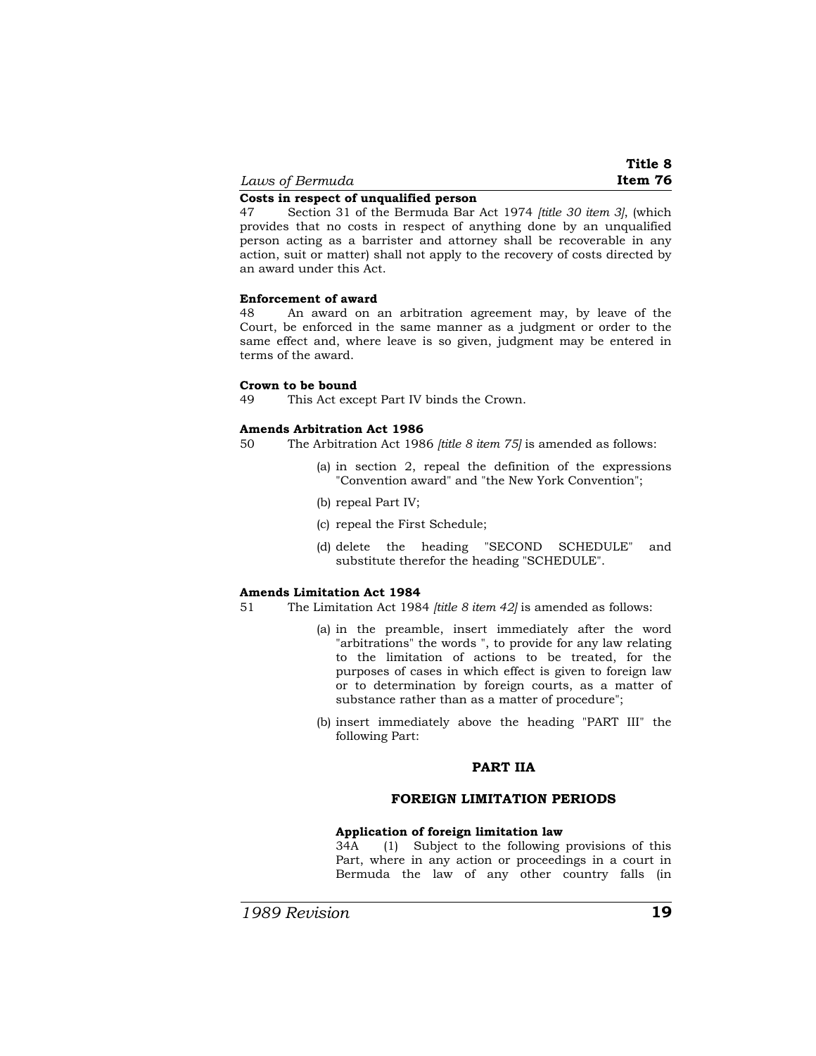**Costs in respect of unqualified person**

47 Section 31 of the Bermuda Bar Act 1974 *[title 30 item 3]*, (which provides that no costs in respect of anything done by an unqualified person acting as a barrister and attorney shall be recoverable in any action, suit or matter) shall not apply to the recovery of costs directed by an award under this Act.

**Enforcement of award**

48 An award on an arbitration agreement may, by leave of the Court, be enforced in the same manner as a judgment or order to the same effect and, where leave is so given, judgment may be entered in terms of the award.

**Crown to be bound**

49 This Act except Part IV binds the Crown.

**Amends Arbitration Act 1986**

50 The Arbitration Act 1986 *[title 8 item 75]* is amended as follows:

(a) in section 2, repeal the definition of the expressions "Convention award" and "the New York Convention";

(b) repeal Part IV;

(c) repeal the First Schedule;

(d) delete the heading "SECOND SCHEDULE" and substitute therefor the heading "SCHEDULE".

**Amends Limitation Act 1984**

51 The Limitation Act 1984 *[title 8 item 42]* is amended as follows:

(a) in the preamble, insert immediately after the word "arbitrations" the words ", to provide for any law relating to the limitation of actions to be treated, for the purposes of cases in which effect is given to foreign law or to determination by foreign courts, as a matter of substance rather than as a matter of procedure";

(b) insert immediately above the heading "PART III" the following Part:

**PART IIA**

**FOREIGN LIMITATION PERIODS**

**Application of foreign limitation law**

34A (1) Subject to the following provisions of this Part, where in any action or proceedings in a court in Bermuda the law of any other country falls (in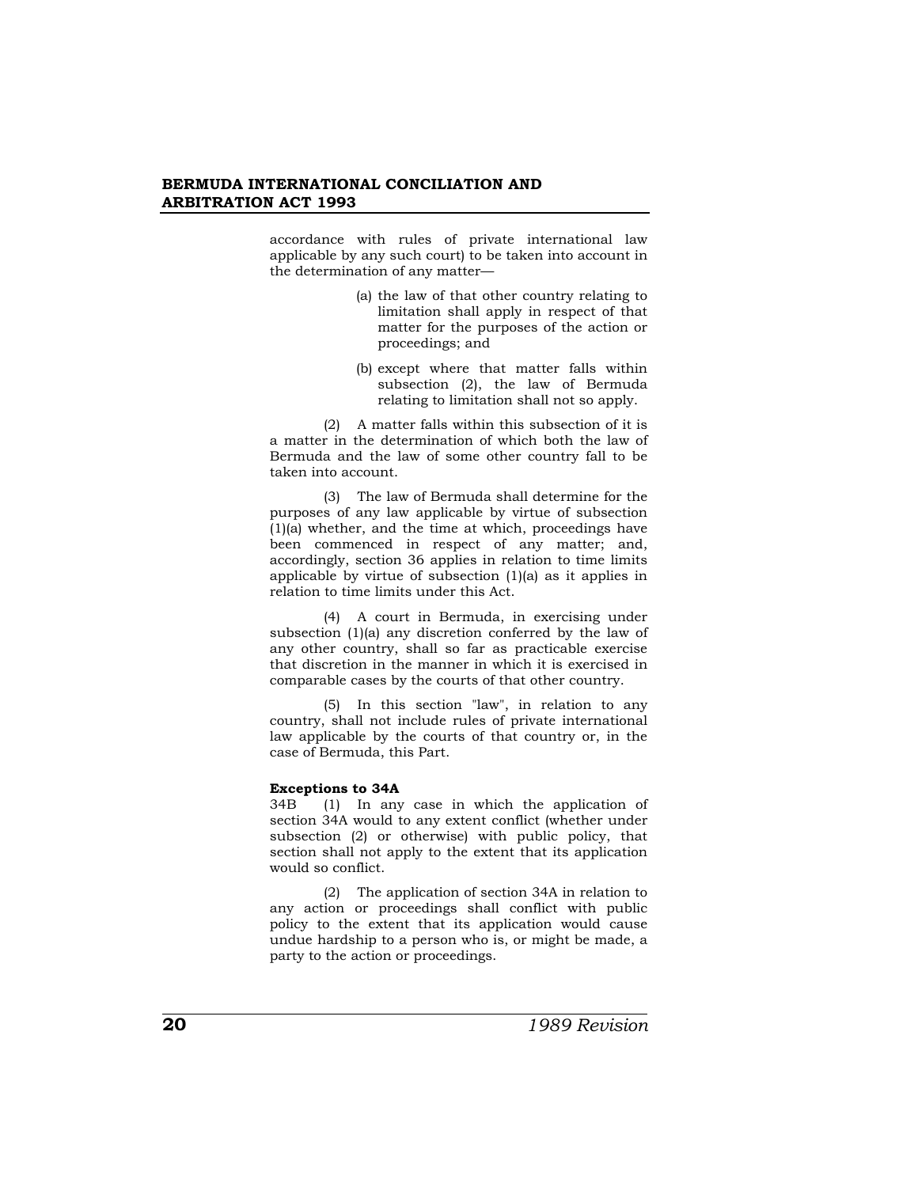accordance with rules of private international law applicable by any such court) to be taken into account in the determination of any matter—

(a) the law of that other country relating to limitation shall apply in respect of that matter for the purposes of the action or proceedings; and

(b) except where that matter falls within subsection (2), the law of Bermuda relating to limitation shall not so apply.

(2) A matter falls within this subsection of it is a matter in the determination of which both the law of Bermuda and the law of some other country fall to be taken into account.

(3) The law of Bermuda shall determine for the purposes of any law applicable by virtue of subsection (1)(a) whether, and the time at which, proceedings have been commenced in respect of any matter; and, accordingly, section 36 applies in relation to time limits applicable by virtue of subsection (1)(a) as it applies in relation to time limits under this Act.

(4) A court in Bermuda, in exercising under subsection (1)(a) any discretion conferred by the law of any other country, shall so far as practicable exercise that discretion in the manner in which it is exercised in comparable cases by the courts of that other country.

(5) In this section "law", in relation to any country, shall not include rules of private international law applicable by the courts of that country or, in the case of Bermuda, this Part.

**Exceptions to 34A**

34B (1) In any case in which the application of section 34A would to any extent conflict (whether under subsection (2) or otherwise) with public policy, that section shall not apply to the extent that its application would so conflict.

(2) The application of section 34A in relation to any action or proceedings shall conflict with public policy to the extent that its application would cause undue hardship to a person who is, or might be made, a party to the action or proceedings.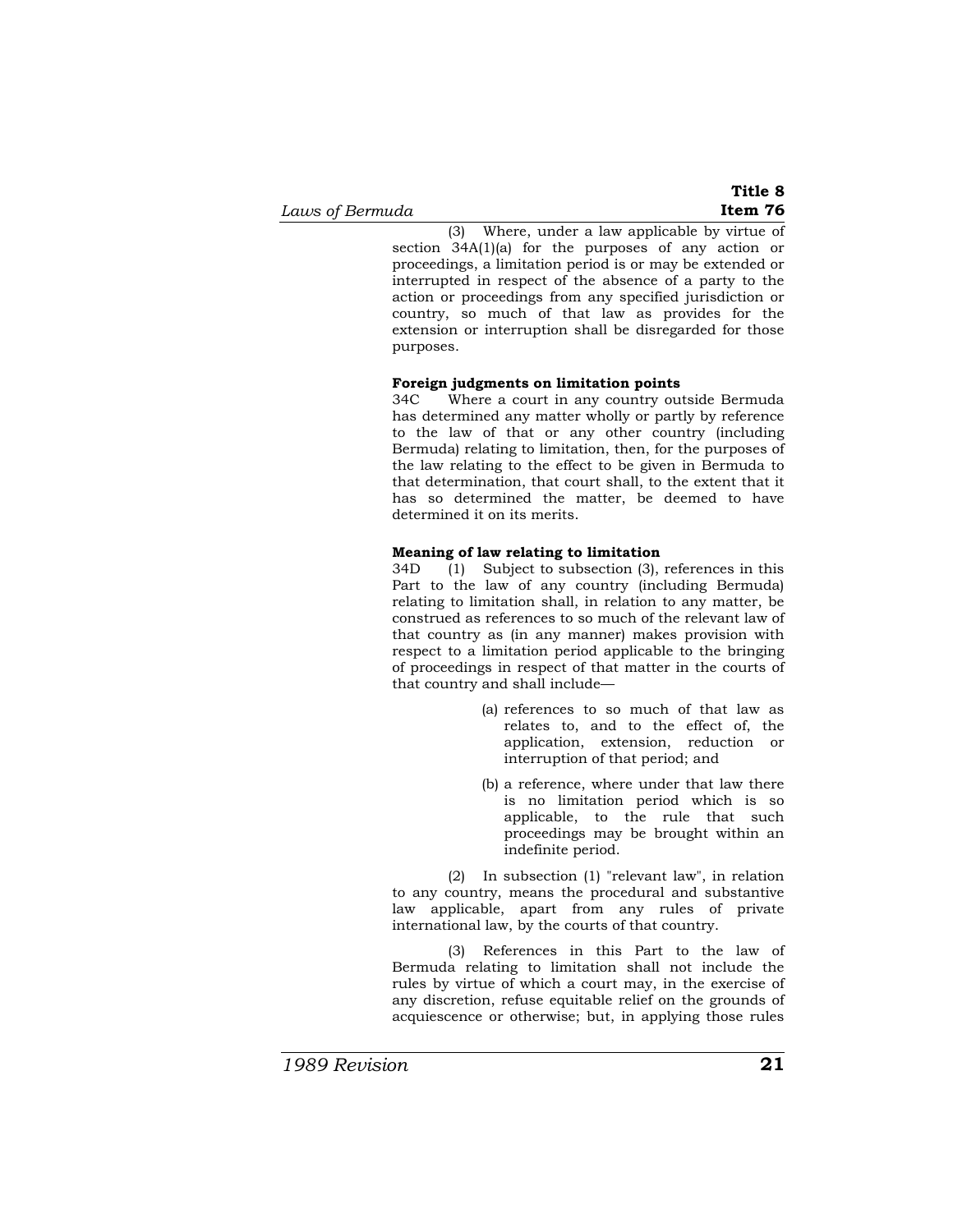(3) Where, under a law applicable by virtue of section 34A(1)(a) for the purposes of any action or proceedings, a limitation period is or may be extended or interrupted in respect of the absence of a party to the action or proceedings from any specified jurisdiction or country, so much of that law as provides for the extension or interruption shall be disregarded for those purposes.

**Foreign judgments on limitation points**

34C Where a court in any country outside Bermuda has determined any matter wholly or partly by reference to the law of that or any other country (including Bermuda) relating to limitation, then, for the purposes of the law relating to the effect to be given in Bermuda to that determination, that court shall, to the extent that it has so determined the matter, be deemed to have determined it on its merits.

**Meaning of law relating to limitation**

34D (1) Subject to subsection (3), references in this Part to the law of any country (including Bermuda) relating to limitation shall, in relation to any matter, be construed as references to so much of the relevant law of that country as (in any manner) makes provision with respect to a limitation period applicable to the bringing of proceedings in respect of that matter in the courts of that country and shall include—

(a) references to so much of that law as relates to, and to the effect of, the application, extension, reduction or interruption of that period; and

(b) a reference, where under that law there is no limitation period which is so applicable, to the rule that such proceedings may be brought within an indefinite period.

(2) In subsection (1) "relevant law", in relation to any country, means the procedural and substantive law applicable, apart from any rules of private international law, by the courts of that country.

(3) References in this Part to the law of Bermuda relating to limitation shall not include the rules by virtue of which a court may, in the exercise of any discretion, refuse equitable relief on the grounds of acquiescence or otherwise; but, in applying those rules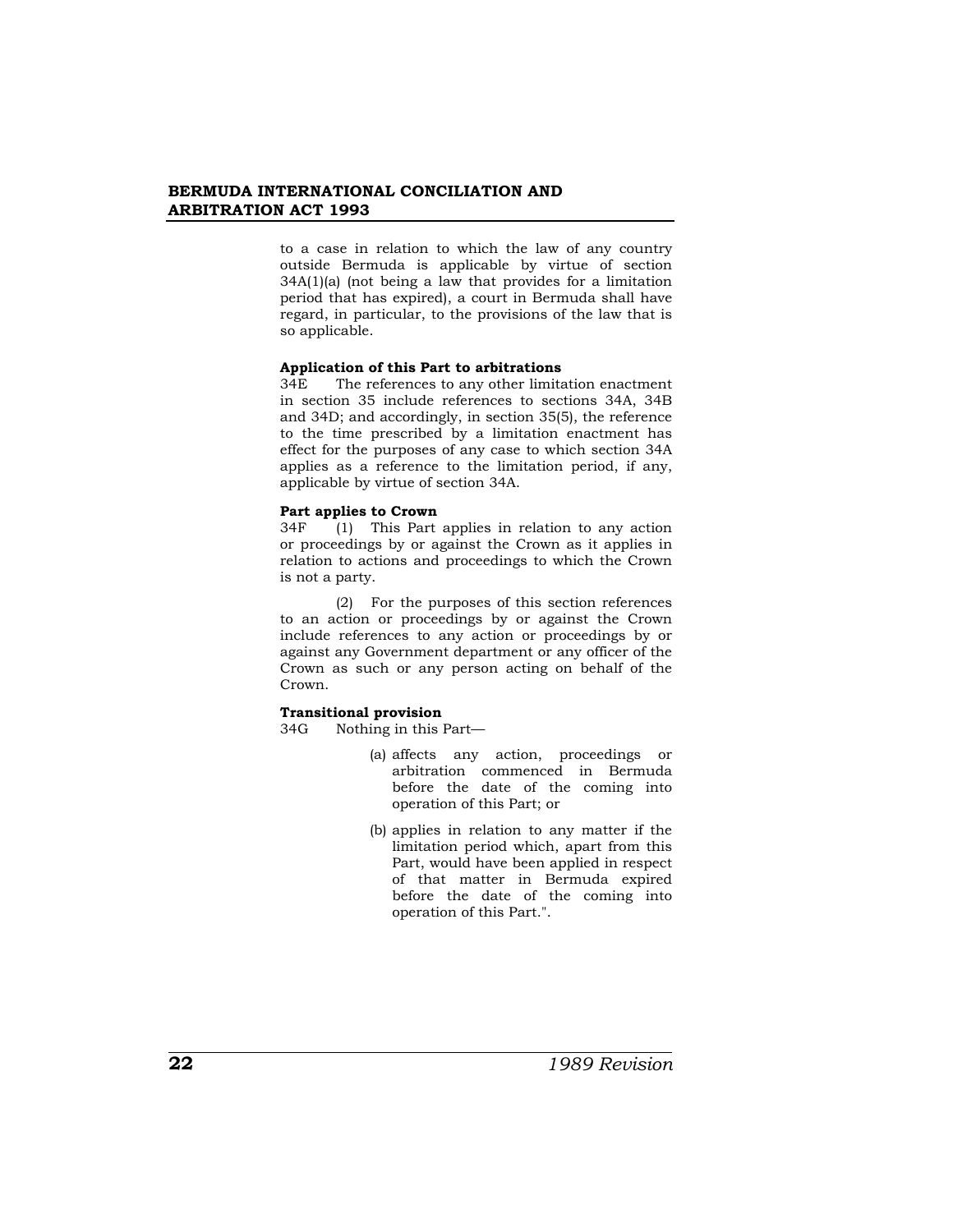to a case in relation to which the law of any country outside Bermuda is applicable by virtue of section 34A(1)(a) (not being a law that provides for a limitation period that has expired), a court in Bermuda shall have regard, in particular, to the provisions of the law that is so applicable.

**Application of this Part to arbitrations**

34E The references to any other limitation enactment in section 35 include references to sections 34A, 34B and 34D; and accordingly, in section 35(5), the reference to the time prescribed by a limitation enactment has effect for the purposes of any case to which section 34A applies as a reference to the limitation period, if any, applicable by virtue of section 34A.

**Part applies to Crown**

34F (1) This Part applies in relation to any action or proceedings by or against the Crown as it applies in relation to actions and proceedings to which the Crown is not a party.

(2) For the purposes of this section references to an action or proceedings by or against the Crown include references to any action or proceedings by or against any Government department or any officer of the Crown as such or any person acting on behalf of the Crown.

**Transitional provision**

34G Nothing in this Part—

(a) affects any action, proceedings or arbitration commenced in Bermuda before the date of the coming into operation of this Part; or

(b) applies in relation to any matter if the limitation period which, apart from this Part, would have been applied in respect of that matter in Bermuda expired before the date of the coming into operation of this Part.".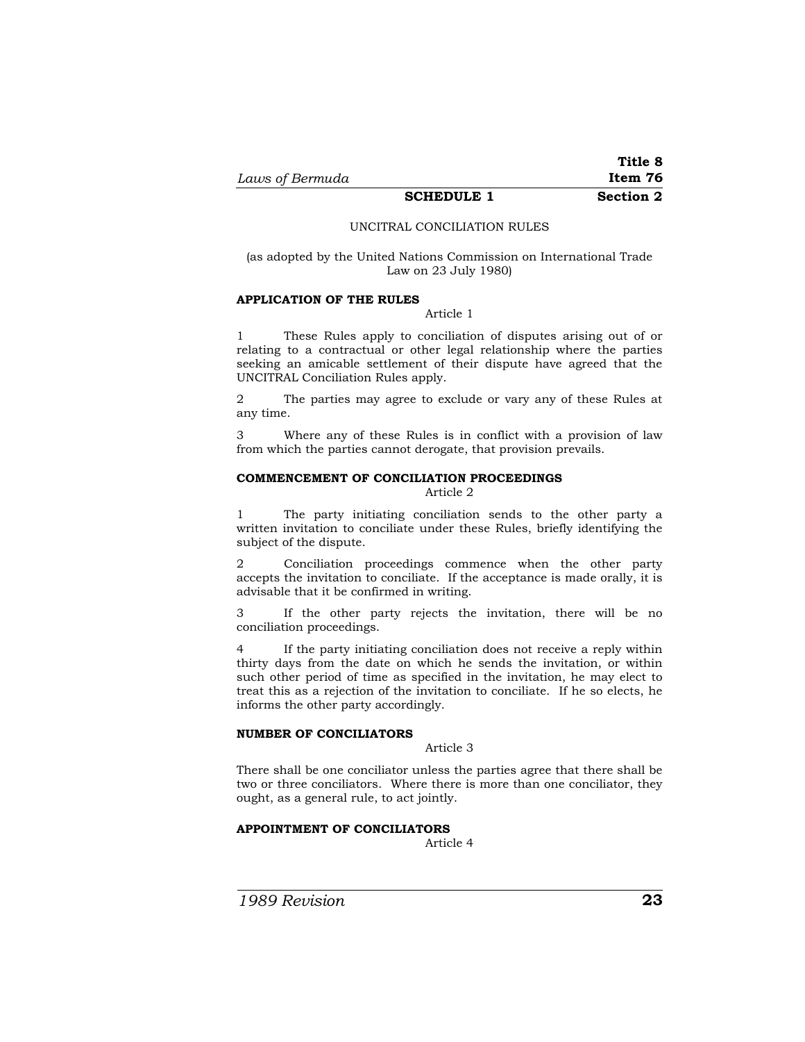## SCHEDULE 1

UNCITRAL CONCILIATION RULES

(as adopted by the United Nations Commission on International Trade Law on 23 July 1980)

**APPLICATION OF THE RULES**

Article 1

1 These Rules apply to conciliation of disputes arising out of or relating to a contractual or other legal relationship where the parties seeking an amicable settlement of their dispute have agreed that the UNCITRAL Conciliation Rules apply.

2 The parties may agree to exclude or vary any of these Rules at any time.

3 Where any of these Rules is in conflict with a provision of law from which the parties cannot derogate, that provision prevails.

**COMMENCEMENT OF CONCILIATION PROCEEDINGS**

Article 2

1 The party initiating conciliation sends to the other party a written invitation to conciliate under these Rules, briefly identifying the subject of the dispute.

2 Conciliation proceedings commence when the other party accepts the invitation to conciliate. If the acceptance is made orally, it is advisable that it be confirmed in writing.

3 If the other party rejects the invitation, there will be no conciliation proceedings.

4 If the party initiating conciliation does not receive a reply within thirty days from the date on which he sends the invitation, or within such other period of time as specified in the invitation, he may elect to treat this as a rejection of the invitation to conciliate. If he so elects, he informs the other party accordingly.

**NUMBER OF CONCILIATORS**

Article 3

There shall be one conciliator unless the parties agree that there shall be two or three conciliators. Where there is more than one conciliator, they ought, as a general rule, to act jointly.

**APPOINTMENT OF CONCILIATORS**

Article 4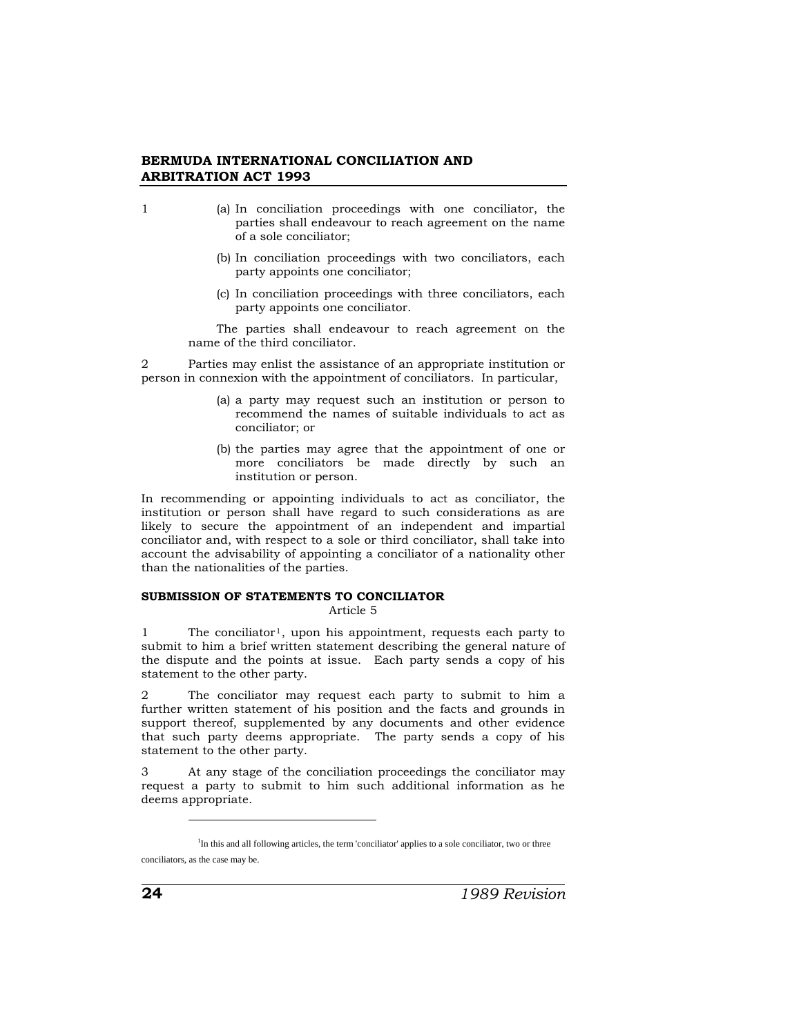1 (a) In conciliation proceedings with one conciliator, the parties shall endeavour to reach agreement on the name of a sole conciliator;

(b) In conciliation proceedings with two conciliators, each party appoints one conciliator;

(c) In conciliation proceedings with three conciliators, each party appoints one conciliator.

The parties shall endeavour to reach agreement on the name of the third conciliator.

2 Parties may enlist the assistance of an appropriate institution or person in connexion with the appointment of conciliators. In particular,

(a) a party may request such an institution or person to recommend the names of suitable individuals to act as conciliator; or

(b) the parties may agree that the appointment of one or more conciliators be made directly by such an institution or person.

In recommending or appointing individuals to act as conciliator, the institution or person shall have regard to such considerations as are likely to secure the appointment of an independent and impartial conciliator and, with respect to a sole or third conciliator, shall take into account the advisability of appointing a conciliator of a nationality other than the nationalities of the parties.

#### SUBMISSION OF STATEMENTS TO CONCILIATOR

Article 5

1 The conciliator[1], upon his appointment, requests each party to submit to him a brief written statement describing the general nature of the dispute and the points at issue. Each party sends a copy of his statement to the other party.

2 The conciliator may request each party to submit to him a further written statement of his position and the facts and grounds in support thereof, supplemented by any documents and other evidence that such party deems appropriate. The party sends a copy of his statement to the other party.

3 At any stage of the conciliation proceedings the conciliator may request a party to submit to him such additional information as he deems appropriate.

---

[1] In this and all following articles, the term 'conciliator' applies to a sole conciliator, two or three conciliators, as the case may be.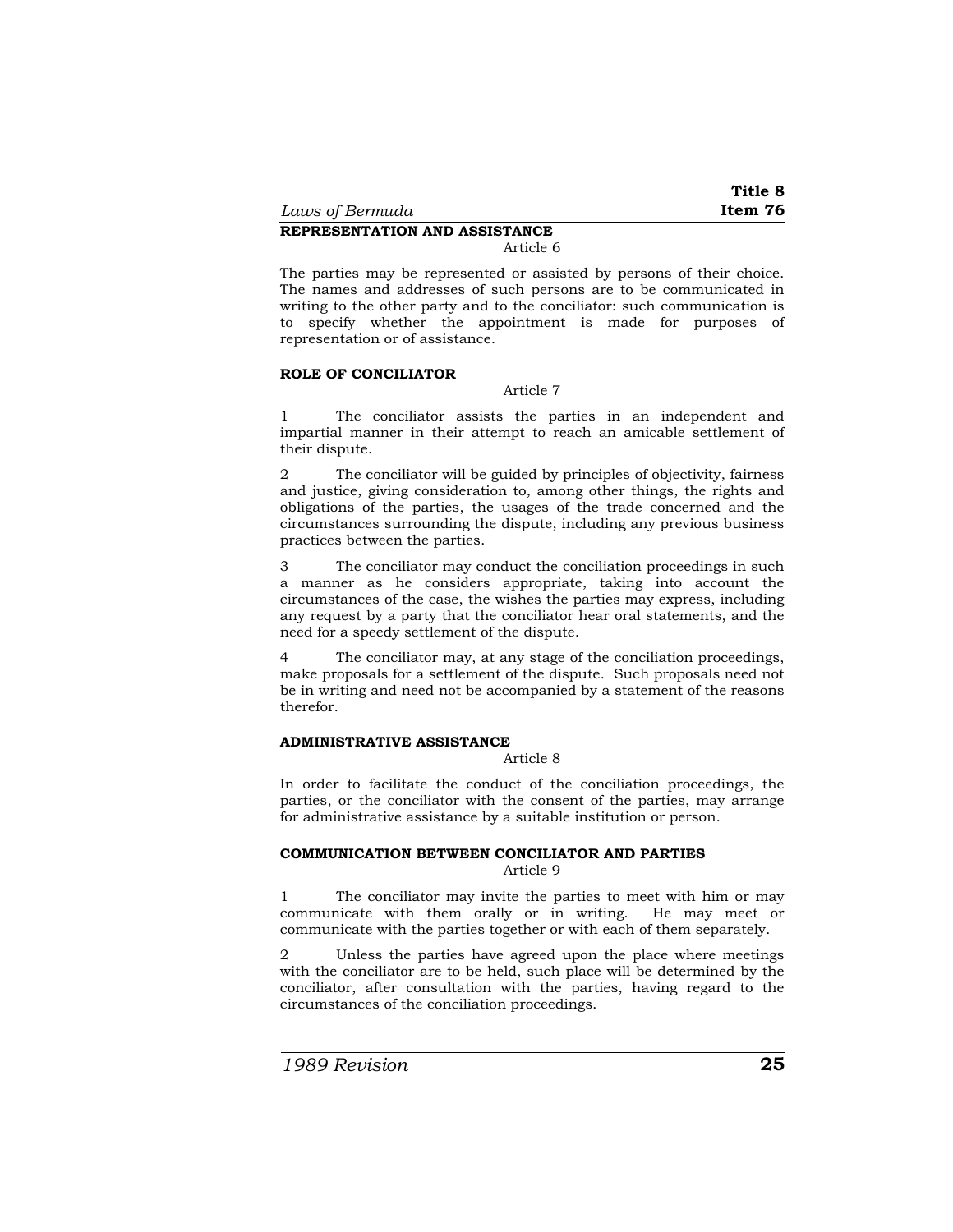**REPRESENTATION AND ASSISTANCE**

Article 6

The parties may be represented or assisted by persons of their choice. The names and addresses of such persons are to be communicated in writing to the other party and to the conciliator: such communication is to specify whether the appointment is made for purposes of representation or of assistance.

**ROLE OF CONCILIATOR**

Article 7

1 The conciliator assists the parties in an independent and impartial manner in their attempt to reach an amicable settlement of their dispute.

2 The conciliator will be guided by principles of objectivity, fairness and justice, giving consideration to, among other things, the rights and obligations of the parties, the usages of the trade concerned and the circumstances surrounding the dispute, including any previous business practices between the parties.

3 The conciliator may conduct the conciliation proceedings in such a manner as he considers appropriate, taking into account the circumstances of the case, the wishes the parties may express, including any request by a party that the conciliator hear oral statements, and the need for a speedy settlement of the dispute.

4 The conciliator may, at any stage of the conciliation proceedings, make proposals for a settlement of the dispute. Such proposals need not be in writing and need not be accompanied by a statement of the reasons therefor.

**ADMINISTRATIVE ASSISTANCE**

Article 8

In order to facilitate the conduct of the conciliation proceedings, the parties, or the conciliator with the consent of the parties, may arrange for administrative assistance by a suitable institution or person.

**COMMUNICATION BETWEEN CONCILIATOR AND PARTIES**

Article 9

1 The conciliator may invite the parties to meet with him or may communicate with them orally or in writing. He may meet or communicate with the parties together or with each of them separately.

2 Unless the parties have agreed upon the place where meetings with the conciliator are to be held, such place will be determined by the conciliator, after consultation with the parties, having regard to the circumstances of the conciliation proceedings.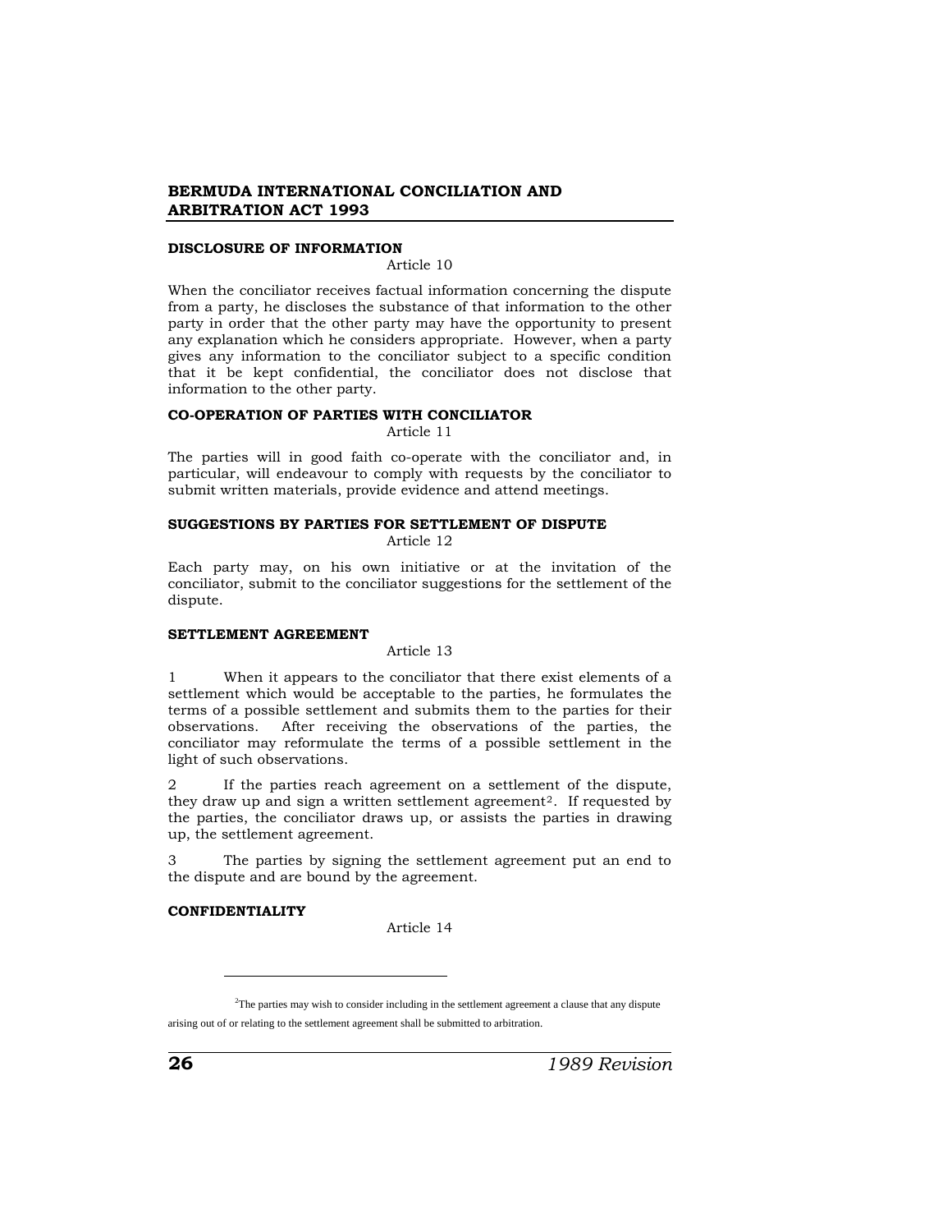### DISCLOSURE OF INFORMATION

Article 10

When the conciliator receives factual information concerning the dispute from a party, he discloses the substance of that information to the other party in order that the other party may have the opportunity to present any explanation which he considers appropriate. However, when a party gives any information to the conciliator subject to a specific condition that it be kept confidential, the conciliator does not disclose that information to the other party.

### CO-OPERATION OF PARTIES WITH CONCILIATOR

Article 11

The parties will in good faith co-operate with the conciliator and, in particular, will endeavour to comply with requests by the conciliator to submit written materials, provide evidence and attend meetings.

### SUGGESTIONS BY PARTIES FOR SETTLEMENT OF DISPUTE

Article 12

Each party may, on his own initiative or at the invitation of the conciliator, submit to the conciliator suggestions for the settlement of the dispute.

### SETTLEMENT AGREEMENT

Article 13

1 When it appears to the conciliator that there exist elements of a settlement which would be acceptable to the parties, he formulates the terms of a possible settlement and submits them to the parties for their observations. After receiving the observations of the parties, the conciliator may reformulate the terms of a possible settlement in the light of such observations.

2 If the parties reach agreement on a settlement of the dispute, they draw up and sign a written settlement agreement[2]. If requested by the parties, the conciliator draws up, or assists the parties in drawing up, the settlement agreement.

3 The parties by signing the settlement agreement put an end to the dispute and are bound by the agreement.

### CONFIDENTIALITY

Article 14

---

[2] The parties may wish to consider including in the settlement agreement a clause that any dispute arising out of or relating to the settlement agreement shall be submitted to arbitration.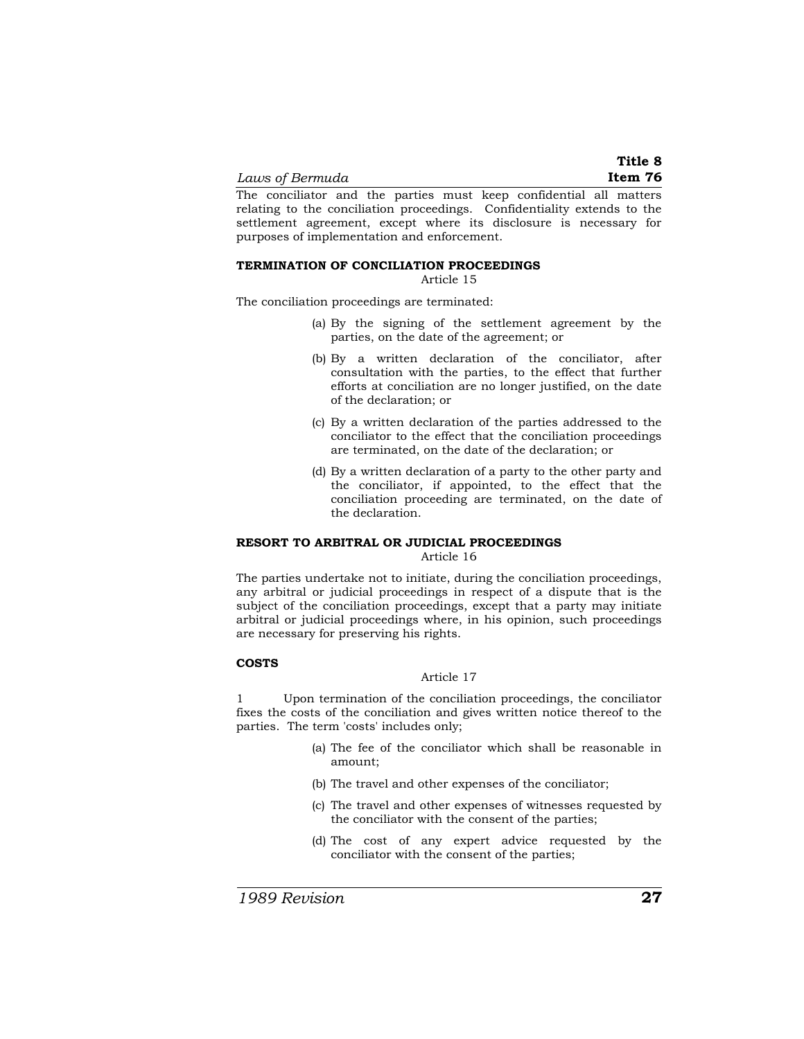The conciliator and the parties must keep confidential all matters relating to the conciliation proceedings. Confidentiality extends to the settlement agreement, except where its disclosure is necessary for purposes of implementation and enforcement.

**TERMINATION OF CONCILIATION PROCEEDINGS**

Article 15

The conciliation proceedings are terminated:

(a) By the signing of the settlement agreement by the parties, on the date of the agreement; or

(b) By a written declaration of the conciliator, after consultation with the parties, to the effect that further efforts at conciliation are no longer justified, on the date of the declaration; or

(c) By a written declaration of the parties addressed to the conciliator to the effect that the conciliation proceedings are terminated, on the date of the declaration; or

(d) By a written declaration of a party to the other party and the conciliator, if appointed, to the effect that the conciliation proceeding are terminated, on the date of the declaration.

**RESORT TO ARBITRAL OR JUDICIAL PROCEEDINGS**

Article 16

The parties undertake not to initiate, during the conciliation proceedings, any arbitral or judicial proceedings in respect of a dispute that is the subject of the conciliation proceedings, except that a party may initiate arbitral or judicial proceedings where, in his opinion, such proceedings are necessary for preserving his rights.

**COSTS**

Article 17

1 Upon termination of the conciliation proceedings, the conciliator fixes the costs of the conciliation and gives written notice thereof to the parties. The term 'costs' includes only;

(a) The fee of the conciliator which shall be reasonable in amount;

(b) The travel and other expenses of the conciliator;

(c) The travel and other expenses of witnesses requested by the conciliator with the consent of the parties;

(d) The cost of any expert advice requested by the conciliator with the consent of the parties;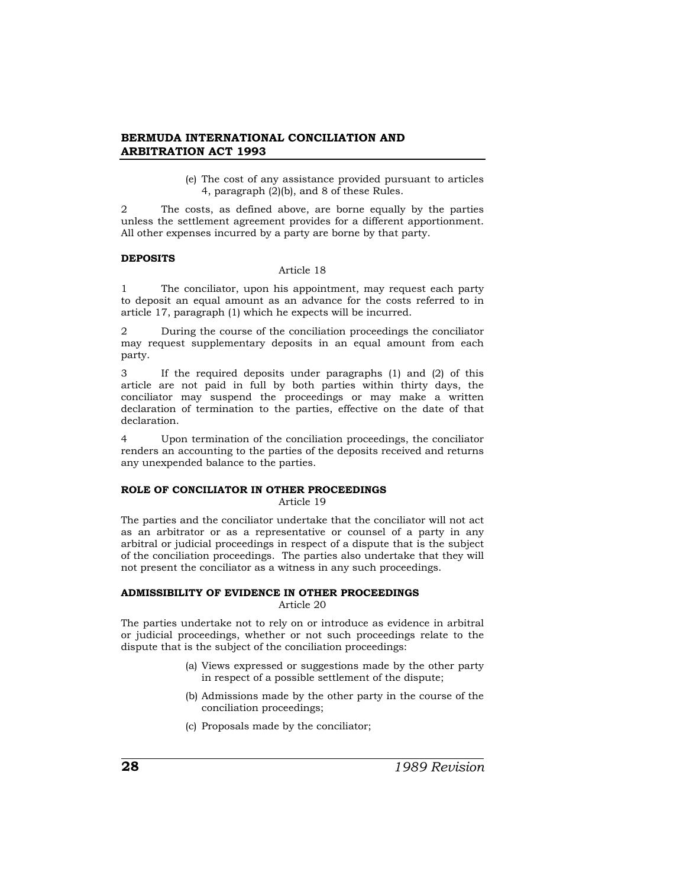(e) The cost of any assistance provided pursuant to articles 4, paragraph (2)(b), and 8 of these Rules.

2 The costs, as defined above, are borne equally by the parties unless the settlement agreement provides for a different apportionment. All other expenses incurred by a party are borne by that party.

**DEPOSITS**

Article 18

1 The conciliator, upon his appointment, may request each party to deposit an equal amount as an advance for the costs referred to in article 17, paragraph (1) which he expects will be incurred.

2 During the course of the conciliation proceedings the conciliator may request supplementary deposits in an equal amount from each party.

3 If the required deposits under paragraphs (1) and (2) of this article are not paid in full by both parties within thirty days, the conciliator may suspend the proceedings or may make a written declaration of termination to the parties, effective on the date of that declaration.

4 Upon termination of the conciliation proceedings, the conciliator renders an accounting to the parties of the deposits received and returns any unexpended balance to the parties.

**ROLE OF CONCILIATOR IN OTHER PROCEEDINGS**

Article 19

The parties and the conciliator undertake that the conciliator will not act as an arbitrator or as a representative or counsel of a party in any arbitral or judicial proceedings in respect of a dispute that is the subject of the conciliation proceedings. The parties also undertake that they will not present the conciliator as a witness in any such proceedings.

**ADMISSIBILITY OF EVIDENCE IN OTHER PROCEEDINGS**

Article 20

The parties undertake not to rely on or introduce as evidence in arbitral or judicial proceedings, whether or not such proceedings relate to the dispute that is the subject of the conciliation proceedings:

(a) Views expressed or suggestions made by the other party in respect of a possible settlement of the dispute;

(b) Admissions made by the other party in the course of the conciliation proceedings;

(c) Proposals made by the conciliator;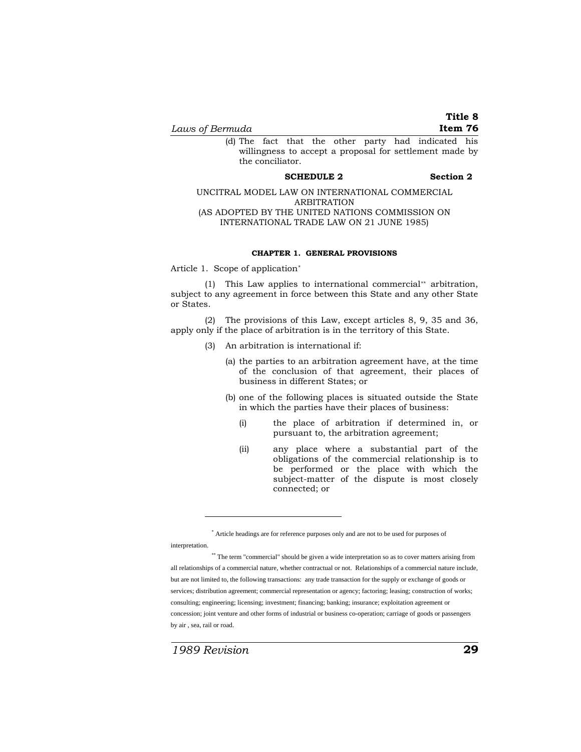(d) The fact that the other party had indicated his willingness to accept a proposal for settlement made by the conciliator.

**SCHEDULE 2** **Section 2**

UNCITRAL MODEL LAW ON INTERNATIONAL COMMERCIAL ARBITRATION
(AS ADOPTED BY THE UNITED NATIONS COMMISSION ON INTERNATIONAL TRADE LAW ON 21 JUNE 1985)

## CHAPTER 1. GENERAL PROVISIONS

Article 1. Scope of application*

(1) This Law applies to international commercial** arbitration, subject to any agreement in force between this State and any other State or States.

(2) The provisions of this Law, except articles 8, 9, 35 and 36, apply only if the place of arbitration is in the territory of this State.

(3) An arbitration is international if:

(a) the parties to an arbitration agreement have, at the time of the conclusion of that agreement, their places of business in different States; or

(b) one of the following places is situated outside the State in which the parties have their places of business:

(i) the place of arbitration if determined in, or pursuant to, the arbitration agreement;

(ii) any place where a substantial part of the obligations of the commercial relationship is to be performed or the place with which the subject-matter of the dispute is most closely connected; or

---

* Article headings are for reference purposes only and are not to be used for purposes of interpretation.

** The term "commercial" should be given a wide interpretation so as to cover matters arising from all relationships of a commercial nature, whether contractual or not. Relationships of a commercial nature include, but are not limited to, the following transactions: any trade transaction for the supply or exchange of goods or services; distribution agreement; commercial representation or agency; factoring; leasing; construction of works; consulting; engineering; licensing; investment; financing; banking; insurance; exploitation agreement or concession; joint venture and other forms of industrial or business co-operation; carriage of goods or passengers by air , sea, rail or road.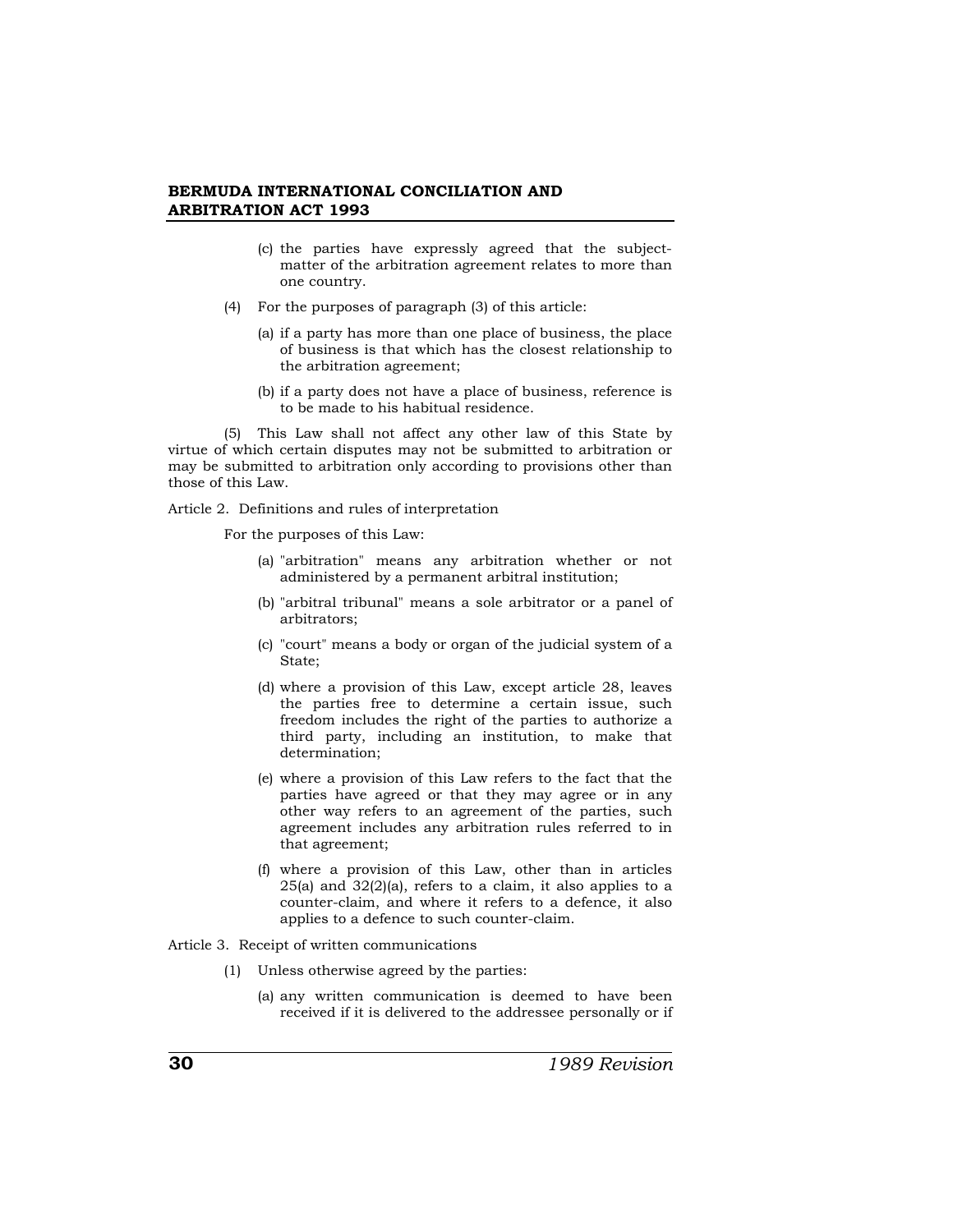(c) the parties have expressly agreed that the subject-matter of the arbitration agreement relates to more than one country.

(4) For the purposes of paragraph (3) of this article:

(a) if a party has more than one place of business, the place of business is that which has the closest relationship to the arbitration agreement;

(b) if a party does not have a place of business, reference is to be made to his habitual residence.

(5) This Law shall not affect any other law of this State by virtue of which certain disputes may not be submitted to arbitration or may be submitted to arbitration only according to provisions other than those of this Law.

Article 2. Definitions and rules of interpretation

For the purposes of this Law:

(a) "arbitration" means any arbitration whether or not administered by a permanent arbitral institution;

(b) "arbitral tribunal" means a sole arbitrator or a panel of arbitrators;

(c) "court" means a body or organ of the judicial system of a State;

(d) where a provision of this Law, except article 28, leaves the parties free to determine a certain issue, such freedom includes the right of the parties to authorize a third party, including an institution, to make that determination;

(e) where a provision of this Law refers to the fact that the parties have agreed or that they may agree or in any other way refers to an agreement of the parties, such agreement includes any arbitration rules referred to in that agreement;

(f) where a provision of this Law, other than in articles 25(a) and 32(2)(a), refers to a claim, it also applies to a counter-claim, and where it refers to a defence, it also applies to a defence to such counter-claim.

Article 3. Receipt of written communications

(1) Unless otherwise agreed by the parties:

(a) any written communication is deemed to have been received if it is delivered to the addressee personally or if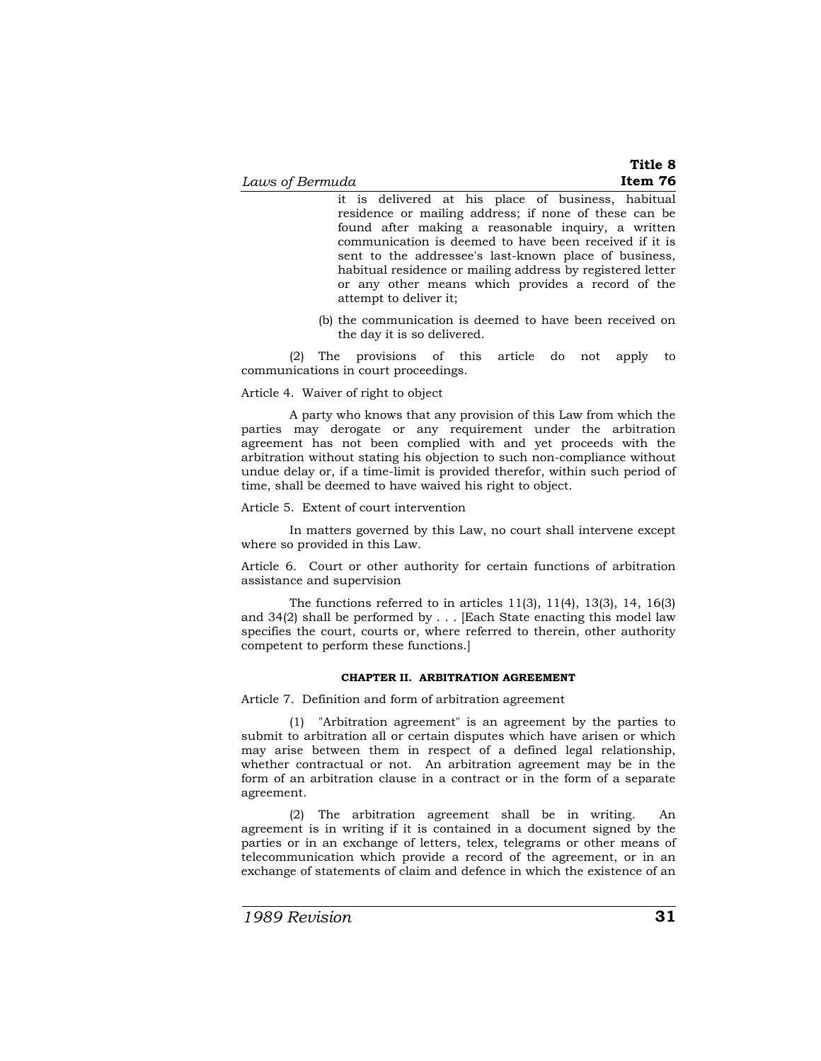it is delivered at his place of business, habitual residence or mailing address; if none of these can be found after making a reasonable inquiry, a written communication is deemed to have been received if it is sent to the addressee's last-known place of business, habitual residence or mailing address by registered letter or any other means which provides a record of the attempt to deliver it;

(b) the communication is deemed to have been received on the day it is so delivered.

(2) The provisions of this article do not apply to communications in court proceedings.

Article 4. Waiver of right to object

A party who knows that any provision of this Law from which the parties may derogate or any requirement under the arbitration agreement has not been complied with and yet proceeds with the arbitration without stating his objection to such non-compliance without undue delay or, if a time-limit is provided therefor, within such period of time, shall be deemed to have waived his right to object.

Article 5. Extent of court intervention

In matters governed by this Law, no court shall intervene except where so provided in this Law.

Article 6. Court or other authority for certain functions of arbitration assistance and supervision

The functions referred to in articles 11(3), 11(4), 13(3), 14, 16(3) and 34(2) shall be performed by . . . [Each State enacting this model law specifies the court, courts or, where referred to therein, other authority competent to perform these functions.]

## CHAPTER II. ARBITRATION AGREEMENT

Article 7. Definition and form of arbitration agreement

(1) "Arbitration agreement" is an agreement by the parties to submit to arbitration all or certain disputes which have arisen or which may arise between them in respect of a defined legal relationship, whether contractual or not. An arbitration agreement may be in the form of an arbitration clause in a contract or in the form of a separate agreement.

(2) The arbitration agreement shall be in writing. An agreement is in writing if it is contained in a document signed by the parties or in an exchange of letters, telex, telegrams or other means of telecommunication which provide a record of the agreement, or in an exchange of statements of claim and defence in which the existence of an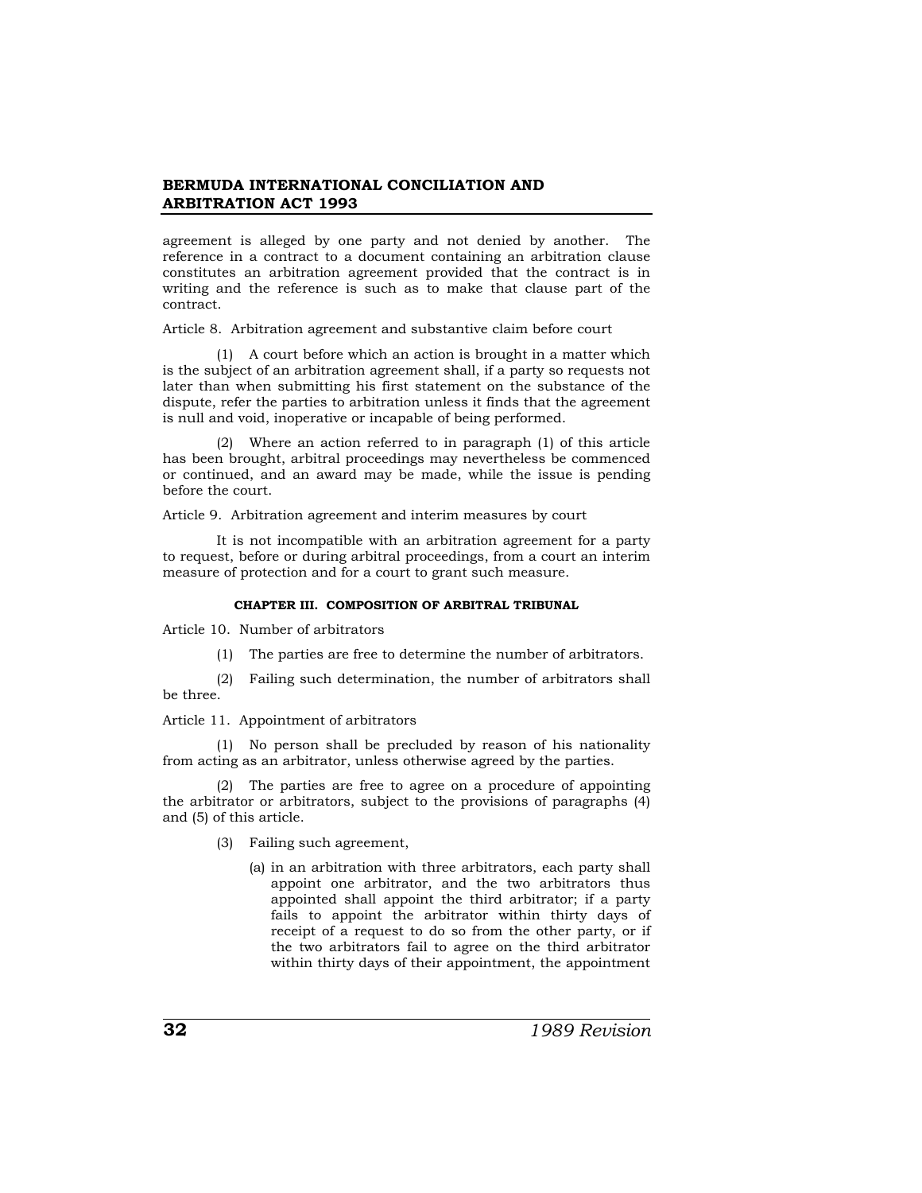agreement is alleged by one party and not denied by another. The reference in a contract to a document containing an arbitration clause constitutes an arbitration agreement provided that the contract is in writing and the reference is such as to make that clause part of the contract.

Article 8. Arbitration agreement and substantive claim before court

(1) A court before which an action is brought in a matter which is the subject of an arbitration agreement shall, if a party so requests not later than when submitting his first statement on the substance of the dispute, refer the parties to arbitration unless it finds that the agreement is null and void, inoperative or incapable of being performed.

(2) Where an action referred to in paragraph (1) of this article has been brought, arbitral proceedings may nevertheless be commenced or continued, and an award may be made, while the issue is pending before the court.

Article 9. Arbitration agreement and interim measures by court

It is not incompatible with an arbitration agreement for a party to request, before or during arbitral proceedings, from a court an interim measure of protection and for a court to grant such measure.

#### CHAPTER III. COMPOSITION OF ARBITRAL TRIBUNAL

Article 10. Number of arbitrators

(1) The parties are free to determine the number of arbitrators.

(2) Failing such determination, the number of arbitrators shall be three.

Article 11. Appointment of arbitrators

(1) No person shall be precluded by reason of his nationality from acting as an arbitrator, unless otherwise agreed by the parties.

(2) The parties are free to agree on a procedure of appointing the arbitrator or arbitrators, subject to the provisions of paragraphs (4) and (5) of this article.

(3) Failing such agreement,

(a) in an arbitration with three arbitrators, each party shall appoint one arbitrator, and the two arbitrators thus appointed shall appoint the third arbitrator; if a party fails to appoint the arbitrator within thirty days of receipt of a request to do so from the other party, or if the two arbitrators fail to agree on the third arbitrator within thirty days of their appointment, the appointment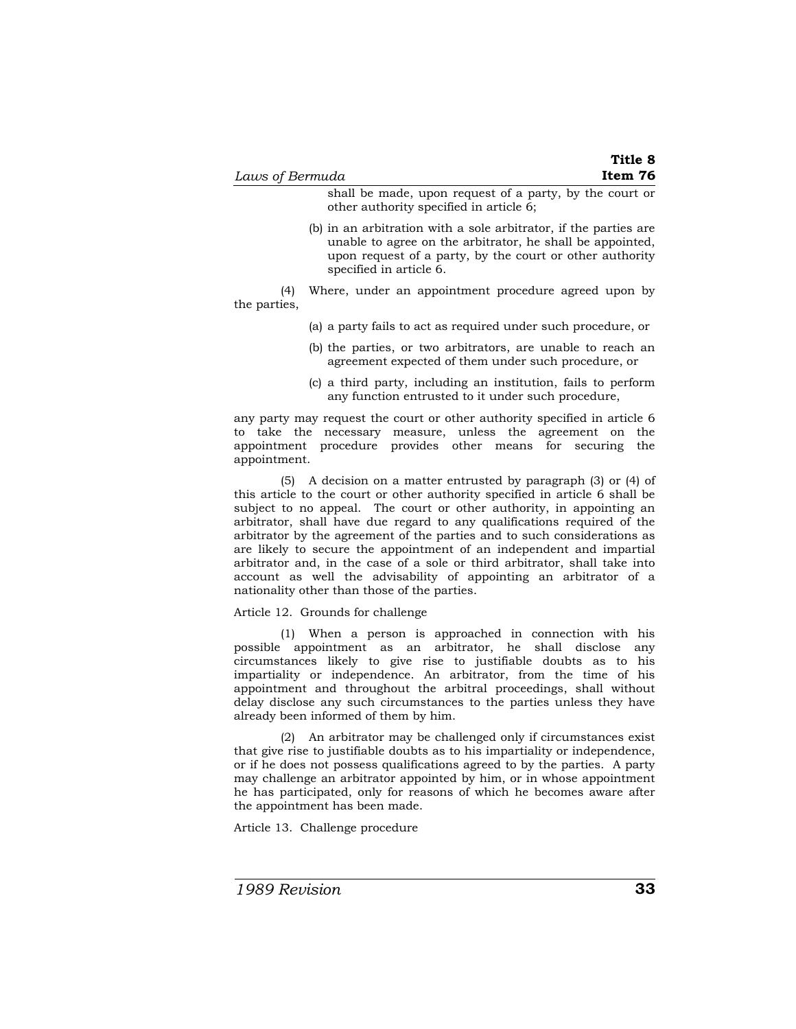shall be made, upon request of a party, by the court or other authority specified in article 6;

(b) in an arbitration with a sole arbitrator, if the parties are unable to agree on the arbitrator, he shall be appointed, upon request of a party, by the court or other authority specified in article 6.

(4) Where, under an appointment procedure agreed upon by the parties,

(a) a party fails to act as required under such procedure, or

(b) the parties, or two arbitrators, are unable to reach an agreement expected of them under such procedure, or

(c) a third party, including an institution, fails to perform any function entrusted to it under such procedure,

any party may request the court or other authority specified in article 6 to take the necessary measure, unless the agreement on the appointment procedure provides other means for securing the appointment.

(5) A decision on a matter entrusted by paragraph (3) or (4) of this article to the court or other authority specified in article 6 shall be subject to no appeal. The court or other authority, in appointing an arbitrator, shall have due regard to any qualifications required of the arbitrator by the agreement of the parties and to such considerations as are likely to secure the appointment of an independent and impartial arbitrator and, in the case of a sole or third arbitrator, shall take into account as well the advisability of appointing an arbitrator of a nationality other than those of the parties.

Article 12. Grounds for challenge

(1) When a person is approached in connection with his possible appointment as an arbitrator, he shall disclose any circumstances likely to give rise to justifiable doubts as to his impartiality or independence. An arbitrator, from the time of his appointment and throughout the arbitral proceedings, shall without delay disclose any such circumstances to the parties unless they have already been informed of them by him.

(2) An arbitrator may be challenged only if circumstances exist that give rise to justifiable doubts as to his impartiality or independence, or if he does not possess qualifications agreed to by the parties. A party may challenge an arbitrator appointed by him, or in whose appointment he has participated, only for reasons of which he becomes aware after the appointment has been made.

Article 13. Challenge procedure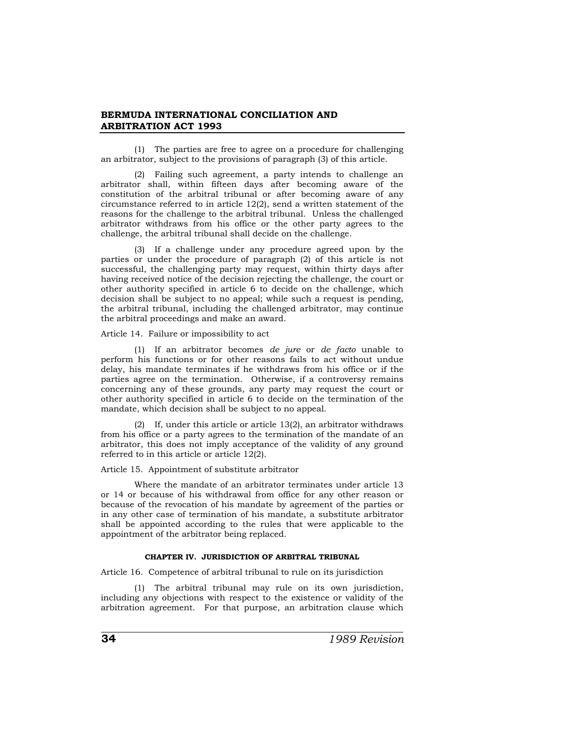(1) The parties are free to agree on a procedure for challenging an arbitrator, subject to the provisions of paragraph (3) of this article.

(2) Failing such agreement, a party intends to challenge an arbitrator shall, within fifteen days after becoming aware of the constitution of the arbitral tribunal or after becoming aware of any circumstance referred to in article 12(2), send a written statement of the reasons for the challenge to the arbitral tribunal. Unless the challenged arbitrator withdraws from his office or the other party agrees to the challenge, the arbitral tribunal shall decide on the challenge.

(3) If a challenge under any procedure agreed upon by the parties or under the procedure of paragraph (2) of this article is not successful, the challenging party may request, within thirty days after having received notice of the decision rejecting the challenge, the court or other authority specified in article 6 to decide on the challenge, which decision shall be subject to no appeal; while such a request is pending, the arbitral tribunal, including the challenged arbitrator, may continue the arbitral proceedings and make an award.

Article 14. Failure or impossibility to act

(1) If an arbitrator becomes *de jure* or *de facto* unable to perform his functions or for other reasons fails to act without undue delay, his mandate terminates if he withdraws from his office or if the parties agree on the termination. Otherwise, if a controversy remains concerning any of these grounds, any party may request the court or other authority specified in article 6 to decide on the termination of the mandate, which decision shall be subject to no appeal.

(2) If, under this article or article 13(2), an arbitrator withdraws from his office or a party agrees to the termination of the mandate of an arbitrator, this does not imply acceptance of the validity of any ground referred to in this article or article 12(2).

Article 15. Appointment of substitute arbitrator

Where the mandate of an arbitrator terminates under article 13 or 14 or because of his withdrawal from office for any other reason or because of the revocation of his mandate by agreement of the parties or in any other case of termination of his mandate, a substitute arbitrator shall be appointed according to the rules that were applicable to the appointment of the arbitrator being replaced.

## CHAPTER IV. JURISDICTION OF ARBITRAL TRIBUNAL

Article 16. Competence of arbitral tribunal to rule on its jurisdiction

(1) The arbitral tribunal may rule on its own jurisdiction, including any objections with respect to the existence or validity of the arbitration agreement. For that purpose, an arbitration clause which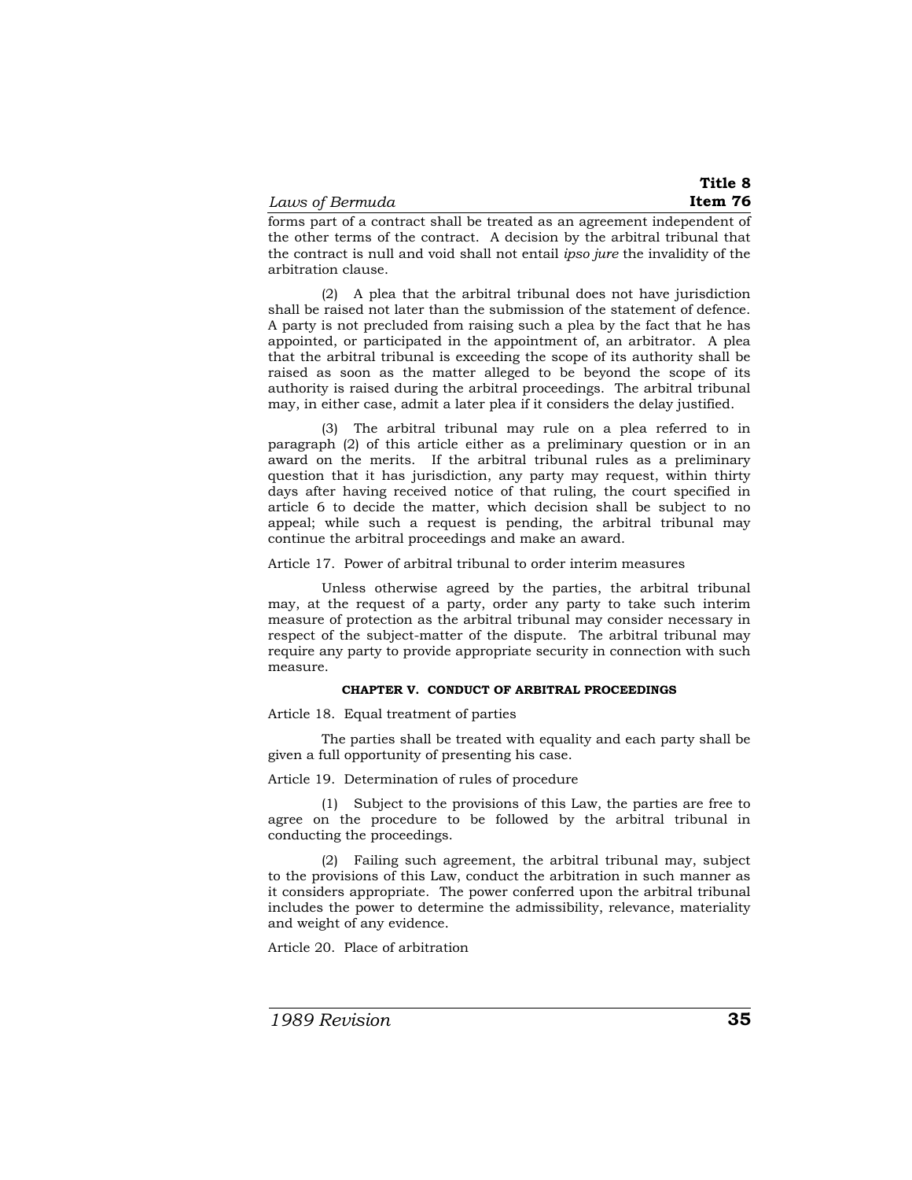forms part of a contract shall be treated as an agreement independent of the other terms of the contract. A decision by the arbitral tribunal that the contract is null and void shall not entail *ipso jure* the invalidity of the arbitration clause.

(2) A plea that the arbitral tribunal does not have jurisdiction shall be raised not later than the submission of the statement of defence. A party is not precluded from raising such a plea by the fact that he has appointed, or participated in the appointment of, an arbitrator. A plea that the arbitral tribunal is exceeding the scope of its authority shall be raised as soon as the matter alleged to be beyond the scope of its authority is raised during the arbitral proceedings. The arbitral tribunal may, in either case, admit a later plea if it considers the delay justified.

(3) The arbitral tribunal may rule on a plea referred to in paragraph (2) of this article either as a preliminary question or in an award on the merits. If the arbitral tribunal rules as a preliminary question that it has jurisdiction, any party may request, within thirty days after having received notice of that ruling, the court specified in article 6 to decide the matter, which decision shall be subject to no appeal; while such a request is pending, the arbitral tribunal may continue the arbitral proceedings and make an award.

Article 17. Power of arbitral tribunal to order interim measures

Unless otherwise agreed by the parties, the arbitral tribunal may, at the request of a party, order any party to take such interim measure of protection as the arbitral tribunal may consider necessary in respect of the subject-matter of the dispute. The arbitral tribunal may require any party to provide appropriate security in connection with such measure.

## CHAPTER V. CONDUCT OF ARBITRAL PROCEEDINGS

Article 18. Equal treatment of parties

The parties shall be treated with equality and each party shall be given a full opportunity of presenting his case.

Article 19. Determination of rules of procedure

(1) Subject to the provisions of this Law, the parties are free to agree on the procedure to be followed by the arbitral tribunal in conducting the proceedings.

(2) Failing such agreement, the arbitral tribunal may, subject to the provisions of this Law, conduct the arbitration in such manner as it considers appropriate. The power conferred upon the arbitral tribunal includes the power to determine the admissibility, relevance, materiality and weight of any evidence.

Article 20. Place of arbitration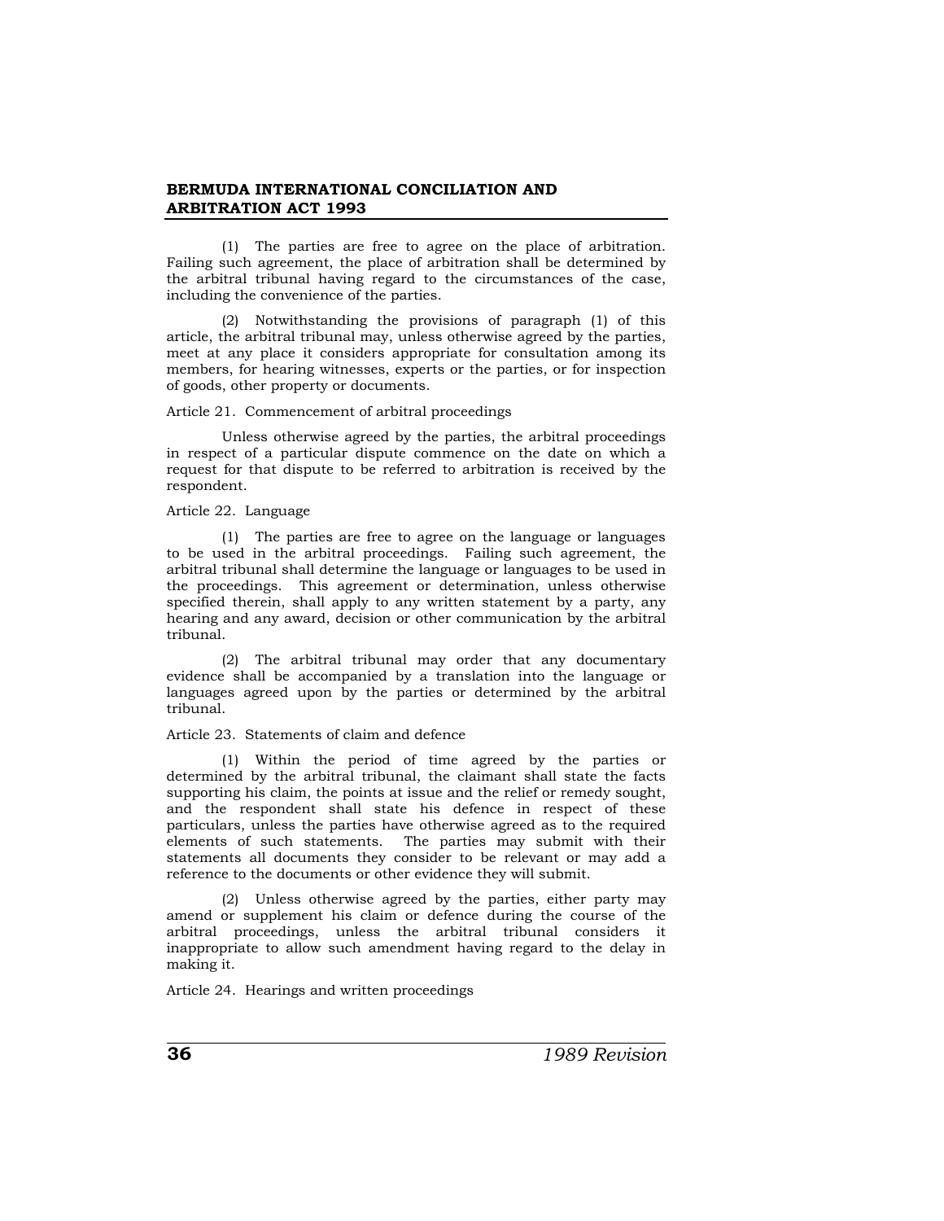(1) The parties are free to agree on the place of arbitration. Failing such agreement, the place of arbitration shall be determined by the arbitral tribunal having regard to the circumstances of the case, including the convenience of the parties.

(2) Notwithstanding the provisions of paragraph (1) of this article, the arbitral tribunal may, unless otherwise agreed by the parties, meet at any place it considers appropriate for consultation among its members, for hearing witnesses, experts or the parties, or for inspection of goods, other property or documents.

Article 21. Commencement of arbitral proceedings

Unless otherwise agreed by the parties, the arbitral proceedings in respect of a particular dispute commence on the date on which a request for that dispute to be referred to arbitration is received by the respondent.

Article 22. Language

(1) The parties are free to agree on the language or languages to be used in the arbitral proceedings. Failing such agreement, the arbitral tribunal shall determine the language or languages to be used in the proceedings. This agreement or determination, unless otherwise specified therein, shall apply to any written statement by a party, any hearing and any award, decision or other communication by the arbitral tribunal.

(2) The arbitral tribunal may order that any documentary evidence shall be accompanied by a translation into the language or languages agreed upon by the parties or determined by the arbitral tribunal.

Article 23. Statements of claim and defence

(1) Within the period of time agreed by the parties or determined by the arbitral tribunal, the claimant shall state the facts supporting his claim, the points at issue and the relief or remedy sought, and the respondent shall state his defence in respect of these particulars, unless the parties have otherwise agreed as to the required elements of such statements. The parties may submit with their statements all documents they consider to be relevant or may add a reference to the documents or other evidence they will submit.

(2) Unless otherwise agreed by the parties, either party may amend or supplement his claim or defence during the course of the arbitral proceedings, unless the arbitral tribunal considers it inappropriate to allow such amendment having regard to the delay in making it.

Article 24. Hearings and written proceedings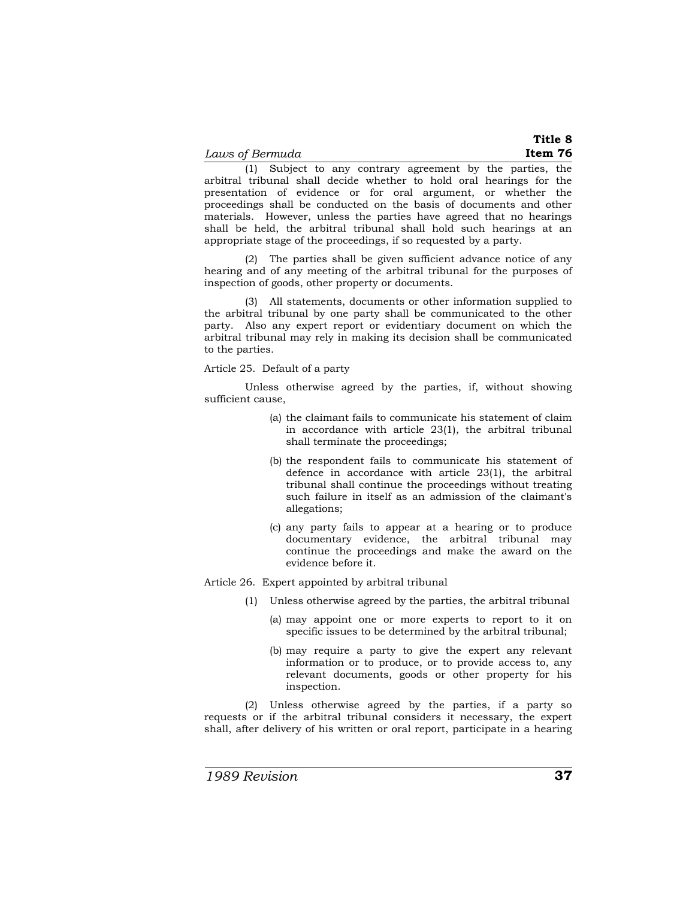(1) Subject to any contrary agreement by the parties, the arbitral tribunal shall decide whether to hold oral hearings for the presentation of evidence or for oral argument, or whether the proceedings shall be conducted on the basis of documents and other materials. However, unless the parties have agreed that no hearings shall be held, the arbitral tribunal shall hold such hearings at an appropriate stage of the proceedings, if so requested by a party.

(2) The parties shall be given sufficient advance notice of any hearing and of any meeting of the arbitral tribunal for the purposes of inspection of goods, other property or documents.

(3) All statements, documents or other information supplied to the arbitral tribunal by one party shall be communicated to the other party. Also any expert report or evidentiary document on which the arbitral tribunal may rely in making its decision shall be communicated to the parties.

Article 25. Default of a party

Unless otherwise agreed by the parties, if, without showing sufficient cause,

(a) the claimant fails to communicate his statement of claim in accordance with article 23(1), the arbitral tribunal shall terminate the proceedings;

(b) the respondent fails to communicate his statement of defence in accordance with article 23(1), the arbitral tribunal shall continue the proceedings without treating such failure in itself as an admission of the claimant's allegations;

(c) any party fails to appear at a hearing or to produce documentary evidence, the arbitral tribunal may continue the proceedings and make the award on the evidence before it.

Article 26. Expert appointed by arbitral tribunal

(1) Unless otherwise agreed by the parties, the arbitral tribunal

(a) may appoint one or more experts to report to it on specific issues to be determined by the arbitral tribunal;

(b) may require a party to give the expert any relevant information or to produce, or to provide access to, any relevant documents, goods or other property for his inspection.

(2) Unless otherwise agreed by the parties, if a party so requests or if the arbitral tribunal considers it necessary, the expert shall, after delivery of his written or oral report, participate in a hearing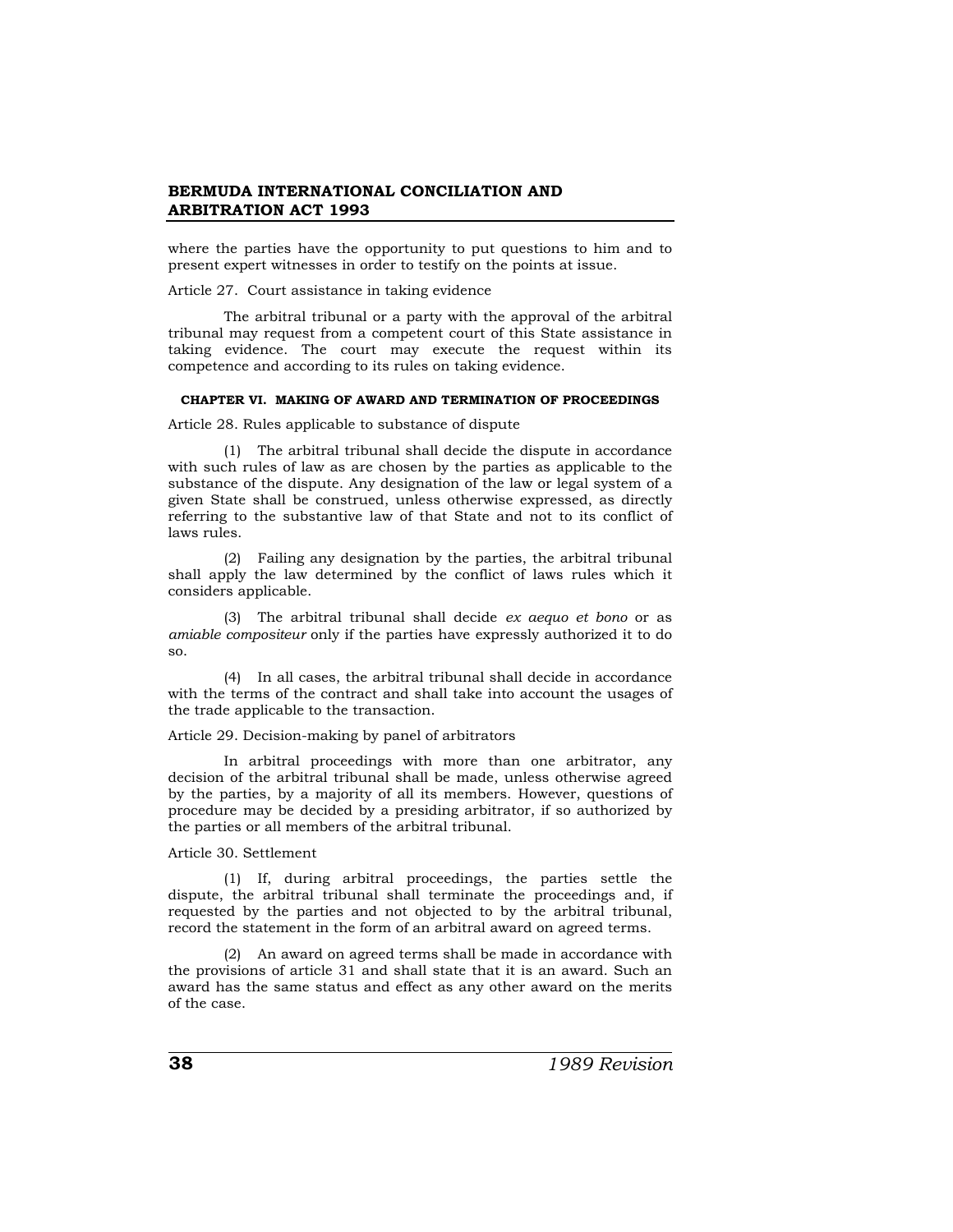where the parties have the opportunity to put questions to him and to present expert witnesses in order to testify on the points at issue.

Article 27. Court assistance in taking evidence

The arbitral tribunal or a party with the approval of the arbitral tribunal may request from a competent court of this State assistance in taking evidence. The court may execute the request within its competence and according to its rules on taking evidence.

#### CHAPTER VI. MAKING OF AWARD AND TERMINATION OF PROCEEDINGS

Article 28. Rules applicable to substance of dispute

(1) The arbitral tribunal shall decide the dispute in accordance with such rules of law as are chosen by the parties as applicable to the substance of the dispute. Any designation of the law or legal system of a given State shall be construed, unless otherwise expressed, as directly referring to the substantive law of that State and not to its conflict of laws rules.

(2) Failing any designation by the parties, the arbitral tribunal shall apply the law determined by the conflict of laws rules which it considers applicable.

(3) The arbitral tribunal shall decide *ex aequo et bono* or as *amiable compositeur* only if the parties have expressly authorized it to do so.

(4) In all cases, the arbitral tribunal shall decide in accordance with the terms of the contract and shall take into account the usages of the trade applicable to the transaction.

Article 29. Decision-making by panel of arbitrators

In arbitral proceedings with more than one arbitrator, any decision of the arbitral tribunal shall be made, unless otherwise agreed by the parties, by a majority of all its members. However, questions of procedure may be decided by a presiding arbitrator, if so authorized by the parties or all members of the arbitral tribunal.

Article 30. Settlement

(1) If, during arbitral proceedings, the parties settle the dispute, the arbitral tribunal shall terminate the proceedings and, if requested by the parties and not objected to by the arbitral tribunal, record the statement in the form of an arbitral award on agreed terms.

(2) An award on agreed terms shall be made in accordance with the provisions of article 31 and shall state that it is an award. Such an award has the same status and effect as any other award on the merits of the case.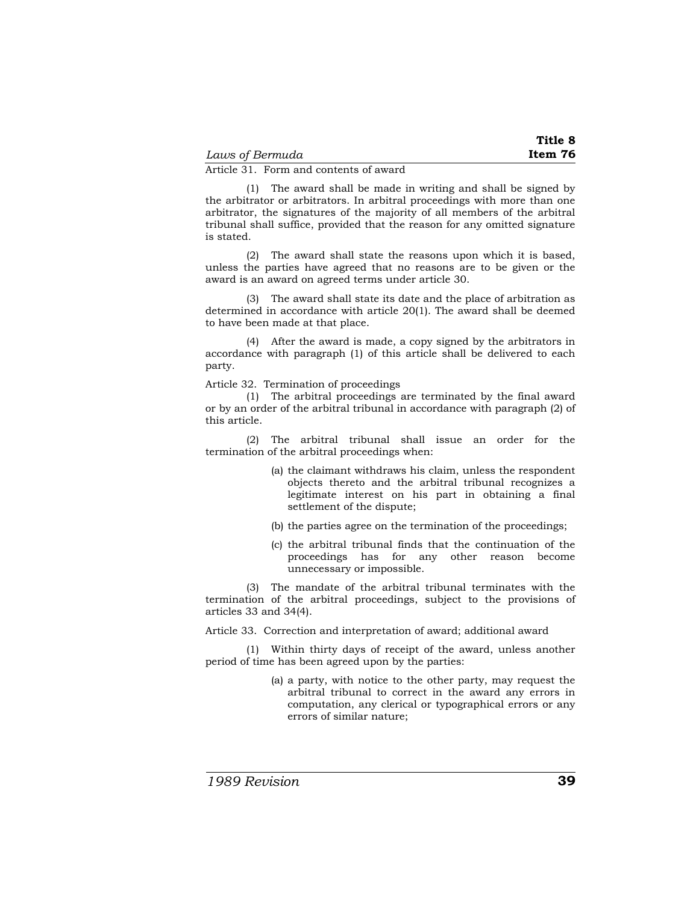Article 31. Form and contents of award

(1) The award shall be made in writing and shall be signed by the arbitrator or arbitrators. In arbitral proceedings with more than one arbitrator, the signatures of the majority of all members of the arbitral tribunal shall suffice, provided that the reason for any omitted signature is stated.

(2) The award shall state the reasons upon which it is based, unless the parties have agreed that no reasons are to be given or the award is an award on agreed terms under article 30.

(3) The award shall state its date and the place of arbitration as determined in accordance with article 20(1). The award shall be deemed to have been made at that place.

(4) After the award is made, a copy signed by the arbitrators in accordance with paragraph (1) of this article shall be delivered to each party.

Article 32. Termination of proceedings

(1) The arbitral proceedings are terminated by the final award or by an order of the arbitral tribunal in accordance with paragraph (2) of this article.

(2) The arbitral tribunal shall issue an order for the termination of the arbitral proceedings when:

(a) the claimant withdraws his claim, unless the respondent objects thereto and the arbitral tribunal recognizes a legitimate interest on his part in obtaining a final settlement of the dispute;

(b) the parties agree on the termination of the proceedings;

(c) the arbitral tribunal finds that the continuation of the proceedings has for any other reason become unnecessary or impossible.

(3) The mandate of the arbitral tribunal terminates with the termination of the arbitral proceedings, subject to the provisions of articles 33 and 34(4).

Article 33. Correction and interpretation of award; additional award

(1) Within thirty days of receipt of the award, unless another period of time has been agreed upon by the parties:

(a) a party, with notice to the other party, may request the arbitral tribunal to correct in the award any errors in computation, any clerical or typographical errors or any errors of similar nature;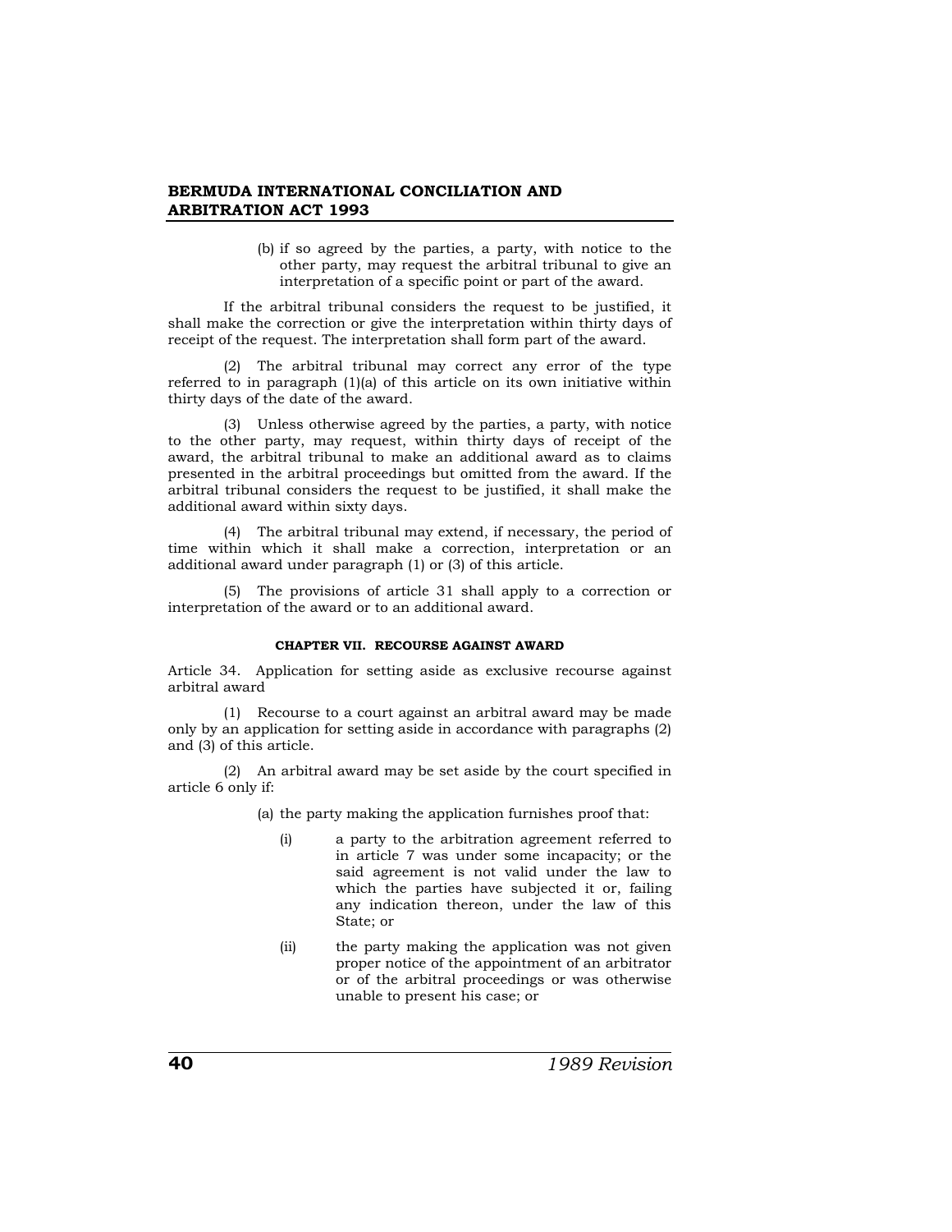(b) if so agreed by the parties, a party, with notice to the other party, may request the arbitral tribunal to give an interpretation of a specific point or part of the award.

If the arbitral tribunal considers the request to be justified, it shall make the correction or give the interpretation within thirty days of receipt of the request. The interpretation shall form part of the award.

(2) The arbitral tribunal may correct any error of the type referred to in paragraph (1)(a) of this article on its own initiative within thirty days of the date of the award.

(3) Unless otherwise agreed by the parties, a party, with notice to the other party, may request, within thirty days of receipt of the award, the arbitral tribunal to make an additional award as to claims presented in the arbitral proceedings but omitted from the award. If the arbitral tribunal considers the request to be justified, it shall make the additional award within sixty days.

(4) The arbitral tribunal may extend, if necessary, the period of time within which it shall make a correction, interpretation or an additional award under paragraph (1) or (3) of this article.

(5) The provisions of article 31 shall apply to a correction or interpretation of the award or to an additional award.

#### CHAPTER VII. RECOURSE AGAINST AWARD

Article 34. Application for setting aside as exclusive recourse against arbitral award

(1) Recourse to a court against an arbitral award may be made only by an application for setting aside in accordance with paragraphs (2) and (3) of this article.

(2) An arbitral award may be set aside by the court specified in article 6 only if:

(a) the party making the application furnishes proof that:

(i) a party to the arbitration agreement referred to in article 7 was under some incapacity; or the said agreement is not valid under the law to which the parties have subjected it or, failing any indication thereon, under the law of this State; or

(ii) the party making the application was not given proper notice of the appointment of an arbitrator or of the arbitral proceedings or was otherwise unable to present his case; or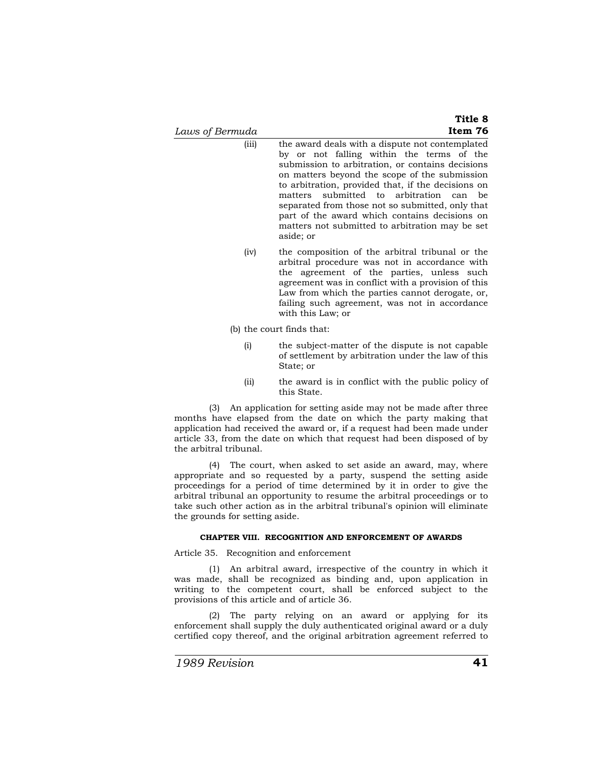(iii) the award deals with a dispute not contemplated by or not falling within the terms of the submission to arbitration, or contains decisions on matters beyond the scope of the submission to arbitration, provided that, if the decisions on matters submitted to arbitration can be separated from those not so submitted, only that part of the award which contains decisions on matters not submitted to arbitration may be set aside; or

(iv) the composition of the arbitral tribunal or the arbitral procedure was not in accordance with the agreement of the parties, unless such agreement was in conflict with a provision of this Law from which the parties cannot derogate, or, failing such agreement, was not in accordance with this Law; or

(b) the court finds that:

(i) the subject-matter of the dispute is not capable of settlement by arbitration under the law of this State; or

(ii) the award is in conflict with the public policy of this State.

(3) An application for setting aside may not be made after three months have elapsed from the date on which the party making that application had received the award or, if a request had been made under article 33, from the date on which that request had been disposed of by the arbitral tribunal.

(4) The court, when asked to set aside an award, may, where appropriate and so requested by a party, suspend the setting aside proceedings for a period of time determined by it in order to give the arbitral tribunal an opportunity to resume the arbitral proceedings or to take such other action as in the arbitral tribunal's opinion will eliminate the grounds for setting aside.

#### CHAPTER VIII. RECOGNITION AND ENFORCEMENT OF AWARDS

Article 35. Recognition and enforcement

(1) An arbitral award, irrespective of the country in which it was made, shall be recognized as binding and, upon application in writing to the competent court, shall be enforced subject to the provisions of this article and of article 36.

(2) The party relying on an award or applying for its enforcement shall supply the duly authenticated original award or a duly certified copy thereof, and the original arbitration agreement referred to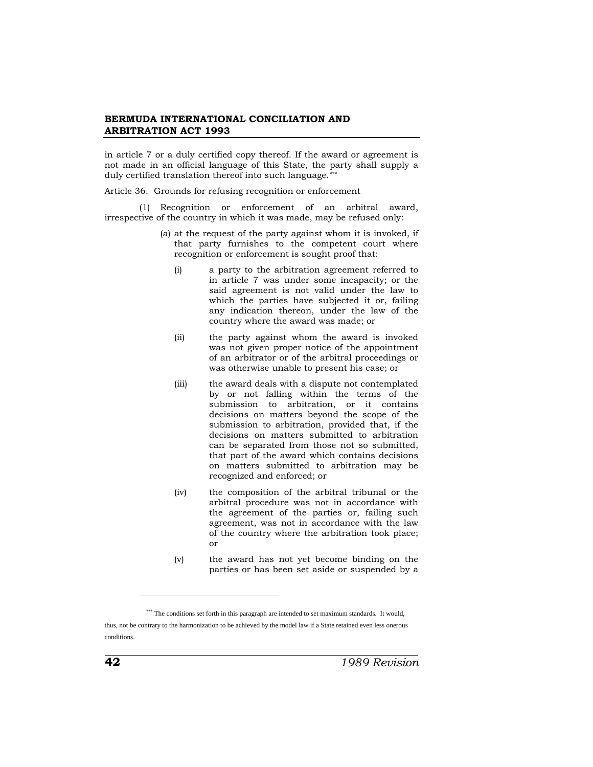in article 7 or a duly certified copy thereof. If the award or agreement is not made in an official language of this State, the party shall supply a duly certified translation thereof into such language.[***]

Article 36. Grounds for refusing recognition or enforcement

(1) Recognition or enforcement of an arbitral award, irrespective of the country in which it was made, may be refused only:

(a) at the request of the party against whom it is invoked, if that party furnishes to the competent court where recognition or enforcement is sought proof that:

(i) a party to the arbitration agreement referred to in article 7 was under some incapacity; or the said agreement is not valid under the law to which the parties have subjected it or, failing any indication thereon, under the law of the country where the award was made; or

(ii) the party against whom the award is invoked was not given proper notice of the appointment of an arbitrator or of the arbitral proceedings or was otherwise unable to present his case; or

(iii) the award deals with a dispute not contemplated by or not falling within the terms of the submission to arbitration, or it contains decisions on matters beyond the scope of the submission to arbitration, provided that, if the decisions on matters submitted to arbitration can be separated from those not so submitted, that part of the award which contains decisions on matters submitted to arbitration may be recognized and enforced; or

(iv) the composition of the arbitral tribunal or the arbitral procedure was not in accordance with the agreement of the parties or, failing such agreement, was not in accordance with the law of the country where the arbitration took place; or

(v) the award has not yet become binding on the parties or has been set aside or suspended by a

---

[***] The conditions set forth in this paragraph are intended to set maximum standards. It would, thus, not be contrary to the harmonization to be achieved by the model law if a State retained even less onerous conditions.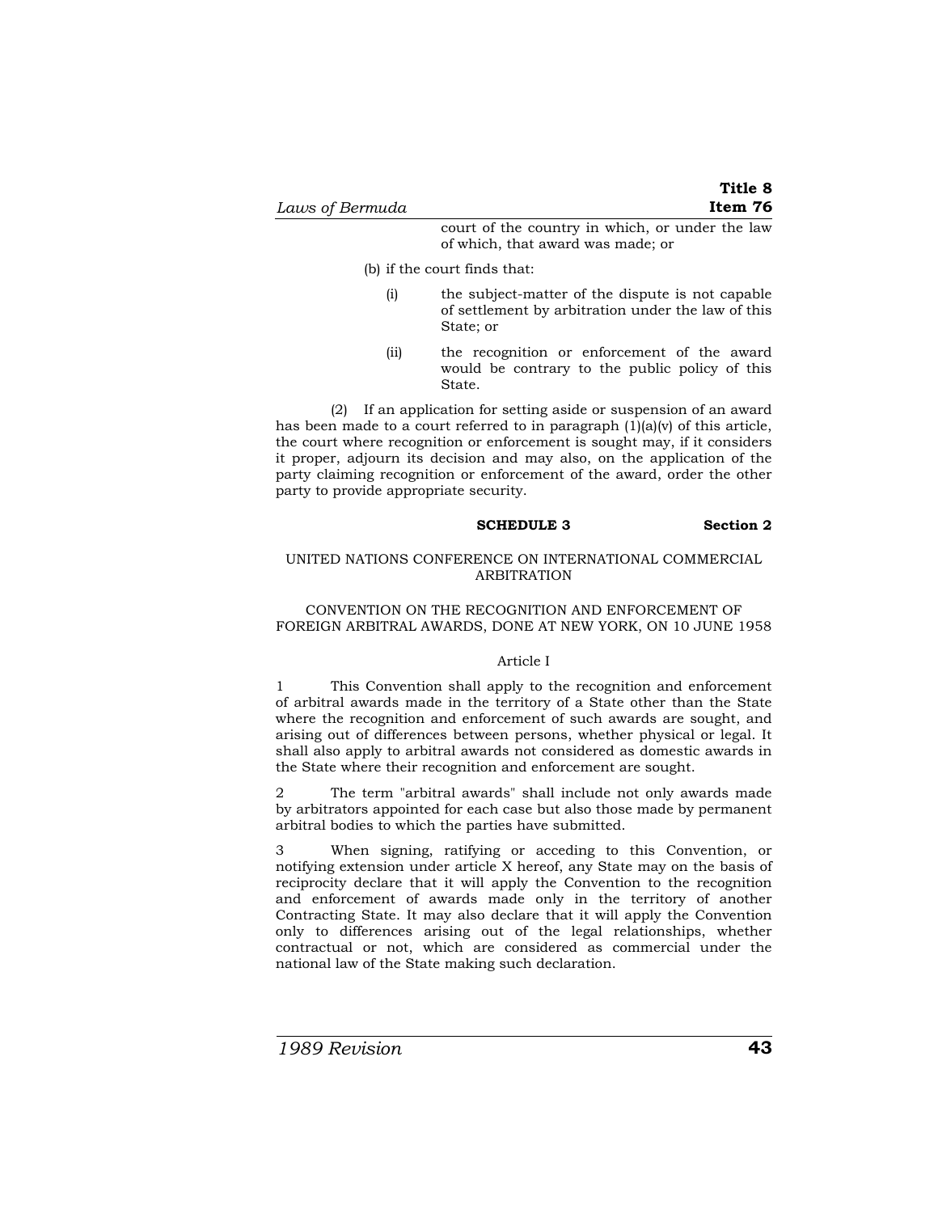court of the country in which, or under the law of which, that award was made; or

(b) if the court finds that:

(i) the subject-matter of the dispute is not capable of settlement by arbitration under the law of this State; or

(ii) the recognition or enforcement of the award would be contrary to the public policy of this State.

(2) If an application for setting aside or suspension of an award has been made to a court referred to in paragraph (1)(a)(v) of this article, the court where recognition or enforcement is sought may, if it considers it proper, adjourn its decision and may also, on the application of the party claiming recognition or enforcement of the award, order the other party to provide appropriate security.

## SCHEDULE 3 — Section 2

UNITED NATIONS CONFERENCE ON INTERNATIONAL COMMERCIAL ARBITRATION

CONVENTION ON THE RECOGNITION AND ENFORCEMENT OF FOREIGN ARBITRAL AWARDS, DONE AT NEW YORK, ON 10 JUNE 1958

### Article I

1 This Convention shall apply to the recognition and enforcement of arbitral awards made in the territory of a State other than the State where the recognition and enforcement of such awards are sought, and arising out of differences between persons, whether physical or legal. It shall also apply to arbitral awards not considered as domestic awards in the State where their recognition and enforcement are sought.

2 The term "arbitral awards" shall include not only awards made by arbitrators appointed for each case but also those made by permanent arbitral bodies to which the parties have submitted.

3 When signing, ratifying or acceding to this Convention, or notifying extension under article X hereof, any State may on the basis of reciprocity declare that it will apply the Convention to the recognition and enforcement of awards made only in the territory of another Contracting State. It may also declare that it will apply the Convention only to differences arising out of the legal relationships, whether contractual or not, which are considered as commercial under the national law of the State making such declaration.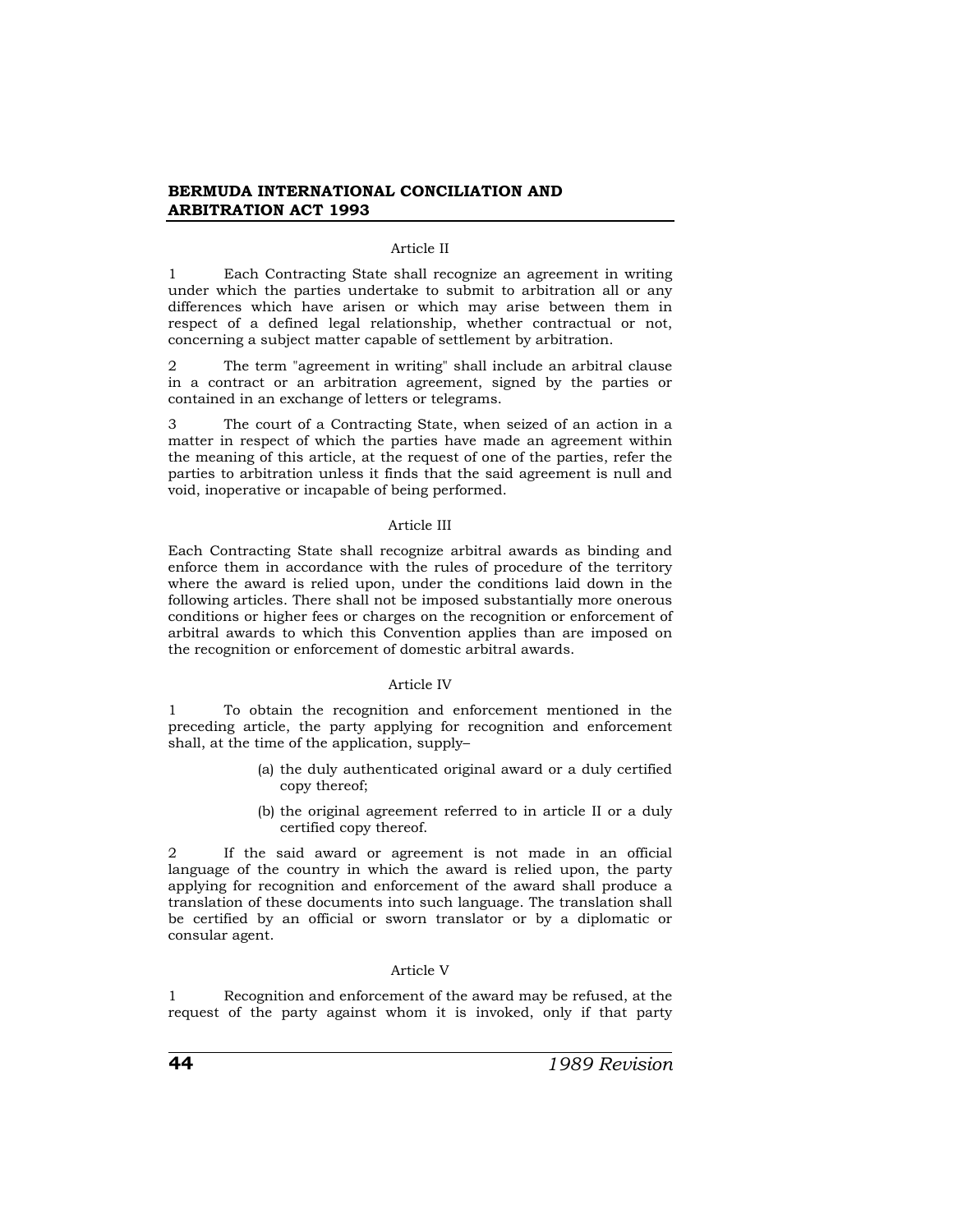### Article II

1 Each Contracting State shall recognize an agreement in writing under which the parties undertake to submit to arbitration all or any differences which have arisen or which may arise between them in respect of a defined legal relationship, whether contractual or not, concerning a subject matter capable of settlement by arbitration.

2 The term "agreement in writing" shall include an arbitral clause in a contract or an arbitration agreement, signed by the parties or contained in an exchange of letters or telegrams.

3 The court of a Contracting State, when seized of an action in a matter in respect of which the parties have made an agreement within the meaning of this article, at the request of one of the parties, refer the parties to arbitration unless it finds that the said agreement is null and void, inoperative or incapable of being performed.

### Article III

Each Contracting State shall recognize arbitral awards as binding and enforce them in accordance with the rules of procedure of the territory where the award is relied upon, under the conditions laid down in the following articles. There shall not be imposed substantially more onerous conditions or higher fees or charges on the recognition or enforcement of arbitral awards to which this Convention applies than are imposed on the recognition or enforcement of domestic arbitral awards.

### Article IV

1 To obtain the recognition and enforcement mentioned in the preceding article, the party applying for recognition and enforcement shall, at the time of the application, supply–

(a) the duly authenticated original award or a duly certified copy thereof;

(b) the original agreement referred to in article II or a duly certified copy thereof.

2 If the said award or agreement is not made in an official language of the country in which the award is relied upon, the party applying for recognition and enforcement of the award shall produce a translation of these documents into such language. The translation shall be certified by an official or sworn translator or by a diplomatic or consular agent.

### Article V

1 Recognition and enforcement of the award may be refused, at the request of the party against whom it is invoked, only if that party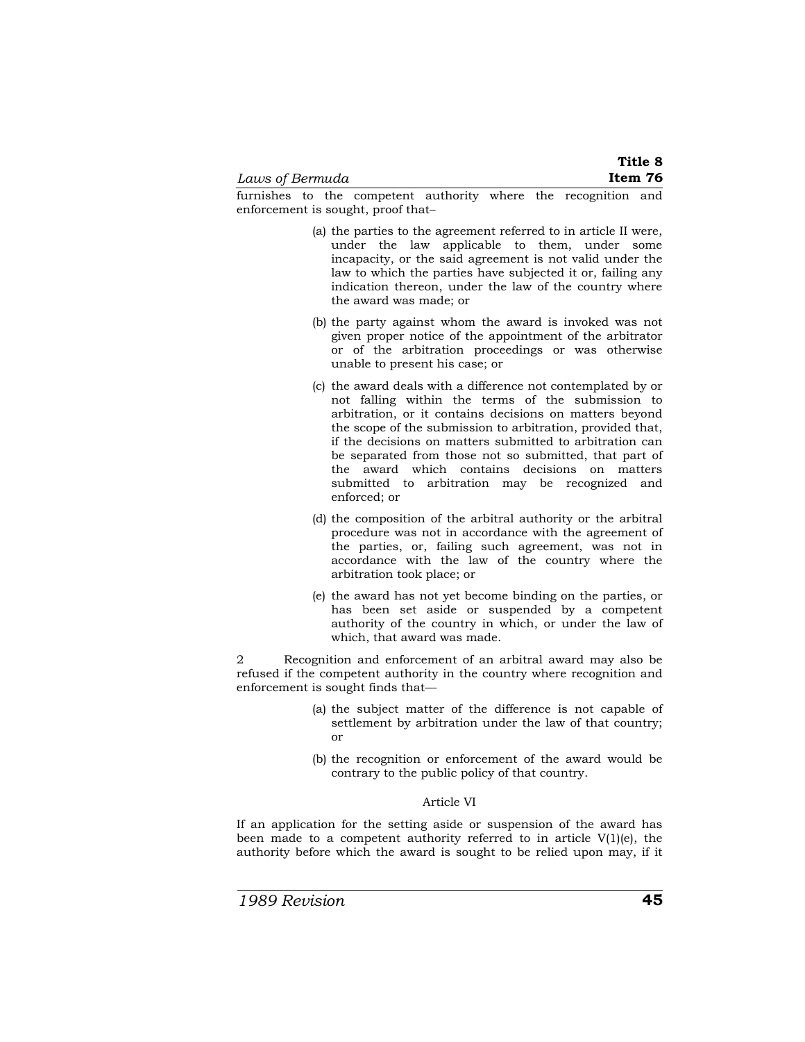furnishes to the competent authority where the recognition and enforcement is sought, proof that–

(a) the parties to the agreement referred to in article II were, under the law applicable to them, under some incapacity, or the said agreement is not valid under the law to which the parties have subjected it or, failing any indication thereon, under the law of the country where the award was made; or

(b) the party against whom the award is invoked was not given proper notice of the appointment of the arbitrator or of the arbitration proceedings or was otherwise unable to present his case; or

(c) the award deals with a difference not contemplated by or not falling within the terms of the submission to arbitration, or it contains decisions on matters beyond the scope of the submission to arbitration, provided that, if the decisions on matters submitted to arbitration can be separated from those not so submitted, that part of the award which contains decisions on matters submitted to arbitration may be recognized and enforced; or

(d) the composition of the arbitral authority or the arbitral procedure was not in accordance with the agreement of the parties, or, failing such agreement, was not in accordance with the law of the country where the arbitration took place; or

(e) the award has not yet become binding on the parties, or has been set aside or suspended by a competent authority of the country in which, or under the law of which, that award was made.

2 Recognition and enforcement of an arbitral award may also be refused if the competent authority in the country where recognition and enforcement is sought finds that—

(a) the subject matter of the difference is not capable of settlement by arbitration under the law of that country; or

(b) the recognition or enforcement of the award would be contrary to the public policy of that country.

Article VI

If an application for the setting aside or suspension of the award has been made to a competent authority referred to in article V(1)(e), the authority before which the award is sought to be relied upon may, if it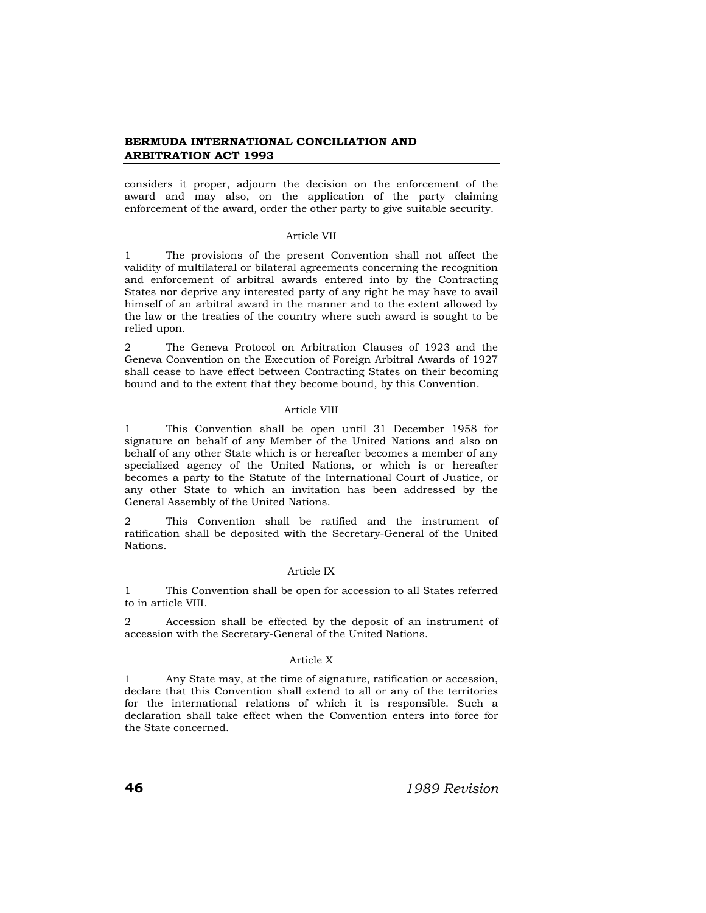considers it proper, adjourn the decision on the enforcement of the award and may also, on the application of the party claiming enforcement of the award, order the other party to give suitable security.

Article VII

1 The provisions of the present Convention shall not affect the validity of multilateral or bilateral agreements concerning the recognition and enforcement of arbitral awards entered into by the Contracting States nor deprive any interested party of any right he may have to avail himself of an arbitral award in the manner and to the extent allowed by the law or the treaties of the country where such award is sought to be relied upon.

2 The Geneva Protocol on Arbitration Clauses of 1923 and the Geneva Convention on the Execution of Foreign Arbitral Awards of 1927 shall cease to have effect between Contracting States on their becoming bound and to the extent that they become bound, by this Convention.

Article VIII

1 This Convention shall be open until 31 December 1958 for signature on behalf of any Member of the United Nations and also on behalf of any other State which is or hereafter becomes a member of any specialized agency of the United Nations, or which is or hereafter becomes a party to the Statute of the International Court of Justice, or any other State to which an invitation has been addressed by the General Assembly of the United Nations.

2 This Convention shall be ratified and the instrument of ratification shall be deposited with the Secretary-General of the United Nations.

Article IX

1 This Convention shall be open for accession to all States referred to in article VIII.

2 Accession shall be effected by the deposit of an instrument of accession with the Secretary-General of the United Nations.

Article X

1 Any State may, at the time of signature, ratification or accession, declare that this Convention shall extend to all or any of the territories for the international relations of which it is responsible. Such a declaration shall take effect when the Convention enters into force for the State concerned.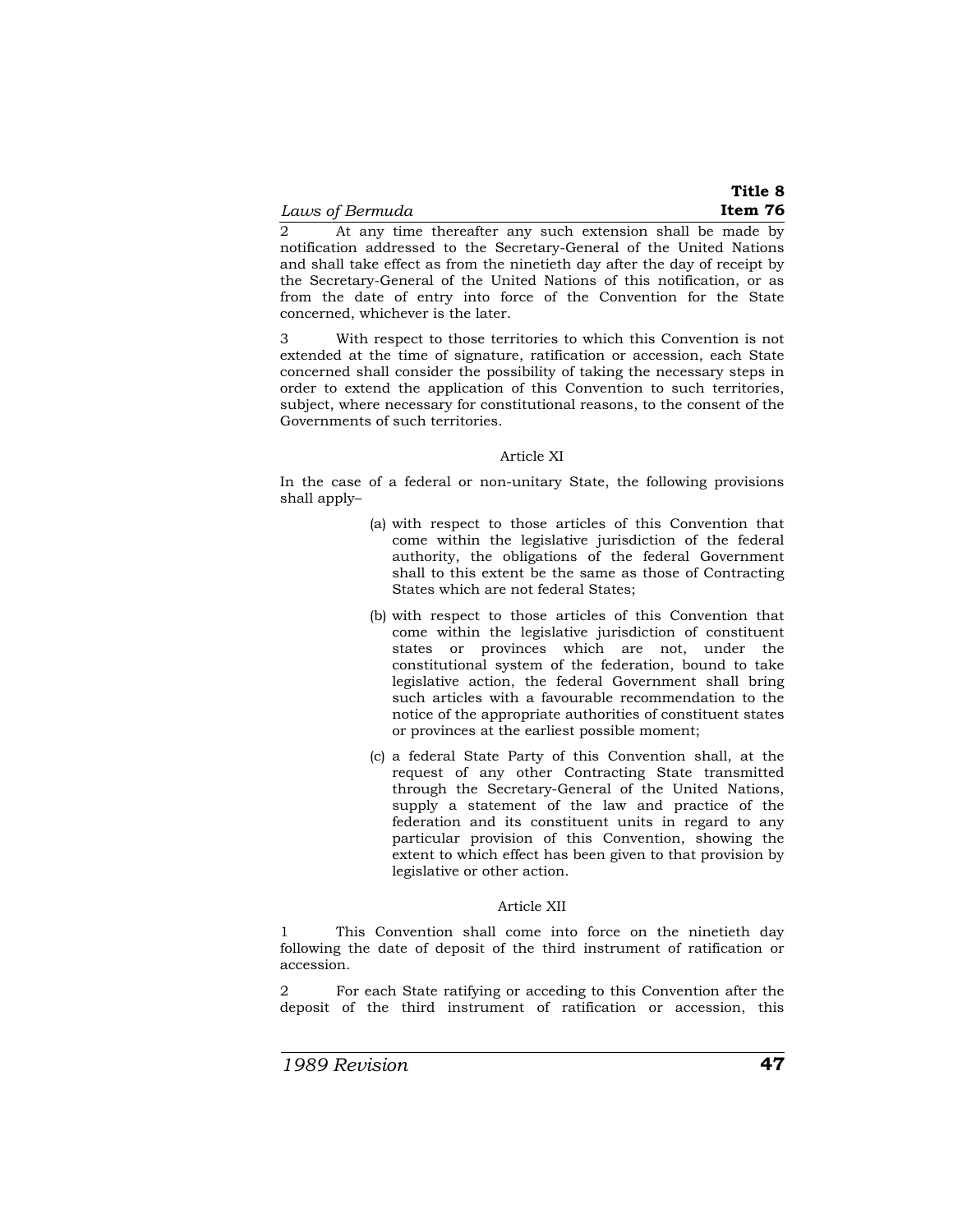2 At any time thereafter any such extension shall be made by notification addressed to the Secretary-General of the United Nations and shall take effect as from the ninetieth day after the day of receipt by the Secretary-General of the United Nations of this notification, or as from the date of entry into force of the Convention for the State concerned, whichever is the later.

3 With respect to those territories to which this Convention is not extended at the time of signature, ratification or accession, each State concerned shall consider the possibility of taking the necessary steps in order to extend the application of this Convention to such territories, subject, where necessary for constitutional reasons, to the consent of the Governments of such territories.

Article XI

In the case of a federal or non-unitary State, the following provisions shall apply–

(a) with respect to those articles of this Convention that come within the legislative jurisdiction of the federal authority, the obligations of the federal Government shall to this extent be the same as those of Contracting States which are not federal States;

(b) with respect to those articles of this Convention that come within the legislative jurisdiction of constituent states or provinces which are not, under the constitutional system of the federation, bound to take legislative action, the federal Government shall bring such articles with a favourable recommendation to the notice of the appropriate authorities of constituent states or provinces at the earliest possible moment;

(c) a federal State Party of this Convention shall, at the request of any other Contracting State transmitted through the Secretary-General of the United Nations, supply a statement of the law and practice of the federation and its constituent units in regard to any particular provision of this Convention, showing the extent to which effect has been given to that provision by legislative or other action.

Article XII

1 This Convention shall come into force on the ninetieth day following the date of deposit of the third instrument of ratification or accession.

2 For each State ratifying or acceding to this Convention after the deposit of the third instrument of ratification or accession, this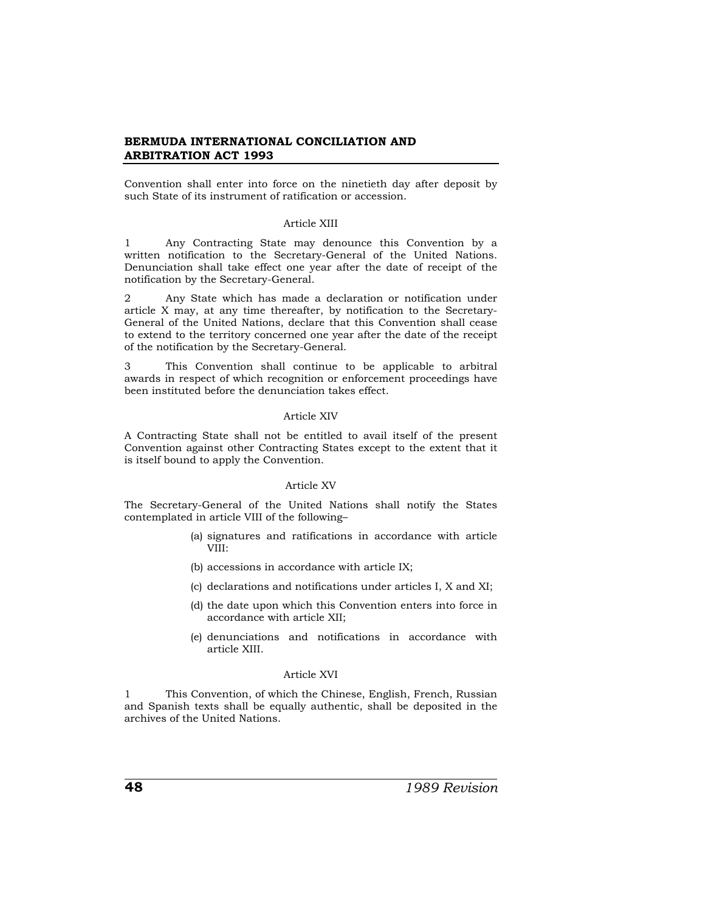Convention shall enter into force on the ninetieth day after deposit by such State of its instrument of ratification or accession.

### Article XIII

1 Any Contracting State may denounce this Convention by a written notification to the Secretary-General of the United Nations. Denunciation shall take effect one year after the date of receipt of the notification by the Secretary-General.

2 Any State which has made a declaration or notification under article X may, at any time thereafter, by notification to the Secretary-General of the United Nations, declare that this Convention shall cease to extend to the territory concerned one year after the date of the receipt of the notification by the Secretary-General.

3 This Convention shall continue to be applicable to arbitral awards in respect of which recognition or enforcement proceedings have been instituted before the denunciation takes effect.

### Article XIV

A Contracting State shall not be entitled to avail itself of the present Convention against other Contracting States except to the extent that it is itself bound to apply the Convention.

### Article XV

The Secretary-General of the United Nations shall notify the States contemplated in article VIII of the following–

(a) signatures and ratifications in accordance with article VIII:

(b) accessions in accordance with article IX;

(c) declarations and notifications under articles I, X and XI;

(d) the date upon which this Convention enters into force in accordance with article XII;

(e) denunciations and notifications in accordance with article XIII.

### Article XVI

1 This Convention, of which the Chinese, English, French, Russian and Spanish texts shall be equally authentic, shall be deposited in the archives of the United Nations.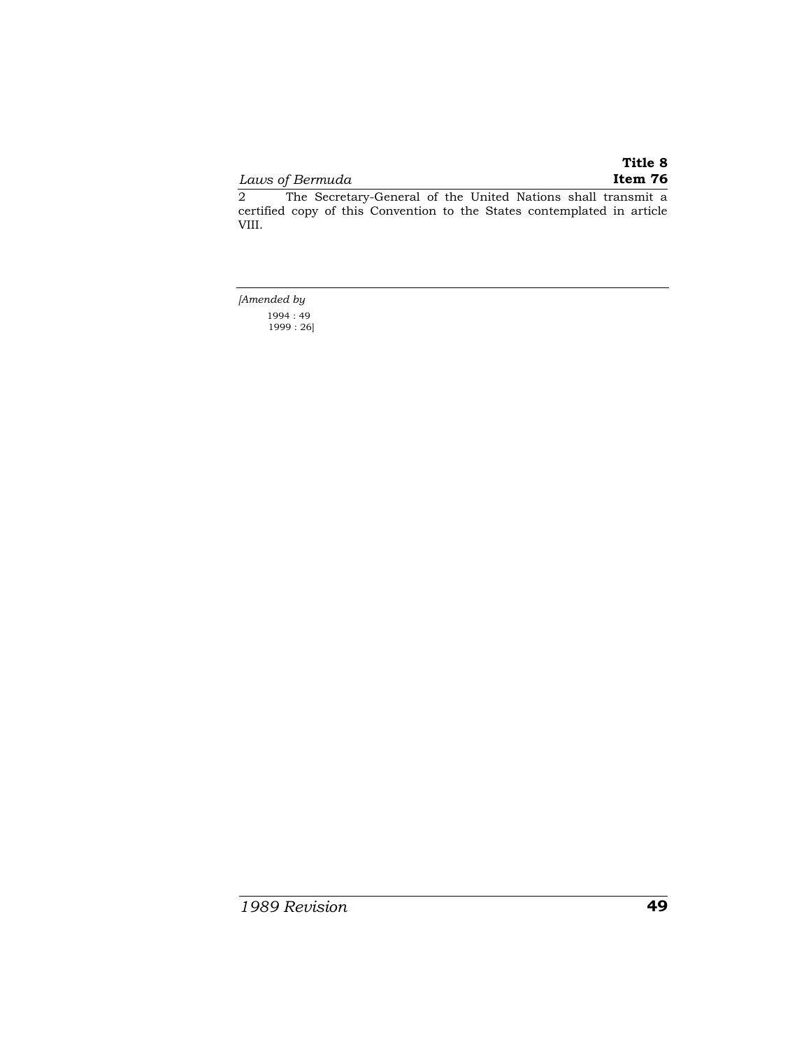2 The Secretary-General of the United Nations shall transmit a certified copy of this Convention to the States contemplated in article VIII.

---

*[Amended by*

1994 : 49

1999 : 26]